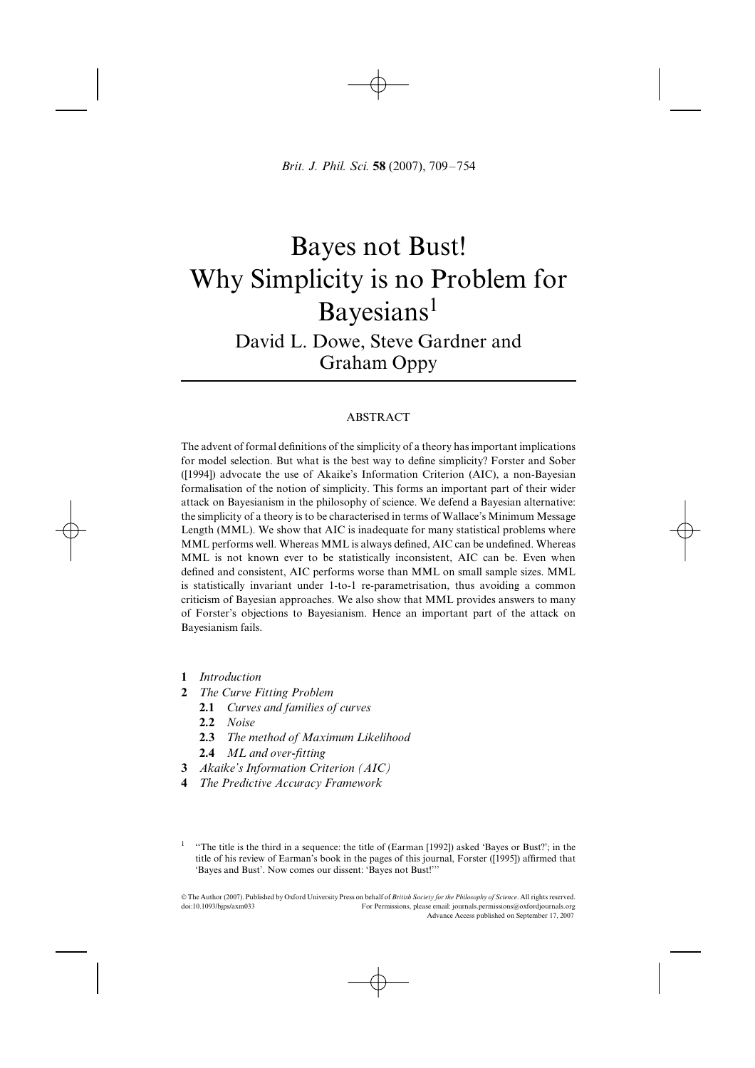# Bayes not Bust! Why Simplicity is no Problem for Bayesians[1]

David L. Dowe, Steve Gardner and Graham Oppy

## ABSTRACT

The advent of formal definitions of the simplicity of a theory has important implications for model selection. But what is the best way to define simplicity? Forster and Sober ([1994]) advocate the use of Akaike's Information Criterion (AIC), a non-Bayesian formalisation of the notion of simplicity. This forms an important part of their wider attack on Bayesianism in the philosophy of science. We defend a Bayesian alternative: the simplicity of a theory is to be characterised in terms of Wallace's Minimum Message Length (MML). We show that AIC is inadequate for many statistical problems where MML performs well. Whereas MML is always defined, AIC can be undefined. Whereas MML is not known ever to be statistically inconsistent, AIC can be. Even when defined and consistent, AIC performs worse than MML on small sample sizes. MML is statistically invariant under 1-to-1 re-parametrisation, thus avoiding a common criticism of Bayesian approaches. We also show that MML provides answers to many of Forster's objections to Bayesianism. Hence an important part of the attack on Bayesianism fails.

- **1** *Introduction*
- **2** *The Curve Fitting Problem*
  - **2.1** *Curves and families of curves*
  - **2.2** *Noise*
  - **2.3** *The method of Maximum Likelihood*
  - **2.4** *ML and over-fitting*
- **3** *Akaike's Information Criterion (AIC)*
- **4** *The Predictive Accuracy Framework*

[1] "The title is the third in a sequence: the title of (Earman [1992]) asked 'Bayes or Bust?'; in the title of his review of Earman's book in the pages of this journal, Forster ([1995]) affirmed that 'Bayes and Bust'. Now comes our dissent: 'Bayes not Bust!'"

© The Author (2007). Published by Oxford University Press on behalf of *British Society for the Philosophy of Science*. All rights reserved.
doi:10.1093/bjps/axm033 For Permissions, please email: journals.permissions@oxfordjournals.org
Advance Access published on September 17, 2007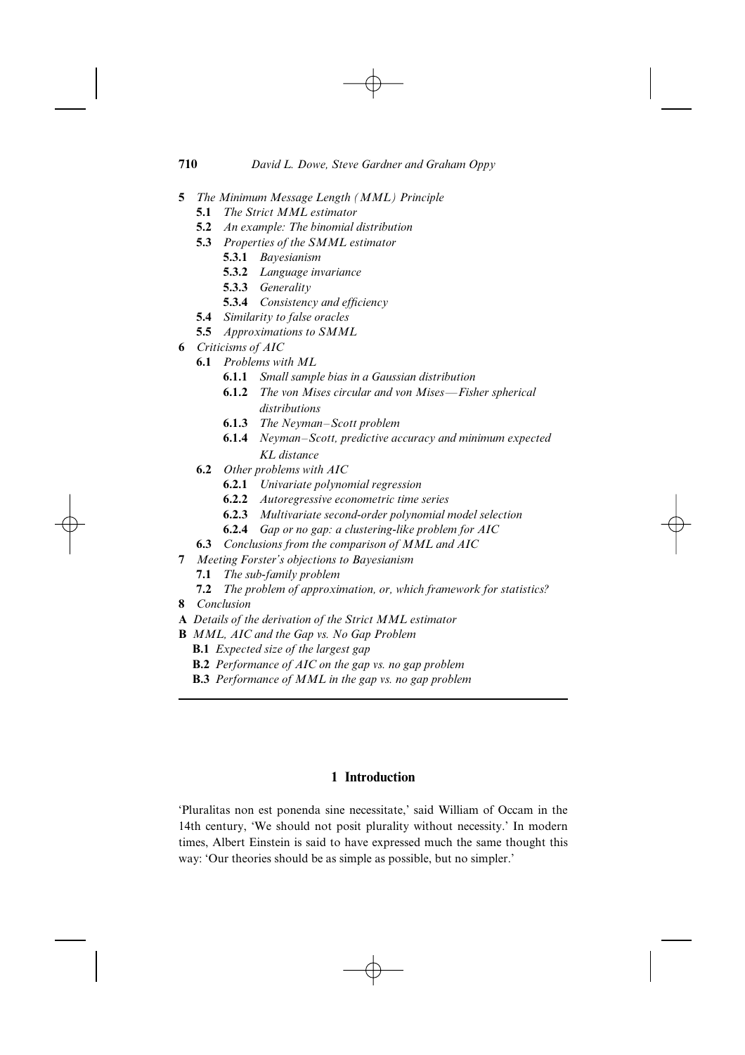- **5** *The Minimum Message Length (MML) Principle*
  - **5.1** *The Strict MML estimator*
  - **5.2** *An example: The binomial distribution*
  - **5.3** *Properties of the SMML estimator*
    - **5.3.1** *Bayesianism*
    - **5.3.2** *Language invariance*
    - **5.3.3** *Generality*
    - **5.3.4** *Consistency and efficiency*
  - **5.4** *Similarity to false oracles*
  - **5.5** *Approximations to SMML*
- **6** *Criticisms of AIC*
  - **6.1** *Problems with ML*
    - **6.1.1** *Small sample bias in a Gaussian distribution*
    - **6.1.2** *The von Mises circular and von Mises—Fisher spherical distributions*
    - **6.1.3** *The Neyman–Scott problem*
    - **6.1.4** *Neyman–Scott, predictive accuracy and minimum expected KL distance*
  - **6.2** *Other problems with AIC*
    - **6.2.1** *Univariate polynomial regression*
    - **6.2.2** *Autoregressive econometric time series*
    - **6.2.3** *Multivariate second-order polynomial model selection*
    - **6.2.4** *Gap or no gap: a clustering-like problem for AIC*
  - **6.3** *Conclusions from the comparison of MML and AIC*
- **7** *Meeting Forster's objections to Bayesianism*
  - **7.1** *The sub-family problem*
  - **7.2** *The problem of approximation, or, which framework for statistics?*
- **8** *Conclusion*
- **A** *Details of the derivation of the Strict MML estimator*
- **B** *MML, AIC and the Gap vs. No Gap Problem*
  - **B.1** *Expected size of the largest gap*
  - **B.2** *Performance of AIC on the gap vs. no gap problem*
  - **B.3** *Performance of MML in the gap vs. no gap problem*

## 1 Introduction

'Pluralitas non est ponenda sine necessitate,' said William of Occam in the 14th century, 'We should not posit plurality without necessity.' In modern times, Albert Einstein is said to have expressed much the same thought this way: 'Our theories should be as simple as possible, but no simpler.'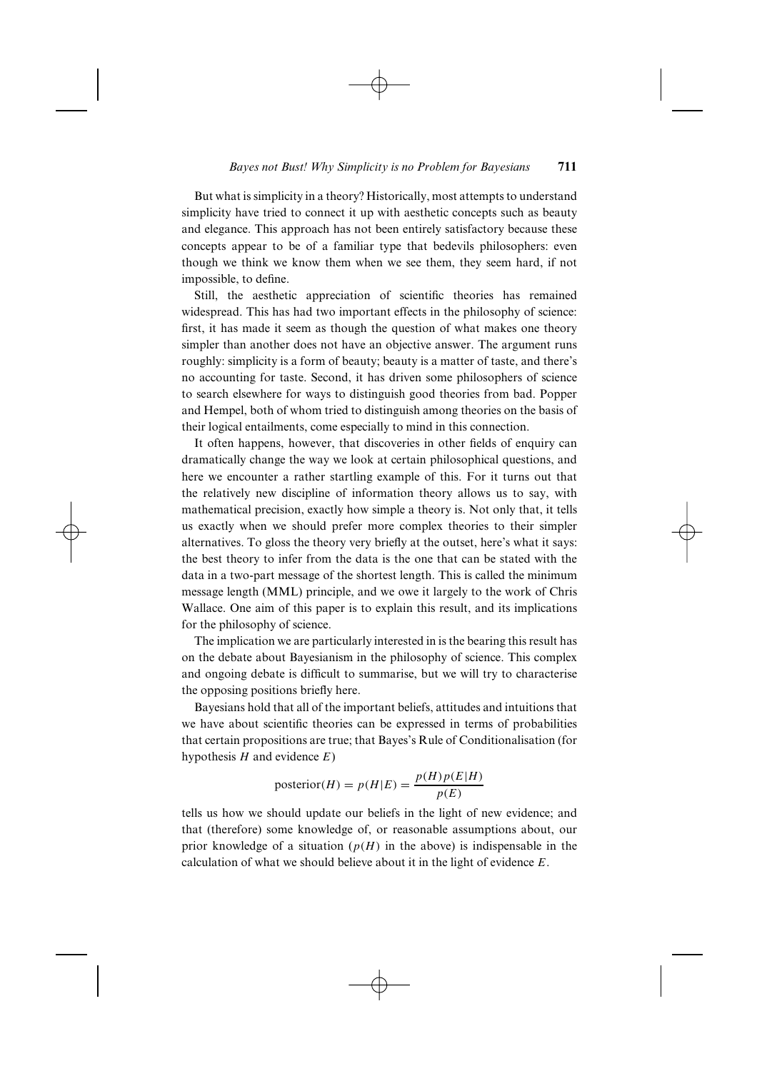But what is simplicity in a theory? Historically, most attempts to understand simplicity have tried to connect it up with aesthetic concepts such as beauty and elegance. This approach has not been entirely satisfactory because these concepts appear to be of a familiar type that bedevils philosophers: even though we think we know them when we see them, they seem hard, if not impossible, to define.

Still, the aesthetic appreciation of scientific theories has remained widespread. This has had two important effects in the philosophy of science: first, it has made it seem as though the question of what makes one theory simpler than another does not have an objective answer. The argument runs roughly: simplicity is a form of beauty; beauty is a matter of taste, and there's no accounting for taste. Second, it has driven some philosophers of science to search elsewhere for ways to distinguish good theories from bad. Popper and Hempel, both of whom tried to distinguish among theories on the basis of their logical entailments, come especially to mind in this connection.

It often happens, however, that discoveries in other fields of enquiry can dramatically change the way we look at certain philosophical questions, and here we encounter a rather startling example of this. For it turns out that the relatively new discipline of information theory allows us to say, with mathematical precision, exactly how simple a theory is. Not only that, it tells us exactly when we should prefer more complex theories to their simpler alternatives. To gloss the theory very briefly at the outset, here's what it says: the best theory to infer from the data is the one that can be stated with the data in a two-part message of the shortest length. This is called the minimum message length (MML) principle, and we owe it largely to the work of Chris Wallace. One aim of this paper is to explain this result, and its implications for the philosophy of science.

The implication we are particularly interested in is the bearing this result has on the debate about Bayesianism in the philosophy of science. This complex and ongoing debate is difficult to summarise, but we will try to characterise the opposing positions briefly here.

Bayesians hold that all of the important beliefs, attitudes and intuitions that we have about scientific theories can be expressed in terms of probabilities that certain propositions are true; that Bayes's Rule of Conditionalisation (for hypothesis $H$ and evidence $E$)

$$\text{posterior}(H) = p(H|E) = \frac{p(H)p(E|H)}{p(E)}$$

tells us how we should update our beliefs in the light of new evidence; and that (therefore) some knowledge of, or reasonable assumptions about, our prior knowledge of a situation ($p(H)$ in the above) is indispensable in the calculation of what we should believe about it in the light of evidence $E$.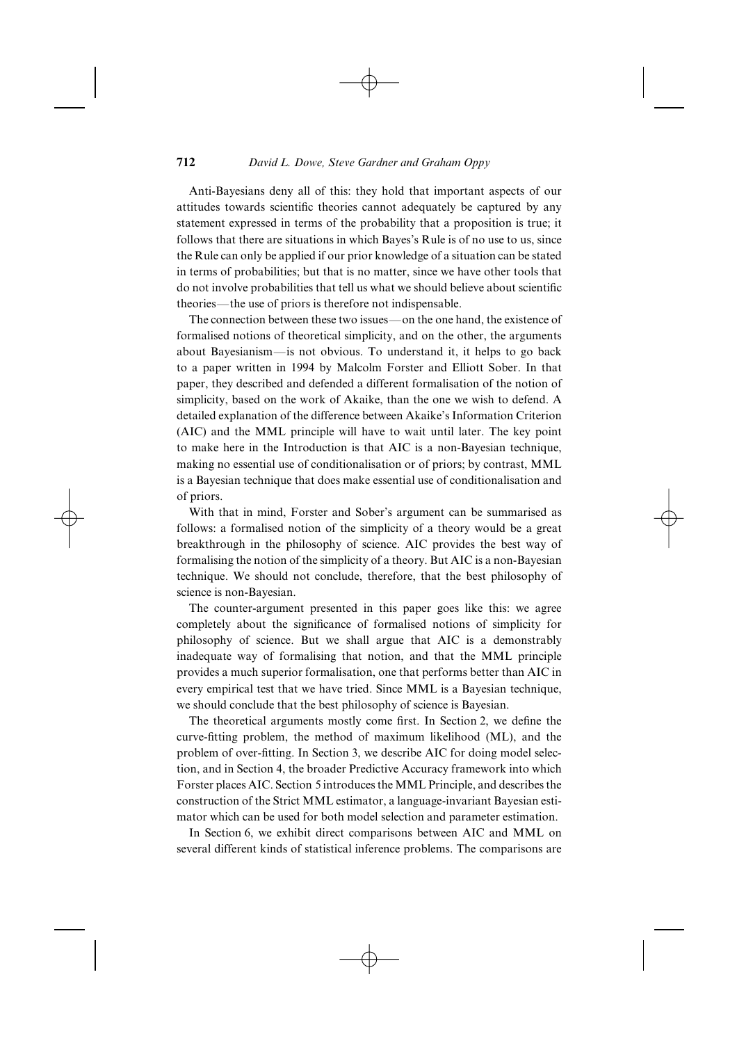Anti-Bayesians deny all of this: they hold that important aspects of our attitudes towards scientific theories cannot adequately be captured by any statement expressed in terms of the probability that a proposition is true; it follows that there are situations in which Bayes's Rule is of no use to us, since the Rule can only be applied if our prior knowledge of a situation can be stated in terms of probabilities; but that is no matter, since we have other tools that do not involve probabilities that tell us what we should believe about scientific theories—the use of priors is therefore not indispensable.

The connection between these two issues—on the one hand, the existence of formalised notions of theoretical simplicity, and on the other, the arguments about Bayesianism—is not obvious. To understand it, it helps to go back to a paper written in 1994 by Malcolm Forster and Elliott Sober. In that paper, they described and defended a different formalisation of the notion of simplicity, based on the work of Akaike, than the one we wish to defend. A detailed explanation of the difference between Akaike's Information Criterion (AIC) and the MML principle will have to wait until later. The key point to make here in the Introduction is that AIC is a non-Bayesian technique, making no essential use of conditionalisation or of priors; by contrast, MML is a Bayesian technique that does make essential use of conditionalisation and of priors.

With that in mind, Forster and Sober's argument can be summarised as follows: a formalised notion of the simplicity of a theory would be a great breakthrough in the philosophy of science. AIC provides the best way of formalising the notion of the simplicity of a theory. But AIC is a non-Bayesian technique. We should not conclude, therefore, that the best philosophy of science is non-Bayesian.

The counter-argument presented in this paper goes like this: we agree completely about the significance of formalised notions of simplicity for philosophy of science. But we shall argue that AIC is a demonstrably inadequate way of formalising that notion, and that the MML principle provides a much superior formalisation, one that performs better than AIC in every empirical test that we have tried. Since MML is a Bayesian technique, we should conclude that the best philosophy of science is Bayesian.

The theoretical arguments mostly come first. In Section 2, we define the curve-fitting problem, the method of maximum likelihood (ML), and the problem of over-fitting. In Section 3, we describe AIC for doing model selection, and in Section 4, the broader Predictive Accuracy framework into which Forster places AIC. Section 5 introduces the MML Principle, and describes the construction of the Strict MML estimator, a language-invariant Bayesian estimator which can be used for both model selection and parameter estimation.

In Section 6, we exhibit direct comparisons between AIC and MML on several different kinds of statistical inference problems. The comparisons are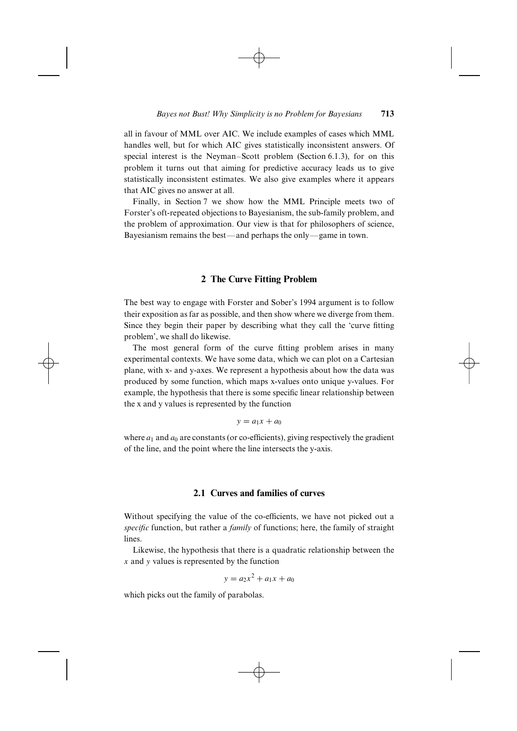all in favour of MML over AIC. We include examples of cases which MML handles well, but for which AIC gives statistically inconsistent answers. Of special interest is the Neyman–Scott problem (Section 6.1.3), for on this problem it turns out that aiming for predictive accuracy leads us to give statistically inconsistent estimates. We also give examples where it appears that AIC gives no answer at all.

Finally, in Section 7 we show how the MML Principle meets two of Forster's oft-repeated objections to Bayesianism, the sub-family problem, and the problem of approximation. Our view is that for philosophers of science, Bayesianism remains the best—and perhaps the only—game in town.

## 2 The Curve Fitting Problem

The best way to engage with Forster and Sober's 1994 argument is to follow their exposition as far as possible, and then show where we diverge from them. Since they begin their paper by describing what they call the 'curve fitting problem', we shall do likewise.

The most general form of the curve fitting problem arises in many experimental contexts. We have some data, which we can plot on a Cartesian plane, with x- and y-axes. We represent a hypothesis about how the data was produced by some function, which maps x-values onto unique y-values. For example, the hypothesis that there is some specific linear relationship between the x and y values is represented by the function

$$y = a_1 x + a_0$$

where $a_1$ and $a_0$ are constants (or co-efficients), giving respectively the gradient of the line, and the point where the line intersects the y-axis.

### 2.1 Curves and families of curves

Without specifying the value of the co-efficients, we have not picked out a *specific* function, but rather a *family* of functions; here, the family of straight lines.

Likewise, the hypothesis that there is a quadratic relationship between the $x$ and $y$ values is represented by the function

$$y = a_2 x^2 + a_1 x + a_0$$

which picks out the family of parabolas.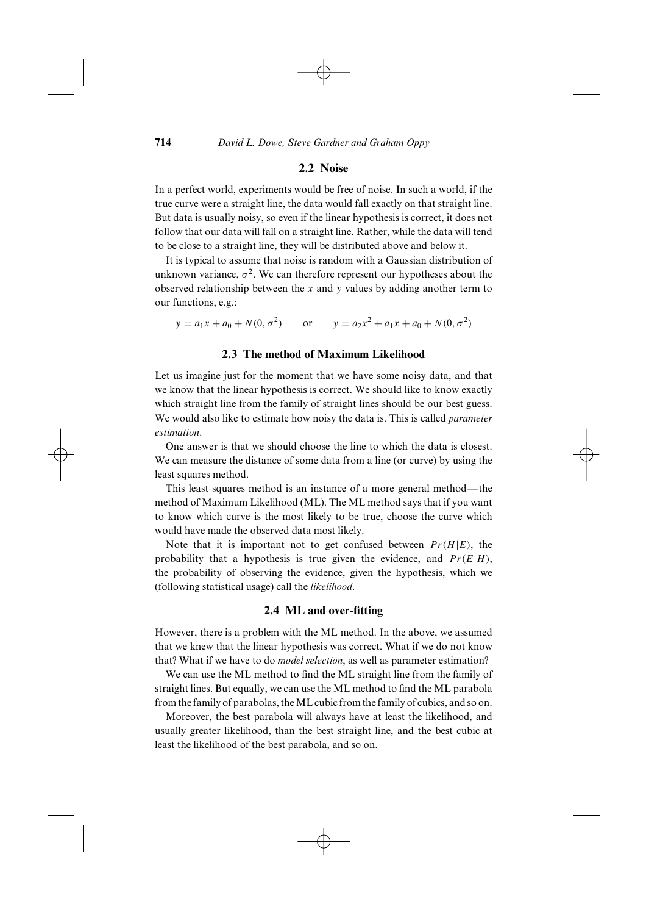## 2.2 Noise

In a perfect world, experiments would be free of noise. In such a world, if the true curve were a straight line, the data would fall exactly on that straight line. But data is usually noisy, so even if the linear hypothesis is correct, it does not follow that our data will fall on a straight line. Rather, while the data will tend to be close to a straight line, they will be distributed above and below it.

It is typical to assume that noise is random with a Gaussian distribution of unknown variance, $\sigma^2$. We can therefore represent our hypotheses about the observed relationship between the $x$ and $y$ values by adding another term to our functions, e.g.:

$$y = a_1 x + a_0 + N(0, \sigma^2) \qquad \text{or} \qquad y = a_2 x^2 + a_1 x + a_0 + N(0, \sigma^2)$$

## 2.3 The method of Maximum Likelihood

Let us imagine just for the moment that we have some noisy data, and that we know that the linear hypothesis is correct. We should like to know exactly which straight line from the family of straight lines should be our best guess. We would also like to estimate how noisy the data is. This is called *parameter estimation*.

One answer is that we should choose the line to which the data is closest. We can measure the distance of some data from a line (or curve) by using the least squares method.

This least squares method is an instance of a more general method—the method of Maximum Likelihood (ML). The ML method says that if you want to know which curve is the most likely to be true, choose the curve which would have made the observed data most likely.

Note that it is important not to get confused between $Pr(H|E)$, the probability that a hypothesis is true given the evidence, and $Pr(E|H)$, the probability of observing the evidence, given the hypothesis, which we (following statistical usage) call the *likelihood*.

## 2.4 ML and over-fitting

However, there is a problem with the ML method. In the above, we assumed that we knew that the linear hypothesis was correct. What if we do not know that? What if we have to do *model selection*, as well as parameter estimation?

We can use the ML method to find the ML straight line from the family of straight lines. But equally, we can use the ML method to find the ML parabola from the family of parabolas, the ML cubic from the family of cubics, and so on.

Moreover, the best parabola will always have at least the likelihood, and usually greater likelihood, than the best straight line, and the best cubic at least the likelihood of the best parabola, and so on.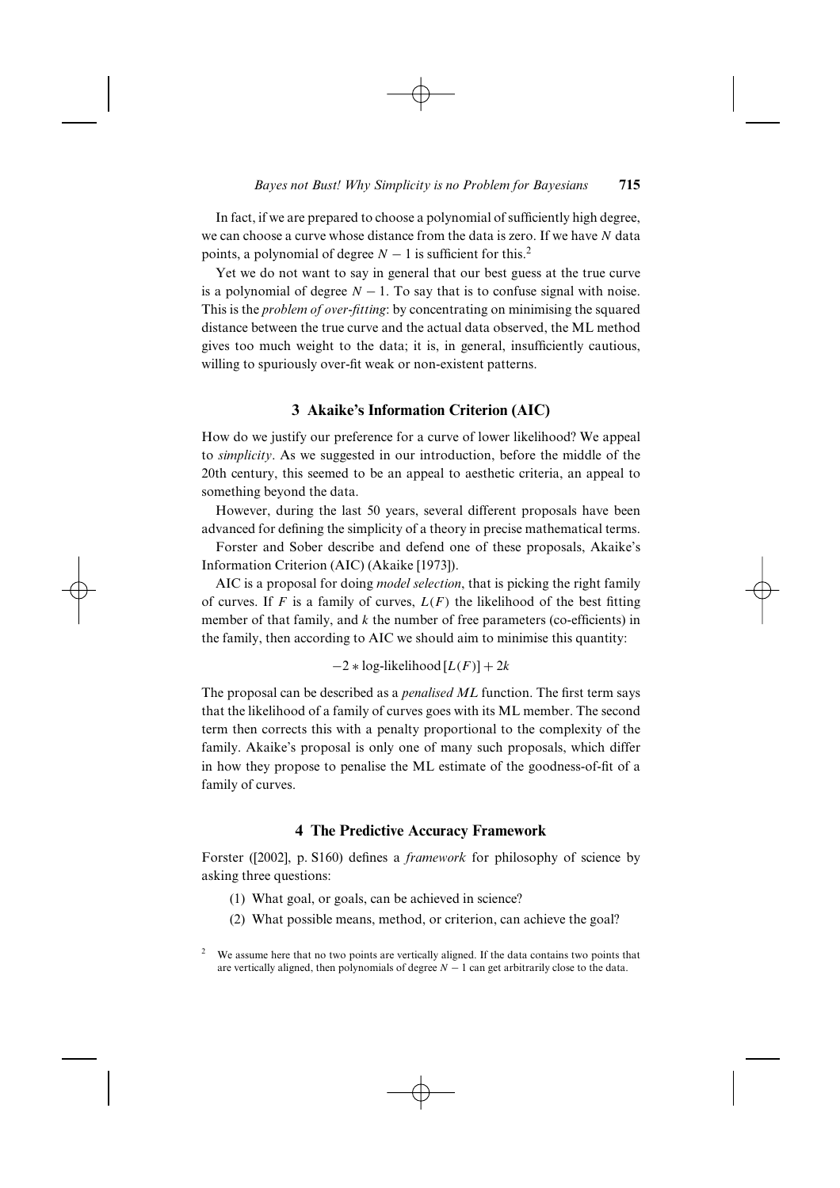In fact, if we are prepared to choose a polynomial of sufficiently high degree, we can choose a curve whose distance from the data is zero. If we have $N$ data points, a polynomial of degree $N - 1$ is sufficient for this.[2]

Yet we do not want to say in general that our best guess at the true curve is a polynomial of degree $N - 1$. To say that is to confuse signal with noise. This is the *problem of over-fitting*: by concentrating on minimising the squared distance between the true curve and the actual data observed, the ML method gives too much weight to the data; it is, in general, insufficiently cautious, willing to spuriously over-fit weak or non-existent patterns.

## 3 Akaike's Information Criterion (AIC)

How do we justify our preference for a curve of lower likelihood? We appeal to *simplicity*. As we suggested in our introduction, before the middle of the 20th century, this seemed to be an appeal to aesthetic criteria, an appeal to something beyond the data.

However, during the last 50 years, several different proposals have been advanced for defining the simplicity of a theory in precise mathematical terms.

Forster and Sober describe and defend one of these proposals, Akaike's Information Criterion (AIC) (Akaike [1973]).

AIC is a proposal for doing *model selection*, that is picking the right family of curves. If $F$ is a family of curves, $L(F)$ the likelihood of the best fitting member of that family, and $k$ the number of free parameters (co-efficients) in the family, then according to AIC we should aim to minimise this quantity:

$$-2 * \text{log-likelihood}\,[L(F)] + 2k$$

The proposal can be described as a *penalised ML* function. The first term says that the likelihood of a family of curves goes with its ML member. The second term then corrects this with a penalty proportional to the complexity of the family. Akaike's proposal is only one of many such proposals, which differ in how they propose to penalise the ML estimate of the goodness-of-fit of a family of curves.

## 4 The Predictive Accuracy Framework

Forster ([2002], p. S160) defines a *framework* for philosophy of science by asking three questions:

(1) What goal, or goals, can be achieved in science?

(2) What possible means, method, or criterion, can achieve the goal?

[2] We assume here that no two points are vertically aligned. If the data contains two points that are vertically aligned, then polynomials of degree $N - 1$ can get arbitrarily close to the data.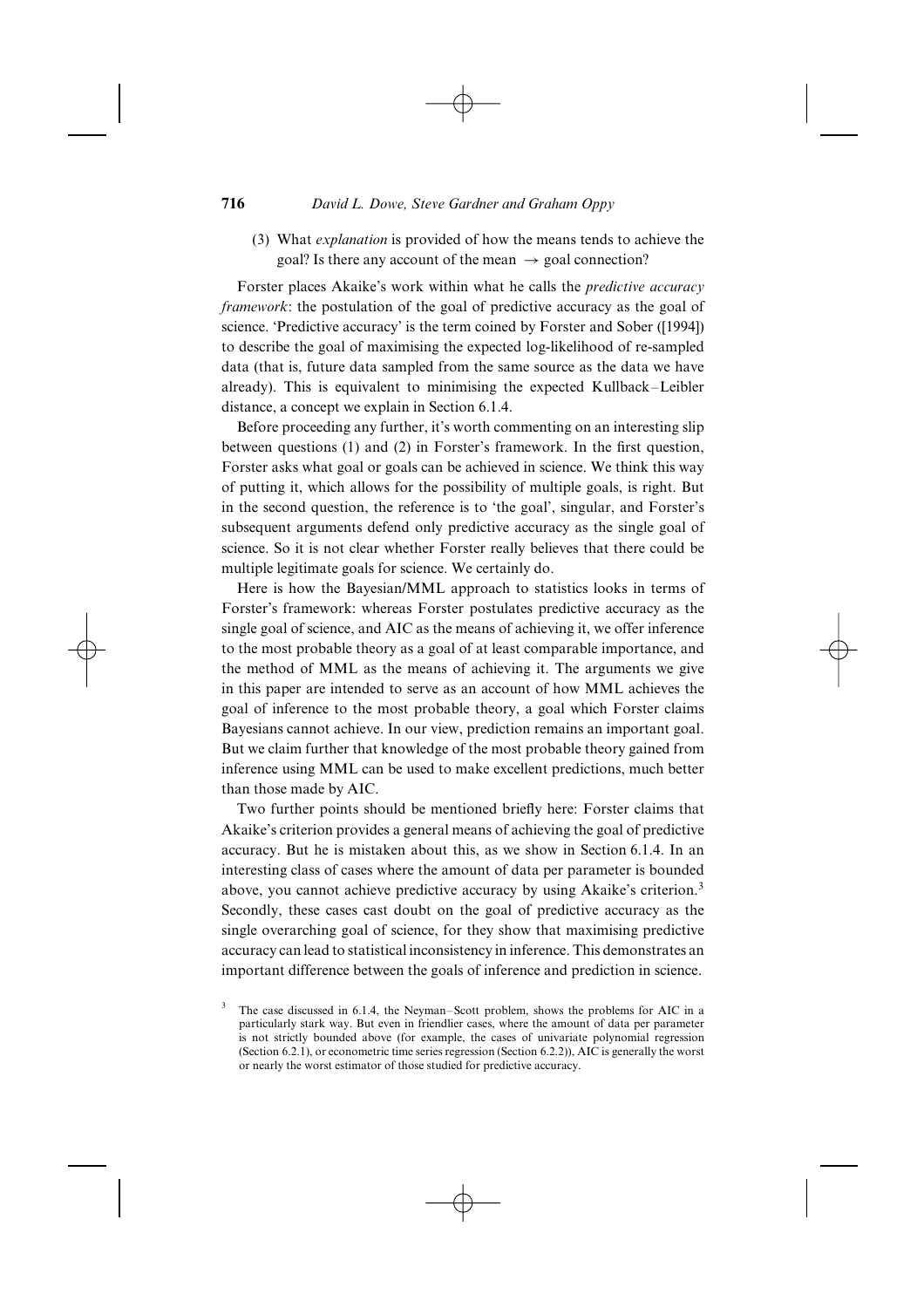(3) What *explanation* is provided of how the means tends to achieve the goal? Is there any account of the mean $\rightarrow$ goal connection?

Forster places Akaike's work within what he calls the *predictive accuracy framework*: the postulation of the goal of predictive accuracy as the goal of science. 'Predictive accuracy' is the term coined by Forster and Sober ([1994]) to describe the goal of maximising the expected log-likelihood of re-sampled data (that is, future data sampled from the same source as the data we have already). This is equivalent to minimising the expected Kullback–Leibler distance, a concept we explain in Section 6.1.4.

Before proceeding any further, it's worth commenting on an interesting slip between questions (1) and (2) in Forster's framework. In the first question, Forster asks what goal or goals can be achieved in science. We think this way of putting it, which allows for the possibility of multiple goals, is right. But in the second question, the reference is to 'the goal', singular, and Forster's subsequent arguments defend only predictive accuracy as the single goal of science. So it is not clear whether Forster really believes that there could be multiple legitimate goals for science. We certainly do.

Here is how the Bayesian/MML approach to statistics looks in terms of Forster's framework: whereas Forster postulates predictive accuracy as the single goal of science, and AIC as the means of achieving it, we offer inference to the most probable theory as a goal of at least comparable importance, and the method of MML as the means of achieving it. The arguments we give in this paper are intended to serve as an account of how MML achieves the goal of inference to the most probable theory, a goal which Forster claims Bayesians cannot achieve. In our view, prediction remains an important goal. But we claim further that knowledge of the most probable theory gained from inference using MML can be used to make excellent predictions, much better than those made by AIC.

Two further points should be mentioned briefly here: Forster claims that Akaike's criterion provides a general means of achieving the goal of predictive accuracy. But he is mistaken about this, as we show in Section 6.1.4. In an interesting class of cases where the amount of data per parameter is bounded above, you cannot achieve predictive accuracy by using Akaike's criterion.[3] Secondly, these cases cast doubt on the goal of predictive accuracy as the single overarching goal of science, for they show that maximising predictive accuracy can lead to statistical inconsistency in inference. This demonstrates an important difference between the goals of inference and prediction in science.

[3] The case discussed in 6.1.4, the Neyman–Scott problem, shows the problems for AIC in a particularly stark way. But even in friendlier cases, where the amount of data per parameter is not strictly bounded above (for example, the cases of univariate polynomial regression (Section 6.2.1), or econometric time series regression (Section 6.2.2)), AIC is generally the worst or nearly the worst estimator of those studied for predictive accuracy.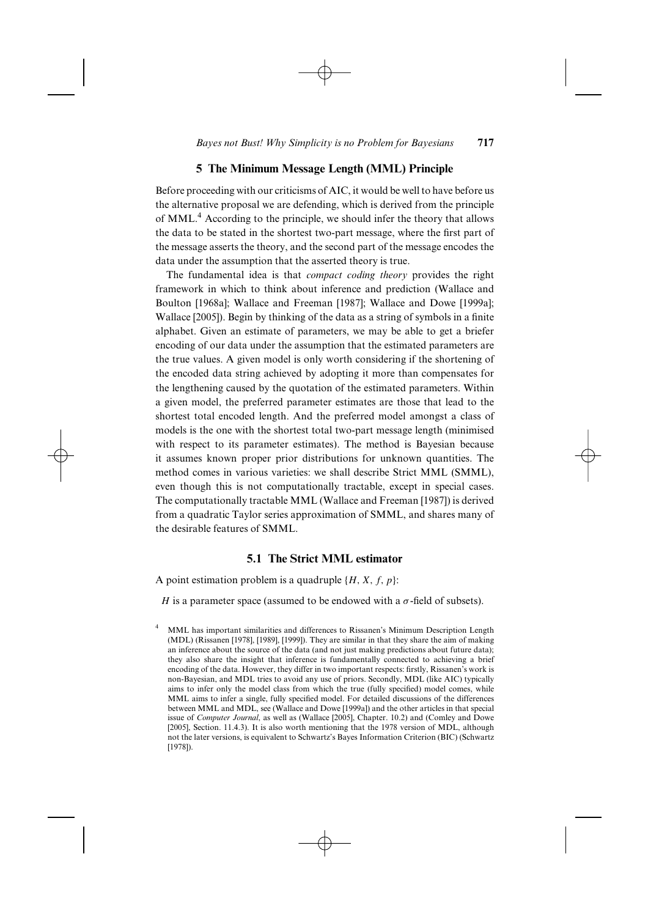## 5 The Minimum Message Length (MML) Principle

Before proceeding with our criticisms of AIC, it would be well to have before us the alternative proposal we are defending, which is derived from the principle of MML.[4] According to the principle, we should infer the theory that allows the data to be stated in the shortest two-part message, where the first part of the message asserts the theory, and the second part of the message encodes the data under the assumption that the asserted theory is true.

The fundamental idea is that *compact coding theory* provides the right framework in which to think about inference and prediction (Wallace and Boulton [1968a]; Wallace and Freeman [1987]; Wallace and Dowe [1999a]; Wallace [2005]). Begin by thinking of the data as a string of symbols in a finite alphabet. Given an estimate of parameters, we may be able to get a briefer encoding of our data under the assumption that the estimated parameters are the true values. A given model is only worth considering if the shortening of the encoded data string achieved by adopting it more than compensates for the lengthening caused by the quotation of the estimated parameters. Within a given model, the preferred parameter estimates are those that lead to the shortest total encoded length. And the preferred model amongst a class of models is the one with the shortest total two-part message length (minimised with respect to its parameter estimates). The method is Bayesian because it assumes known proper prior distributions for unknown quantities. The method comes in various varieties: we shall describe Strict MML (SMML), even though this is not computationally tractable, except in special cases. The computationally tractable MML (Wallace and Freeman [1987]) is derived from a quadratic Taylor series approximation of SMML, and shares many of the desirable features of SMML.

### 5.1 The Strict MML estimator

A point estimation problem is a quadruple $\{H, X, f, p\}$:

$H$ is a parameter space (assumed to be endowed with a $\sigma$-field of subsets).

[4] MML has important similarities and differences to Rissanen's Minimum Description Length (MDL) (Rissanen [1978], [1989], [1999]). They are similar in that they share the aim of making an inference about the source of the data (and not just making predictions about future data); they also share the insight that inference is fundamentally connected to achieving a brief encoding of the data. However, they differ in two important respects: firstly, Rissanen's work is non-Bayesian, and MDL tries to avoid any use of priors. Secondly, MDL (like AIC) typically aims to infer only the model class from which the true (fully specified) model comes, while MML aims to infer a single, fully specified model. For detailed discussions of the differences between MML and MDL, see (Wallace and Dowe [1999a]) and the other articles in that special issue of *Computer Journal*, as well as (Wallace [2005], Chapter. 10.2) and (Comley and Dowe [2005], Section. 11.4.3). It is also worth mentioning that the 1978 version of MDL, although not the later versions, is equivalent to Schwartz's Bayes Information Criterion (BIC) (Schwartz [1978]).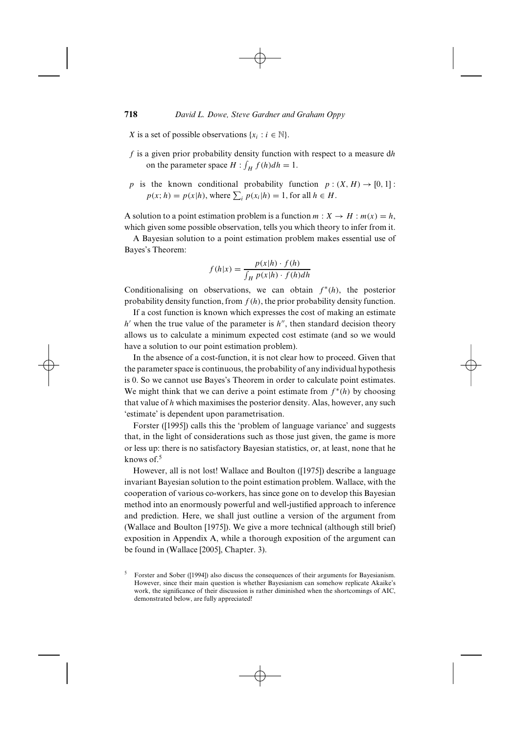$X$ is a set of possible observations $\{x_i : i \in \mathbb{N}\}$.

$f$ is a given prior probability density function with respect to a measure d$h$ on the parameter space $H : \int_H f(h)dh = 1$.

$p$ is the known conditional probability function $p : (X, H) \to [0, 1] : p(x; h) = p(x|h)$, where $\sum_i p(x_i|h) = 1$, for all $h \in H$.

A solution to a point estimation problem is a function $m : X \to H : m(x) = h$, which given some possible observation, tells you which theory to infer from it.

A Bayesian solution to a point estimation problem makes essential use of Bayes's Theorem:

$$f(h|x) = \frac{p(x|h) \cdot f(h)}{\int_H p(x|h) \cdot f(h)dh}$$

Conditionalising on observations, we can obtain $f^*(h)$, the posterior probability density function, from $f(h)$, the prior probability density function.

If a cost function is known which expresses the cost of making an estimate $h'$ when the true value of the parameter is $h''$, then standard decision theory allows us to calculate a minimum expected cost estimate (and so we would have a solution to our point estimation problem).

In the absence of a cost-function, it is not clear how to proceed. Given that the parameter space is continuous, the probability of any individual hypothesis is 0. So we cannot use Bayes's Theorem in order to calculate point estimates. We might think that we can derive a point estimate from $f^*(h)$ by choosing that value of $h$ which maximises the posterior density. Alas, however, any such 'estimate' is dependent upon parametrisation.

Forster ([1995]) calls this the 'problem of language variance' and suggests that, in the light of considerations such as those just given, the game is more or less up: there is no satisfactory Bayesian statistics, or, at least, none that he knows of.[5]

However, all is not lost! Wallace and Boulton ([1975]) describe a language invariant Bayesian solution to the point estimation problem. Wallace, with the cooperation of various co-workers, has since gone on to develop this Bayesian method into an enormously powerful and well-justified approach to inference and prediction. Here, we shall just outline a version of the argument from (Wallace and Boulton [1975]). We give a more technical (although still brief) exposition in Appendix A, while a thorough exposition of the argument can be found in (Wallace [2005], Chapter. 3).

[5] Forster and Sober ([1994]) also discuss the consequences of their arguments for Bayesianism. However, since their main question is whether Bayesianism can somehow replicate Akaike's work, the significance of their discussion is rather diminished when the shortcomings of AIC, demonstrated below, are fully appreciated!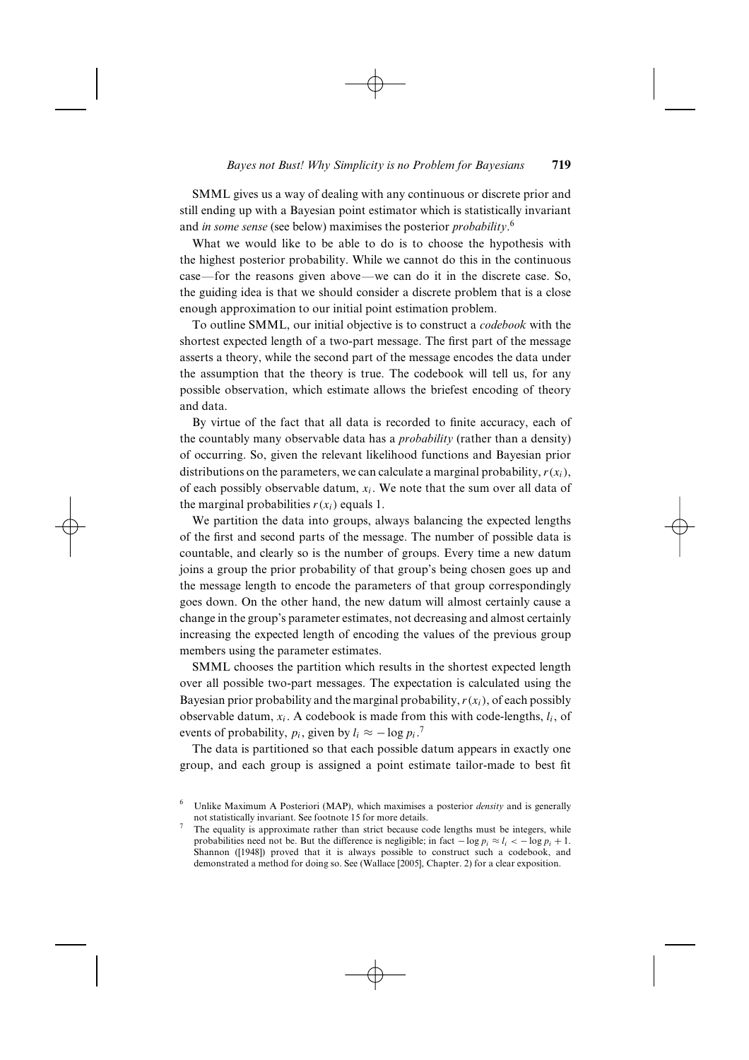SMML gives us a way of dealing with any continuous or discrete prior and still ending up with a Bayesian point estimator which is statistically invariant and *in some sense* (see below) maximises the posterior *probability*.[6]

What we would like to be able to do is to choose the hypothesis with the highest posterior probability. While we cannot do this in the continuous case—for the reasons given above—we can do it in the discrete case. So, the guiding idea is that we should consider a discrete problem that is a close enough approximation to our initial point estimation problem.

To outline SMML, our initial objective is to construct a *codebook* with the shortest expected length of a two-part message. The first part of the message asserts a theory, while the second part of the message encodes the data under the assumption that the theory is true. The codebook will tell us, for any possible observation, which estimate allows the briefest encoding of theory and data.

By virtue of the fact that all data is recorded to finite accuracy, each of the countably many observable data has a *probability* (rather than a density) of occurring. So, given the relevant likelihood functions and Bayesian prior distributions on the parameters, we can calculate a marginal probability, $r(x_i)$, of each possibly observable datum, $x_i$. We note that the sum over all data of the marginal probabilities $r(x_i)$ equals 1.

We partition the data into groups, always balancing the expected lengths of the first and second parts of the message. The number of possible data is countable, and clearly so is the number of groups. Every time a new datum joins a group the prior probability of that group's being chosen goes up and the message length to encode the parameters of that group correspondingly goes down. On the other hand, the new datum will almost certainly cause a change in the group's parameter estimates, not decreasing and almost certainly increasing the expected length of encoding the values of the previous group members using the parameter estimates.

SMML chooses the partition which results in the shortest expected length over all possible two-part messages. The expectation is calculated using the Bayesian prior probability and the marginal probability, $r(x_i)$, of each possibly observable datum, $x_i$. A codebook is made from this with code-lengths, $l_i$, of events of probability, $p_i$, given by $l_i \approx -\log p_i$.[7]

The data is partitioned so that each possible datum appears in exactly one group, and each group is assigned a point estimate tailor-made to best fit

[6] Unlike Maximum A Posteriori (MAP), which maximises a posterior *density* and is generally not statistically invariant. See footnote 15 for more details.

[7] The equality is approximate rather than strict because code lengths must be integers, while probabilities need not be. But the difference is negligible; in fact $-\log p_i \approx l_i < -\log p_i + 1$. Shannon ([1948]) proved that it is always possible to construct such a codebook, and demonstrated a method for doing so. See (Wallace [2005], Chapter. 2) for a clear exposition.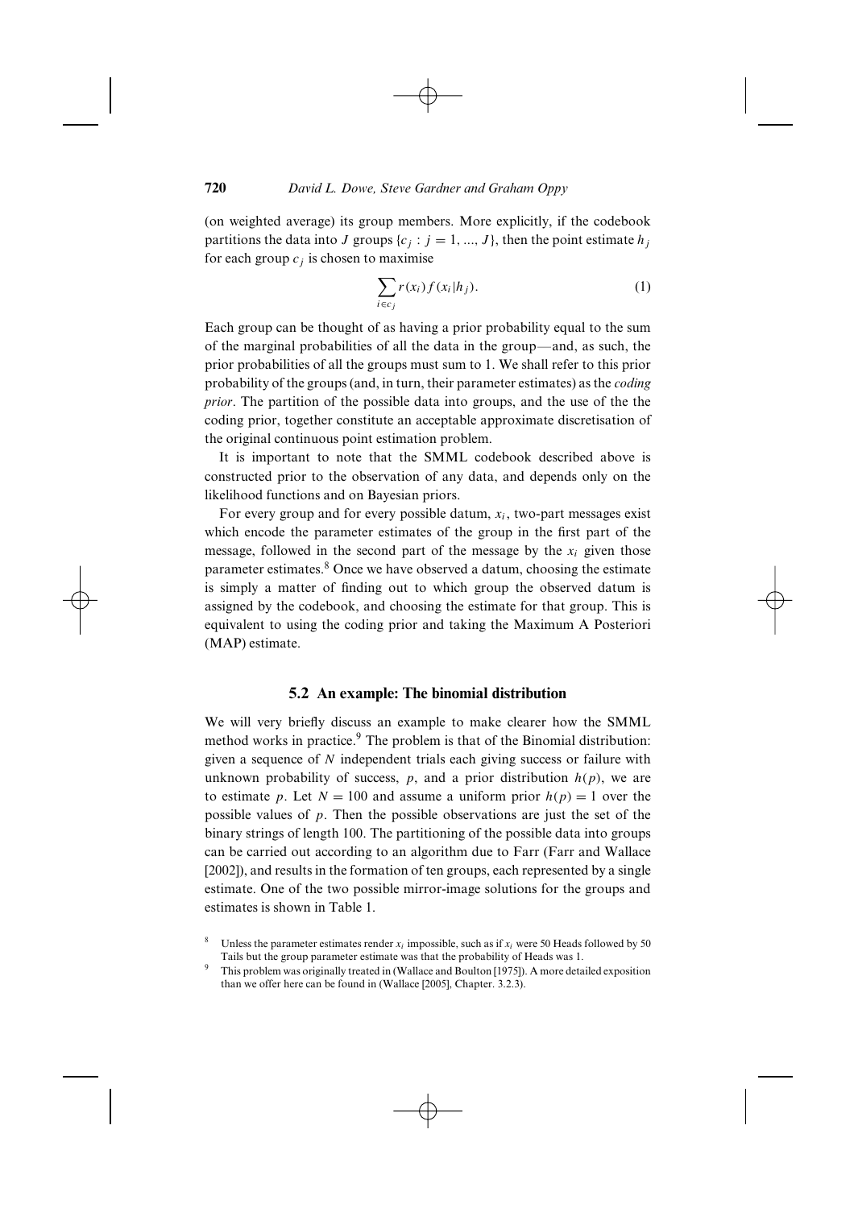(on weighted average) its group members. More explicitly, if the codebook partitions the data into $J$ groups $\{c_j : j = 1, ..., J\}$, then the point estimate $h_j$ for each group $c_j$ is chosen to maximise

$$\sum_{i \in c_j} r(x_i) f(x_i | h_j). \tag{1}$$

Each group can be thought of as having a prior probability equal to the sum of the marginal probabilities of all the data in the group—and, as such, the prior probabilities of all the groups must sum to 1. We shall refer to this prior probability of the groups (and, in turn, their parameter estimates) as the *coding prior*. The partition of the possible data into groups, and the use of the the coding prior, together constitute an acceptable approximate discretisation of the original continuous point estimation problem.

It is important to note that the SMML codebook described above is constructed prior to the observation of any data, and depends only on the likelihood functions and on Bayesian priors.

For every group and for every possible datum, $x_i$, two-part messages exist which encode the parameter estimates of the group in the first part of the message, followed in the second part of the message by the $x_i$ given those parameter estimates.[8] Once we have observed a datum, choosing the estimate is simply a matter of finding out to which group the observed datum is assigned by the codebook, and choosing the estimate for that group. This is equivalent to using the coding prior and taking the Maximum A Posteriori (MAP) estimate.

### 5.2 An example: The binomial distribution

We will very briefly discuss an example to make clearer how the SMML method works in practice.[9] The problem is that of the Binomial distribution: given a sequence of $N$ independent trials each giving success or failure with unknown probability of success, $p$, and a prior distribution $h(p)$, we are to estimate $p$. Let $N = 100$ and assume a uniform prior $h(p) = 1$ over the possible values of $p$. Then the possible observations are just the set of the binary strings of length 100. The partitioning of the possible data into groups can be carried out according to an algorithm due to Farr (Farr and Wallace [2002]), and results in the formation of ten groups, each represented by a single estimate. One of the two possible mirror-image solutions for the groups and estimates is shown in Table 1.

[8] Unless the parameter estimates render $x_i$ impossible, such as if $x_i$ were 50 Heads followed by 50 Tails but the group parameter estimate was that the probability of Heads was 1.

[9] This problem was originally treated in (Wallace and Boulton [1975]). A more detailed exposition than we offer here can be found in (Wallace [2005], Chapter. 3.2.3).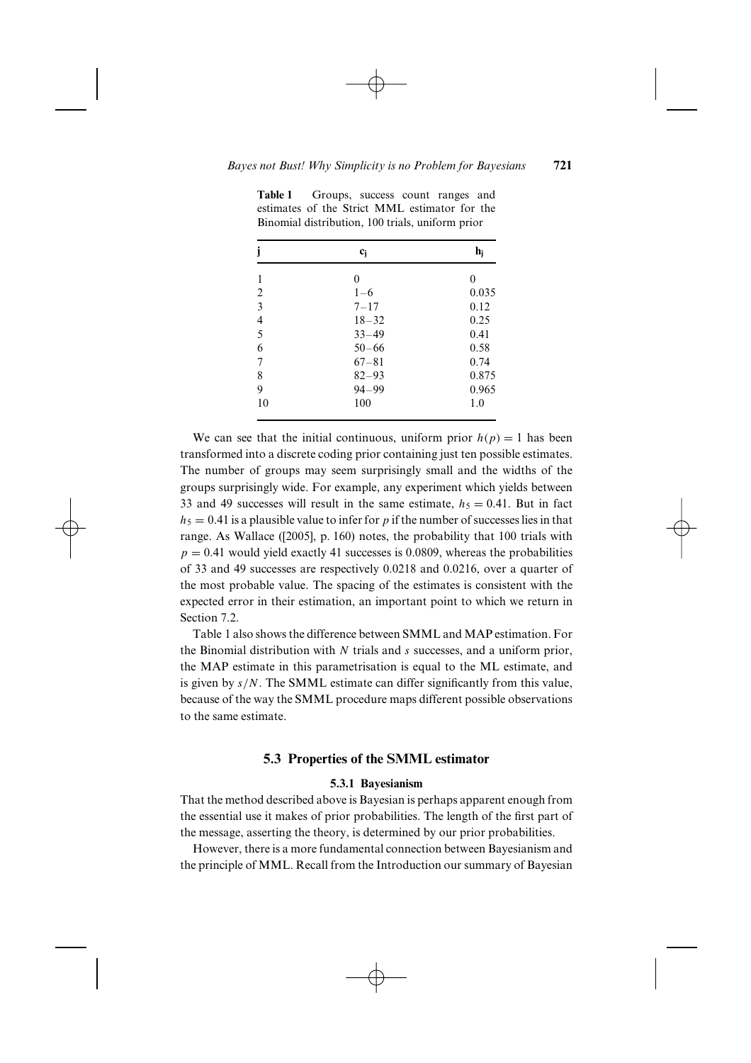**Table 1** Groups, success count ranges and estimates of the Strict MML estimator for the Binomial distribution, 100 trials, uniform prior

| j | $c_j$ | $h_j$ |
|---|---|---|
| 1 | 0 | 0 |
| 2 | 1–6 | 0.035 |
| 3 | 7–17 | 0.12 |
| 4 | 18–32 | 0.25 |
| 5 | 33–49 | 0.41 |
| 6 | 50–66 | 0.58 |
| 7 | 67–81 | 0.74 |
| 8 | 82–93 | 0.875 |
| 9 | 94–99 | 0.965 |
| 10 | 100 | 1.0 |

We can see that the initial continuous, uniform prior $h(p) = 1$ has been transformed into a discrete coding prior containing just ten possible estimates. The number of groups may seem surprisingly small and the widths of the groups surprisingly wide. For example, any experiment which yields between 33 and 49 successes will result in the same estimate, $h_5 = 0.41$. But in fact $h_5 = 0.41$ is a plausible value to infer for $p$ if the number of successes lies in that range. As Wallace ([2005], p. 160) notes, the probability that 100 trials with $p = 0.41$ would yield exactly 41 successes is 0.0809, whereas the probabilities of 33 and 49 successes are respectively 0.0218 and 0.0216, over a quarter of the most probable value. The spacing of the estimates is consistent with the expected error in their estimation, an important point to which we return in Section 7.2.

Table 1 also shows the difference between SMML and MAP estimation. For the Binomial distribution with $N$ trials and $s$ successes, and a uniform prior, the MAP estimate in this parametrisation is equal to the ML estimate, and is given by $s/N$. The SMML estimate can differ significantly from this value, because of the way the SMML procedure maps different possible observations to the same estimate.

## 5.3 Properties of the SMML estimator

### 5.3.1 Bayesianism

That the method described above is Bayesian is perhaps apparent enough from the essential use it makes of prior probabilities. The length of the first part of the message, asserting the theory, is determined by our prior probabilities.

However, there is a more fundamental connection between Bayesianism and the principle of MML. Recall from the Introduction our summary of Bayesian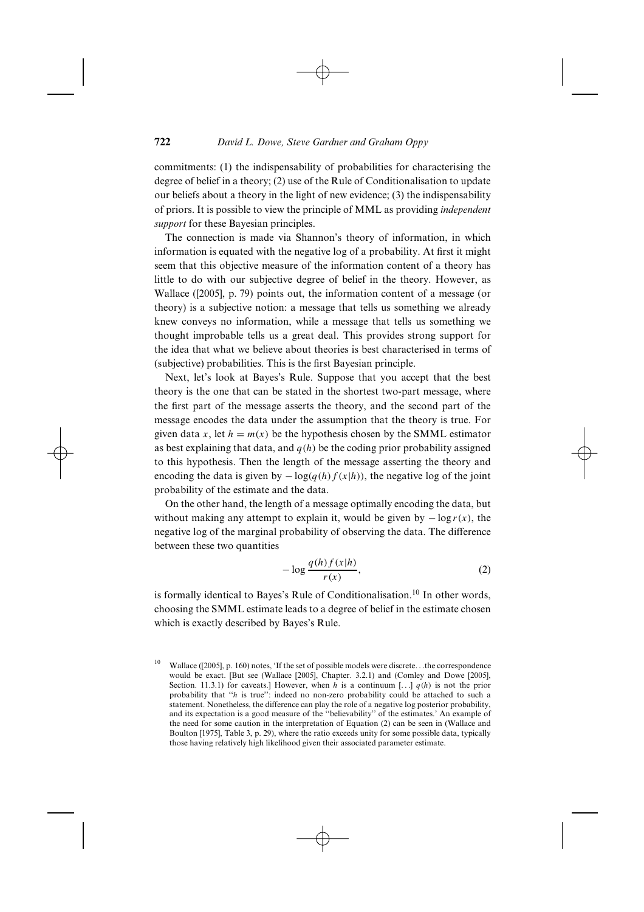commitments: (1) the indispensability of probabilities for characterising the degree of belief in a theory; (2) use of the Rule of Conditionalisation to update our beliefs about a theory in the light of new evidence; (3) the indispensability of priors. It is possible to view the principle of MML as providing *independent support* for these Bayesian principles.

The connection is made via Shannon's theory of information, in which information is equated with the negative log of a probability. At first it might seem that this objective measure of the information content of a theory has little to do with our subjective degree of belief in the theory. However, as Wallace ([2005], p. 79) points out, the information content of a message (or theory) is a subjective notion: a message that tells us something we already knew conveys no information, while a message that tells us something we thought improbable tells us a great deal. This provides strong support for the idea that what we believe about theories is best characterised in terms of (subjective) probabilities. This is the first Bayesian principle.

Next, let's look at Bayes's Rule. Suppose that you accept that the best theory is the one that can be stated in the shortest two-part message, where the first part of the message asserts the theory, and the second part of the message encodes the data under the assumption that the theory is true. For given data $x$, let $h = m(x)$ be the hypothesis chosen by the SMML estimator as best explaining that data, and $q(h)$ be the coding prior probability assigned to this hypothesis. Then the length of the message asserting the theory and encoding the data is given by $-\log(q(h)\,f(x|h))$, the negative log of the joint probability of the estimate and the data.

On the other hand, the length of a message optimally encoding the data, but without making any attempt to explain it, would be given by $-\log r(x)$, the negative log of the marginal probability of observing the data. The difference between these two quantities

$$-\log \frac{q(h)\,f(x|h)}{r(x)}, \tag{2}$$

is formally identical to Bayes's Rule of Conditionalisation.[10] In other words, choosing the SMML estimate leads to a degree of belief in the estimate chosen which is exactly described by Bayes's Rule.

[10] Wallace ([2005], p. 160) notes, 'If the set of possible models were discrete. . .the correspondence would be exact. [But see (Wallace [2005], Chapter. 3.2.1) and (Comley and Dowe [2005], Section. 11.3.1) for caveats.] However, when $h$ is a continuum [. . .] $q(h)$ is not the prior probability that "$h$ is true": indeed no non-zero probability could be attached to such a statement. Nonetheless, the difference can play the role of a negative log posterior probability, and its expectation is a good measure of the "believability" of the estimates.' An example of the need for some caution in the interpretation of Equation (2) can be seen in (Wallace and Boulton [1975], Table 3, p. 29), where the ratio exceeds unity for some possible data, typically those having relatively high likelihood given their associated parameter estimate.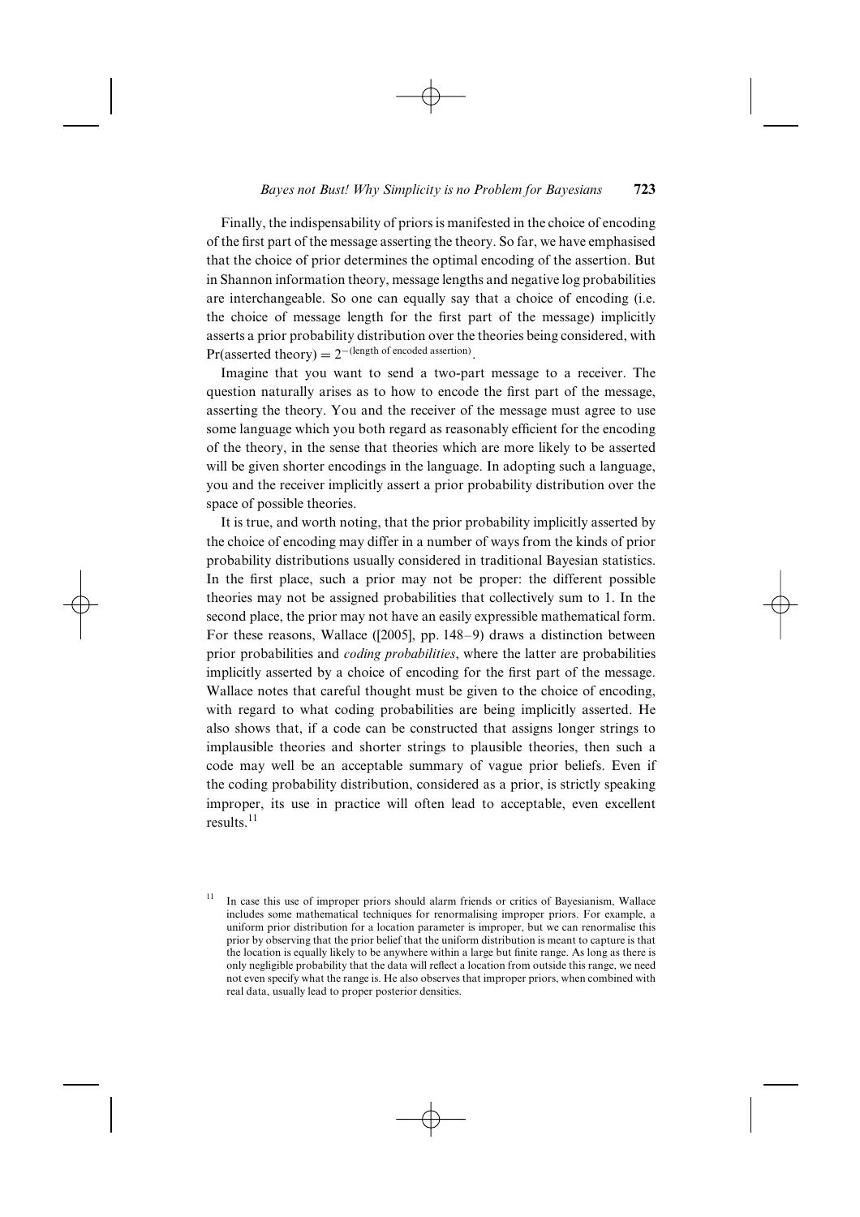Finally, the indispensability of priors is manifested in the choice of encoding of the first part of the message asserting the theory. So far, we have emphasised that the choice of prior determines the optimal encoding of the assertion. But in Shannon information theory, message lengths and negative log probabilities are interchangeable. So one can equally say that a choice of encoding (i.e. the choice of message length for the first part of the message) implicitly asserts a prior probability distribution over the theories being considered, with $\Pr(\text{asserted theory}) = 2^{-(\text{length of encoded assertion})}$.

Imagine that you want to send a two-part message to a receiver. The question naturally arises as to how to encode the first part of the message, asserting the theory. You and the receiver of the message must agree to use some language which you both regard as reasonably efficient for the encoding of the theory, in the sense that theories which are more likely to be asserted will be given shorter encodings in the language. In adopting such a language, you and the receiver implicitly assert a prior probability distribution over the space of possible theories.

It is true, and worth noting, that the prior probability implicitly asserted by the choice of encoding may differ in a number of ways from the kinds of prior probability distributions usually considered in traditional Bayesian statistics. In the first place, such a prior may not be proper: the different possible theories may not be assigned probabilities that collectively sum to 1. In the second place, the prior may not have an easily expressible mathematical form. For these reasons, Wallace ([2005], pp. 148–9) draws a distinction between prior probabilities and *coding probabilities*, where the latter are probabilities implicitly asserted by a choice of encoding for the first part of the message. Wallace notes that careful thought must be given to the choice of encoding, with regard to what coding probabilities are being implicitly asserted. He also shows that, if a code can be constructed that assigns longer strings to implausible theories and shorter strings to plausible theories, then such a code may well be an acceptable summary of vague prior beliefs. Even if the coding probability distribution, considered as a prior, is strictly speaking improper, its use in practice will often lead to acceptable, even excellent results.[11]

[11] In case this use of improper priors should alarm friends or critics of Bayesianism, Wallace includes some mathematical techniques for renormalising improper priors. For example, a uniform prior distribution for a location parameter is improper, but we can renormalise this prior by observing that the prior belief that the uniform distribution is meant to capture is that the location is equally likely to be anywhere within a large but finite range. As long as there is only negligible probability that the data will reflect a location from outside this range, we need not even specify what the range is. He also observes that improper priors, when combined with real data, usually lead to proper posterior densities.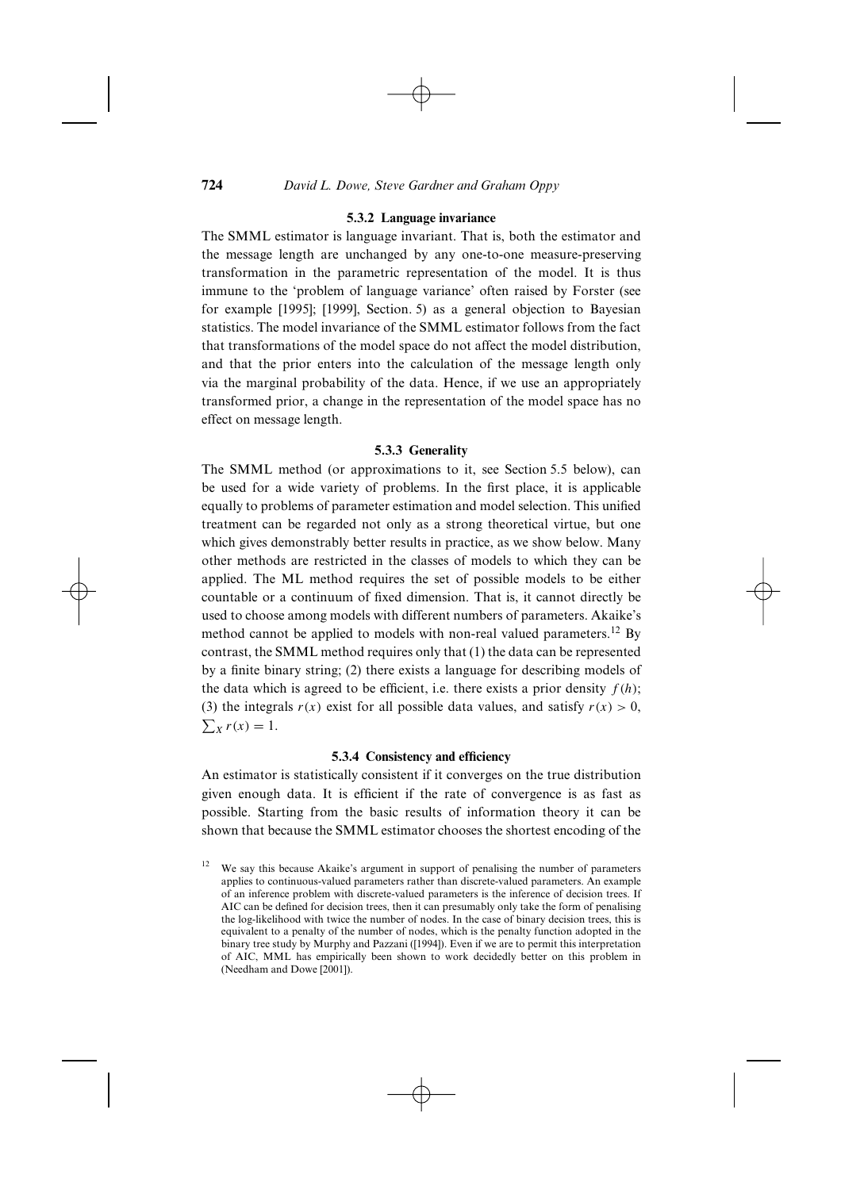#### 5.3.2 Language invariance

The SMML estimator is language invariant. That is, both the estimator and the message length are unchanged by any one-to-one measure-preserving transformation in the parametric representation of the model. It is thus immune to the 'problem of language variance' often raised by Forster (see for example [1995]; [1999], Section. 5) as a general objection to Bayesian statistics. The model invariance of the SMML estimator follows from the fact that transformations of the model space do not affect the model distribution, and that the prior enters into the calculation of the message length only via the marginal probability of the data. Hence, if we use an appropriately transformed prior, a change in the representation of the model space has no effect on message length.

#### 5.3.3 Generality

The SMML method (or approximations to it, see Section 5.5 below), can be used for a wide variety of problems. In the first place, it is applicable equally to problems of parameter estimation and model selection. This unified treatment can be regarded not only as a strong theoretical virtue, but one which gives demonstrably better results in practice, as we show below. Many other methods are restricted in the classes of models to which they can be applied. The ML method requires the set of possible models to be either countable or a continuum of fixed dimension. That is, it cannot directly be used to choose among models with different numbers of parameters. Akaike's method cannot be applied to models with non-real valued parameters.[12] By contrast, the SMML method requires only that (1) the data can be represented by a finite binary string; (2) there exists a language for describing models of the data which is agreed to be efficient, i.e. there exists a prior density $f(h)$; (3) the integrals $r(x)$ exist for all possible data values, and satisfy $r(x) > 0$, $\sum_X r(x) = 1$.

#### 5.3.4 Consistency and efficiency

An estimator is statistically consistent if it converges on the true distribution given enough data. It is efficient if the rate of convergence is as fast as possible. Starting from the basic results of information theory it can be shown that because the SMML estimator chooses the shortest encoding of the

[12] We say this because Akaike's argument in support of penalising the number of parameters applies to continuous-valued parameters rather than discrete-valued parameters. An example of an inference problem with discrete-valued parameters is the inference of decision trees. If AIC can be defined for decision trees, then it can presumably only take the form of penalising the log-likelihood with twice the number of nodes. In the case of binary decision trees, this is equivalent to a penalty of the number of nodes, which is the penalty function adopted in the binary tree study by Murphy and Pazzani ([1994]). Even if we are to permit this interpretation of AIC, MML has empirically been shown to work decidedly better on this problem in (Needham and Dowe [2001]).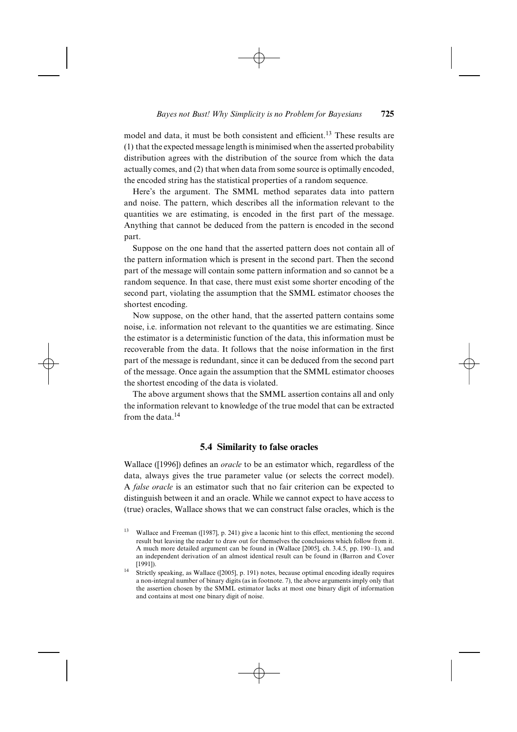model and data, it must be both consistent and efficient.[13] These results are (1) that the expected message length is minimised when the asserted probability distribution agrees with the distribution of the source from which the data actually comes, and (2) that when data from some source is optimally encoded, the encoded string has the statistical properties of a random sequence.

Here's the argument. The SMML method separates data into pattern and noise. The pattern, which describes all the information relevant to the quantities we are estimating, is encoded in the first part of the message. Anything that cannot be deduced from the pattern is encoded in the second part.

Suppose on the one hand that the asserted pattern does not contain all of the pattern information which is present in the second part. Then the second part of the message will contain some pattern information and so cannot be a random sequence. In that case, there must exist some shorter encoding of the second part, violating the assumption that the SMML estimator chooses the shortest encoding.

Now suppose, on the other hand, that the asserted pattern contains some noise, i.e. information not relevant to the quantities we are estimating. Since the estimator is a deterministic function of the data, this information must be recoverable from the data. It follows that the noise information in the first part of the message is redundant, since it can be deduced from the second part of the message. Once again the assumption that the SMML estimator chooses the shortest encoding of the data is violated.

The above argument shows that the SMML assertion contains all and only the information relevant to knowledge of the true model that can be extracted from the data.[14]

### 5.4 Similarity to false oracles

Wallace ([1996]) defines an *oracle* to be an estimator which, regardless of the data, always gives the true parameter value (or selects the correct model). A *false oracle* is an estimator such that no fair criterion can be expected to distinguish between it and an oracle. While we cannot expect to have access to (true) oracles, Wallace shows that we can construct false oracles, which is the

[13] Wallace and Freeman ([1987], p. 241) give a laconic hint to this effect, mentioning the second result but leaving the reader to draw out for themselves the conclusions which follow from it. A much more detailed argument can be found in (Wallace [2005], ch. 3.4.5, pp. 190–1), and an independent derivation of an almost identical result can be found in (Barron and Cover [1991]).

[14] Strictly speaking, as Wallace ([2005], p. 191) notes, because optimal encoding ideally requires a non-integral number of binary digits (as in footnote. 7), the above arguments imply only that the assertion chosen by the SMML estimator lacks at most one binary digit of information and contains at most one binary digit of noise.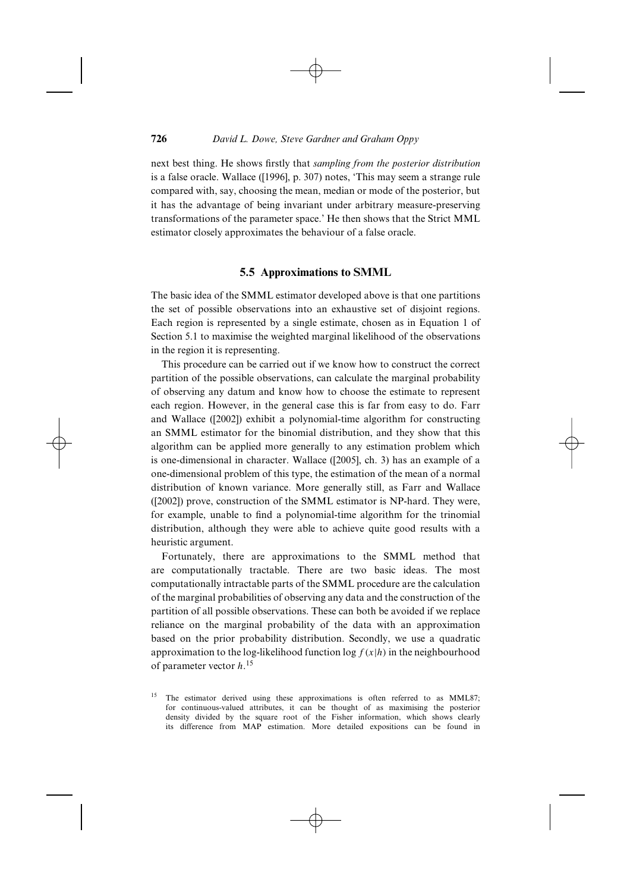next best thing. He shows firstly that *sampling from the posterior distribution* is a false oracle. Wallace ([1996], p. 307) notes, 'This may seem a strange rule compared with, say, choosing the mean, median or mode of the posterior, but it has the advantage of being invariant under arbitrary measure-preserving transformations of the parameter space.' He then shows that the Strict MML estimator closely approximates the behaviour of a false oracle.

### 5.5 Approximations to SMML

The basic idea of the SMML estimator developed above is that one partitions the set of possible observations into an exhaustive set of disjoint regions. Each region is represented by a single estimate, chosen as in Equation 1 of Section 5.1 to maximise the weighted marginal likelihood of the observations in the region it is representing.

This procedure can be carried out if we know how to construct the correct partition of the possible observations, can calculate the marginal probability of observing any datum and know how to choose the estimate to represent each region. However, in the general case this is far from easy to do. Farr and Wallace ([2002]) exhibit a polynomial-time algorithm for constructing an SMML estimator for the binomial distribution, and they show that this algorithm can be applied more generally to any estimation problem which is one-dimensional in character. Wallace ([2005], ch. 3) has an example of a one-dimensional problem of this type, the estimation of the mean of a normal distribution of known variance. More generally still, as Farr and Wallace ([2002]) prove, construction of the SMML estimator is NP-hard. They were, for example, unable to find a polynomial-time algorithm for the trinomial distribution, although they were able to achieve quite good results with a heuristic argument.

Fortunately, there are approximations to the SMML method that are computationally tractable. There are two basic ideas. The most computationally intractable parts of the SMML procedure are the calculation of the marginal probabilities of observing any data and the construction of the partition of all possible observations. These can both be avoided if we replace reliance on the marginal probability of the data with an approximation based on the prior probability distribution. Secondly, we use a quadratic approximation to the log-likelihood function $\log f(x|h)$ in the neighbourhood of parameter vector $h$.[15]

[15] The estimator derived using these approximations is often referred to as MML87; for continuous-valued attributes, it can be thought of as maximising the posterior density divided by the square root of the Fisher information, which shows clearly its difference from MAP estimation. More detailed expositions can be found in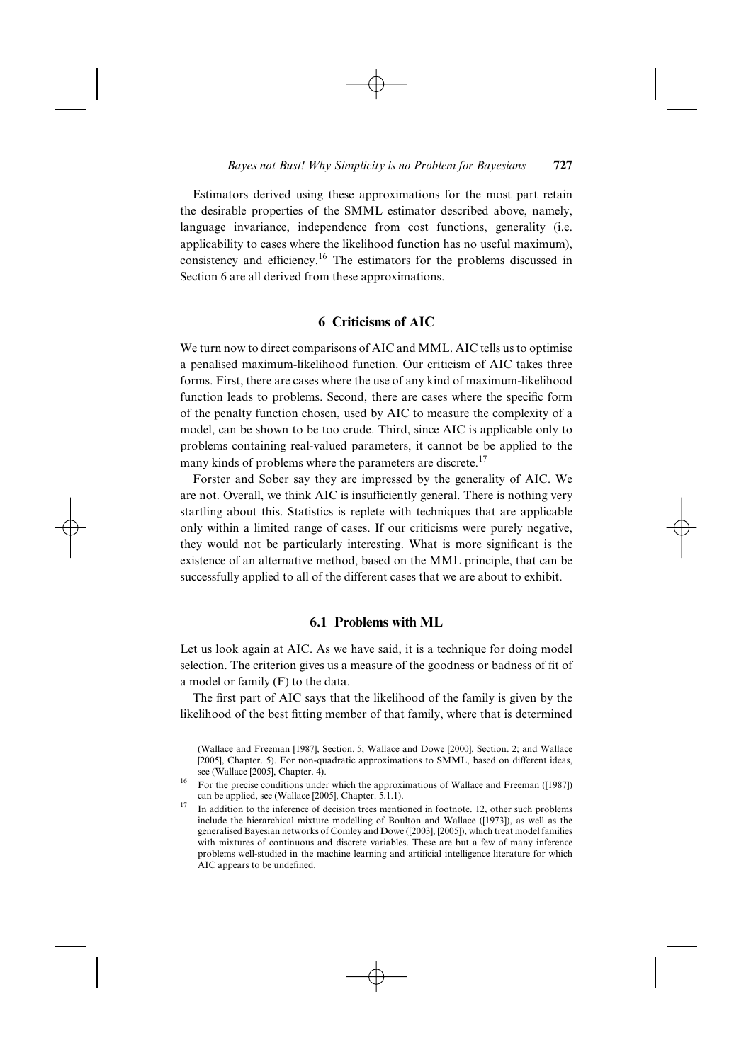Estimators derived using these approximations for the most part retain the desirable properties of the SMML estimator described above, namely, language invariance, independence from cost functions, generality (i.e. applicability to cases where the likelihood function has no useful maximum), consistency and efficiency.[16] The estimators for the problems discussed in Section 6 are all derived from these approximations.

## 6 Criticisms of AIC

We turn now to direct comparisons of AIC and MML. AIC tells us to optimise a penalised maximum-likelihood function. Our criticism of AIC takes three forms. First, there are cases where the use of any kind of maximum-likelihood function leads to problems. Second, there are cases where the specific form of the penalty function chosen, used by AIC to measure the complexity of a model, can be shown to be too crude. Third, since AIC is applicable only to problems containing real-valued parameters, it cannot be be applied to the many kinds of problems where the parameters are discrete.[17]

Forster and Sober say they are impressed by the generality of AIC. We are not. Overall, we think AIC is insufficiently general. There is nothing very startling about this. Statistics is replete with techniques that are applicable only within a limited range of cases. If our criticisms were purely negative, they would not be particularly interesting. What is more significant is the existence of an alternative method, based on the MML principle, that can be successfully applied to all of the different cases that we are about to exhibit.

### 6.1 Problems with ML

Let us look again at AIC. As we have said, it is a technique for doing model selection. The criterion gives us a measure of the goodness or badness of fit of a model or family (F) to the data.

The first part of AIC says that the likelihood of the family is given by the likelihood of the best fitting member of that family, where that is determined

(Wallace and Freeman [1987], Section. 5; Wallace and Dowe [2000], Section. 2; and Wallace [2005], Chapter. 5). For non-quadratic approximations to SMML, based on different ideas, see (Wallace [2005], Chapter. 4).

[16] For the precise conditions under which the approximations of Wallace and Freeman ([1987]) can be applied, see (Wallace [2005], Chapter. 5.1.1).

[17] In addition to the inference of decision trees mentioned in footnote. 12, other such problems include the hierarchical mixture modelling of Boulton and Wallace ([1973]), as well as the generalised Bayesian networks of Comley and Dowe ([2003], [2005]), which treat model families with mixtures of continuous and discrete variables. These are but a few of many inference problems well-studied in the machine learning and artificial intelligence literature for which AIC appears to be undefined.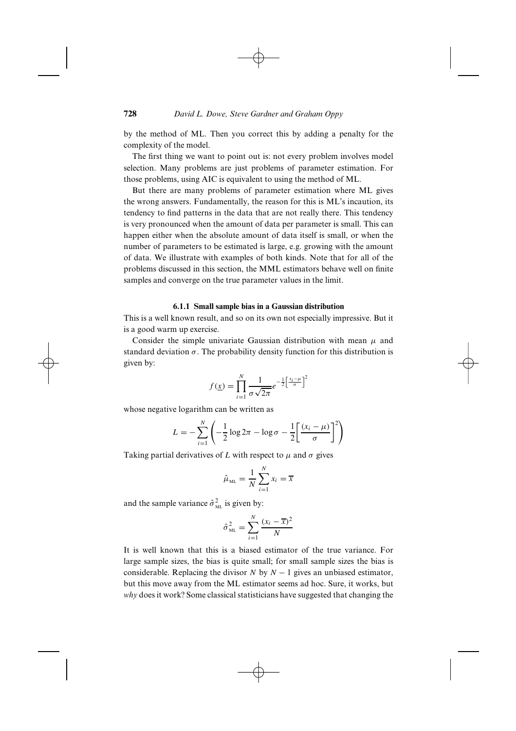by the method of ML. Then you correct this by adding a penalty for the complexity of the model.

The first thing we want to point out is: not every problem involves model selection. Many problems are just problems of parameter estimation. For those problems, using AIC is equivalent to using the method of ML.

But there are many problems of parameter estimation where ML gives the wrong answers. Fundamentally, the reason for this is ML's incaution, its tendency to find patterns in the data that are not really there. This tendency is very pronounced when the amount of data per parameter is small. This can happen either when the absolute amount of data itself is small, or when the number of parameters to be estimated is large, e.g. growing with the amount of data. We illustrate with examples of both kinds. Note that for all of the problems discussed in this section, the MML estimators behave well on finite samples and converge on the true parameter values in the limit.

### 6.1.1 Small sample bias in a Gaussian distribution

This is a well known result, and so on its own not especially impressive. But it is a good warm up exercise.

Consider the simple univariate Gaussian distribution with mean $\mu$ and standard deviation $\sigma$. The probability density function for this distribution is given by:

$$f(\underline{x}) = \prod_{i=1}^{N} \frac{1}{\sigma\sqrt{2\pi}} e^{-\frac{1}{2}\left[\frac{x_i - \mu}{\sigma}\right]^2}$$

whose negative logarithm can be written as

$$L = -\sum_{i=1}^{N} \left( -\frac{1}{2}\log 2\pi - \log\sigma - \frac{1}{2}\left[\frac{(x_i - \mu)}{\sigma}\right]^2 \right)$$

Taking partial derivatives of $L$ with respect to $\mu$ and $\sigma$ gives

$$\hat{\mu}_{\text{ML}} = \frac{1}{N}\sum_{i=1}^{N} x_i = \overline{x}$$

and the sample variance $\hat{\sigma}^2_{\text{ML}}$ is given by:

$$\hat{\sigma}^2_{\text{ML}} = \sum_{i=1}^{N} \frac{(x_i - \overline{x})^2}{N}$$

It is well known that this is a biased estimator of the true variance. For large sample sizes, the bias is quite small; for small sample sizes the bias is considerable. Replacing the divisor $N$ by $N - 1$ gives an unbiased estimator, but this move away from the ML estimator seems ad hoc. Sure, it works, but *why* does it work? Some classical statisticians have suggested that changing the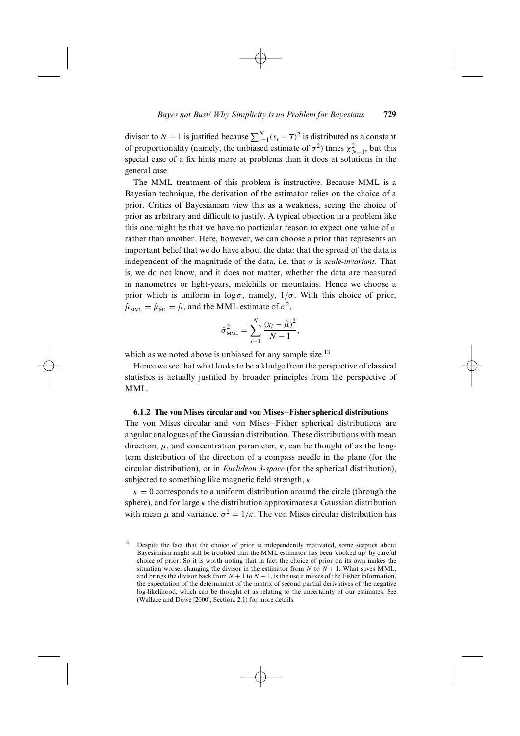divisor to $N - 1$ is justified because $\sum_{i=1}^{N}(x_i - \overline{x})^2$ is distributed as a constant of proportionality (namely, the unbiased estimate of $\sigma^2$) times $\chi^2_{N-1}$, but this special case of a fix hints more at problems than it does at solutions in the general case.

The MML treatment of this problem is instructive. Because MML is a Bayesian technique, the derivation of the estimator relies on the choice of a prior. Critics of Bayesianism view this as a weakness, seeing the choice of prior as arbitrary and difficult to justify. A typical objection in a problem like this one might be that we have no particular reason to expect one value of $\sigma$ rather than another. Here, however, we can choose a prior that represents an important belief that we do have about the data: that the spread of the data is independent of the magnitude of the data, i.e. that $\sigma$ is *scale-invariant*. That is, we do not know, and it does not matter, whether the data are measured in nanometres or light-years, molehills or mountains. Hence we choose a prior which is uniform in $\log \sigma$, namely, $1/\sigma$. With this choice of prior, $\hat{\mu}_{\text{MML}} = \hat{\mu}_{\text{ML}} = \hat{\mu}$, and the MML estimate of $\sigma^2$,

$$\hat{\sigma}^2_{\text{MML}} = \sum_{i=1}^{N} \frac{(x_i - \hat{\mu})^2}{N - 1},$$

which as we noted above is unbiased for any sample size.[18]

Hence we see that what looks to be a kludge from the perspective of classical statistics is actually justified by broader principles from the perspective of MML.

#### 6.1.2 The von Mises circular and von Mises–Fisher spherical distributions

The von Mises circular and von Mises–Fisher spherical distributions are angular analogues of the Gaussian distribution. These distributions with mean direction, $\mu$, and concentration parameter, $\kappa$, can be thought of as the long-term distribution of the direction of a compass needle in the plane (for the circular distribution), or in *Euclidean 3-space* (for the spherical distribution), subjected to something like magnetic field strength, $\kappa$.

$\kappa = 0$ corresponds to a uniform distribution around the circle (through the sphere), and for large $\kappa$ the distribution approximates a Gaussian distribution with mean $\mu$ and variance, $\sigma^2 = 1/\kappa$. The von Mises circular distribution has

[18] Despite the fact that the choice of prior is independently motivated, some sceptics about Bayesianism might still be troubled that the MML estimator has been 'cooked up' by careful choice of prior. So it is worth noting that in fact the choice of prior on its own makes the situation worse, changing the divisor in the estimator from $N$ to $N + 1$. What saves MML, and brings the divisor back from $N + 1$ to $N - 1$, is the use it makes of the Fisher information, the expectation of the determinant of the matrix of second partial derivatives of the negative log-likelihood, which can be thought of as relating to the uncertainty of our estimates. See (Wallace and Dowe [2000], Section. 2.1) for more details.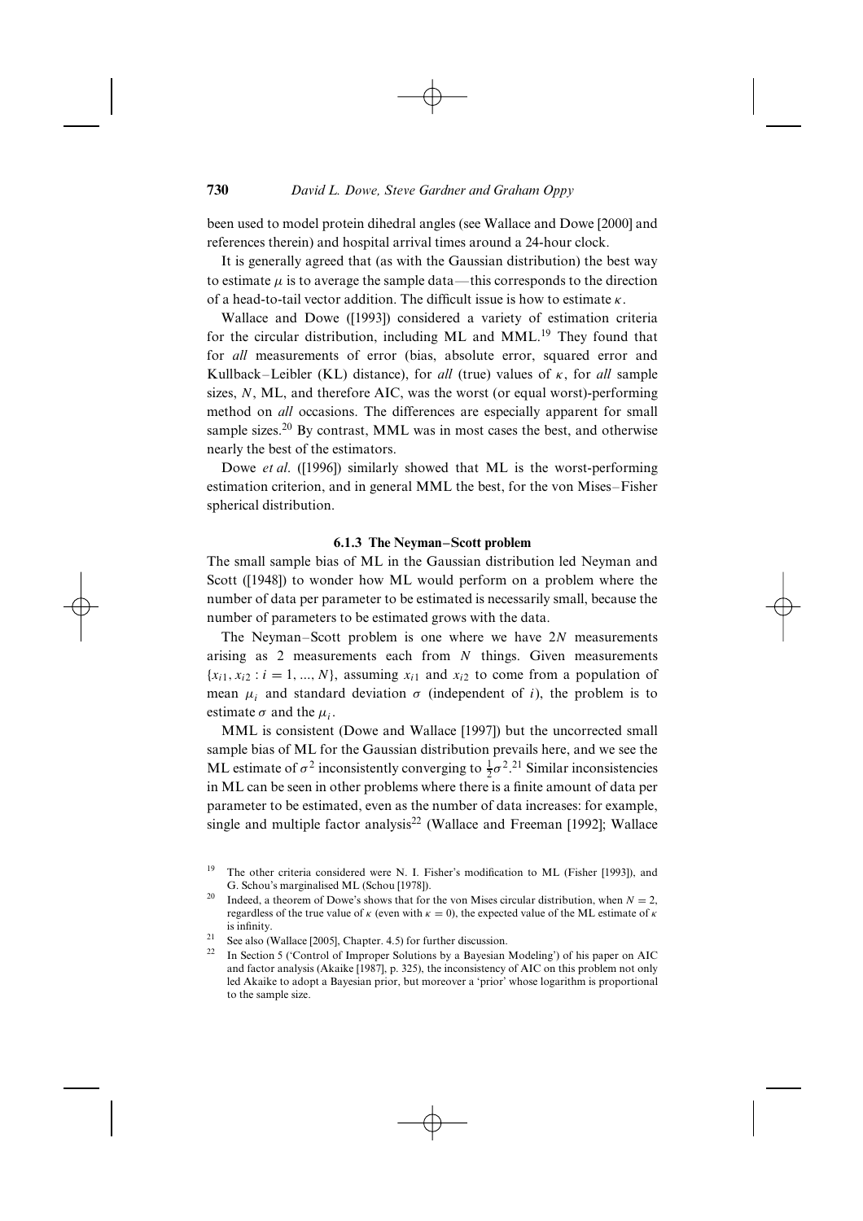been used to model protein dihedral angles (see Wallace and Dowe [2000] and references therein) and hospital arrival times around a 24-hour clock.

It is generally agreed that (as with the Gaussian distribution) the best way to estimate $\mu$ is to average the sample data—this corresponds to the direction of a head-to-tail vector addition. The difficult issue is how to estimate $\kappa$.

Wallace and Dowe ([1993]) considered a variety of estimation criteria for the circular distribution, including ML and MML.[19] They found that for *all* measurements of error (bias, absolute error, squared error and Kullback–Leibler (KL) distance), for *all* (true) values of $\kappa$, for *all* sample sizes, $N$, ML, and therefore AIC, was the worst (or equal worst)-performing method on *all* occasions. The differences are especially apparent for small sample sizes.[20] By contrast, MML was in most cases the best, and otherwise nearly the best of the estimators.

Dowe *et al*. ([1996]) similarly showed that ML is the worst-performing estimation criterion, and in general MML the best, for the von Mises–Fisher spherical distribution.

### 6.1.3 The Neyman–Scott problem

The small sample bias of ML in the Gaussian distribution led Neyman and Scott ([1948]) to wonder how ML would perform on a problem where the number of data per parameter to be estimated is necessarily small, because the number of parameters to be estimated grows with the data.

The Neyman–Scott problem is one where we have $2N$ measurements arising as 2 measurements each from $N$ things. Given measurements $\{x_{i1}, x_{i2} : i = 1, ..., N\}$, assuming $x_{i1}$ and $x_{i2}$ to come from a population of mean $\mu_i$ and standard deviation $\sigma$ (independent of $i$), the problem is to estimate $\sigma$ and the $\mu_i$.

MML is consistent (Dowe and Wallace [1997]) but the uncorrected small sample bias of ML for the Gaussian distribution prevails here, and we see the ML estimate of $\sigma^2$ inconsistently converging to $\frac{1}{2}\sigma^2$.[21] Similar inconsistencies in ML can be seen in other problems where there is a finite amount of data per parameter to be estimated, even as the number of data increases: for example, single and multiple factor analysis[22] (Wallace and Freeman [1992]; Wallace

---

[19] The other criteria considered were N. I. Fisher's modification to ML (Fisher [1993]), and G. Schou's marginalised ML (Schou [1978]).

[20] Indeed, a theorem of Dowe's shows that for the von Mises circular distribution, when $N = 2$, regardless of the true value of $\kappa$ (even with $\kappa = 0$), the expected value of the ML estimate of $\kappa$ is infinity.

[21] See also (Wallace [2005], Chapter. 4.5) for further discussion.

[22] In Section 5 ('Control of Improper Solutions by a Bayesian Modeling') of his paper on AIC and factor analysis (Akaike [1987], p. 325), the inconsistency of AIC on this problem not only led Akaike to adopt a Bayesian prior, but moreover a 'prior' whose logarithm is proportional to the sample size.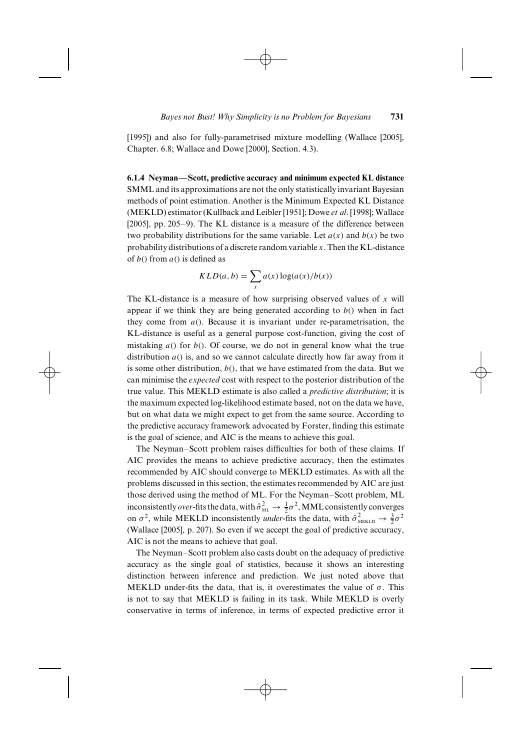[1995]) and also for fully-parametrised mixture modelling (Wallace [2005], Chapter. 6.8; Wallace and Dowe [2000], Section. 4.3).

#### 6.1.4 Neyman—Scott, predictive accuracy and minimum expected KL distance

SMML and its approximations are not the only statistically invariant Bayesian methods of point estimation. Another is the Minimum Expected KL Distance (MEKLD) estimator (Kullback and Leibler [1951]; Dowe *et al*. [1998]; Wallace [2005], pp. 205–9). The KL distance is a measure of the difference between two probability distributions for the same variable. Let $a(x)$ and $b(x)$ be two probability distributions of a discrete random variable $x$. Then the KL-distance of $b()$ from $a()$ is defined as

$$KLD(a, b) = \sum_x a(x) \log(a(x)/b(x))$$

The KL-distance is a measure of how surprising observed values of $x$ will appear if we think they are being generated according to $b()$ when in fact they come from $a()$. Because it is invariant under re-parametrisation, the KL-distance is useful as a general purpose cost-function, giving the cost of mistaking $a()$ for $b()$. Of course, we do not in general know what the true distribution $a()$ is, and so we cannot calculate directly how far away from it is some other distribution, $b()$, that we have estimated from the data. But we can minimise the *expected* cost with respect to the posterior distribution of the true value. This MEKLD estimate is also called a *predictive distribution*; it is the maximum expected log-likelihood estimate based, not on the data we have, but on what data we might expect to get from the same source. According to the predictive accuracy framework advocated by Forster, finding this estimate is the goal of science, and AIC is the means to achieve this goal.

The Neyman–Scott problem raises difficulties for both of these claims. If AIC provides the means to achieve predictive accuracy, then the estimates recommended by AIC should converge to MEKLD estimates. As with all the problems discussed in this section, the estimates recommended by AIC are just those derived using the method of ML. For the Neyman–Scott problem, ML inconsistently *over*-fits the data, with $\hat{\sigma}^2_{\text{ML}} \rightarrow \frac{1}{2}\sigma^2$, MML consistently converges on $\sigma^2$, while MEKLD inconsistently *under*-fits the data, with $\hat{\sigma}^2_{\text{MEKLD}} \rightarrow \frac{3}{2}\sigma^2$ (Wallace [2005], p. 207). So even if we accept the goal of predictive accuracy, AIC is not the means to achieve that goal.

The Neyman–Scott problem also casts doubt on the adequacy of predictive accuracy as the single goal of statistics, because it shows an interesting distinction between inference and prediction. We just noted above that MEKLD under-fits the data, that is, it overestimates the value of $\sigma$. This is not to say that MEKLD is failing in its task. While MEKLD is overly conservative in terms of inference, in terms of expected predictive error it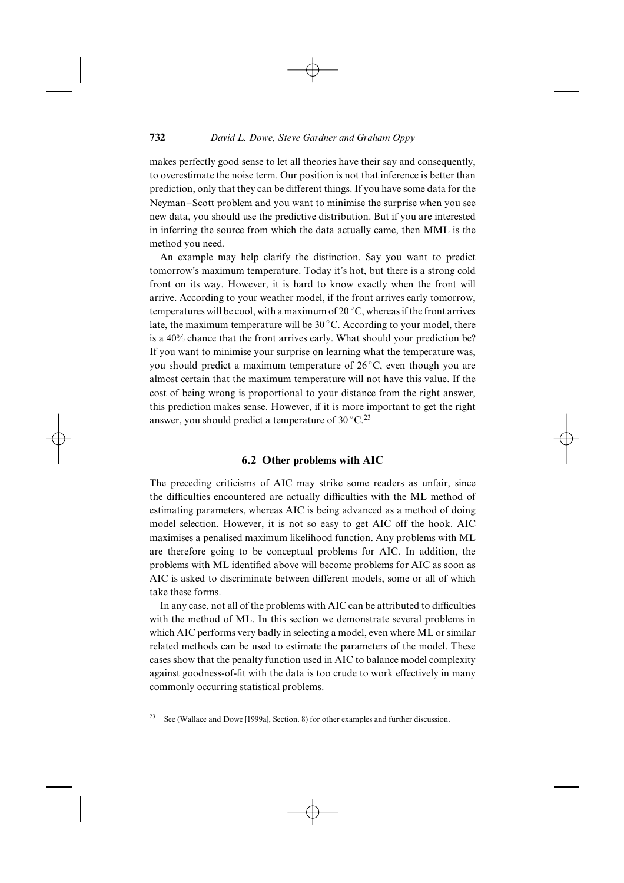makes perfectly good sense to let all theories have their say and consequently, to overestimate the noise term. Our position is not that inference is better than prediction, only that they can be different things. If you have some data for the Neyman–Scott problem and you want to minimise the surprise when you see new data, you should use the predictive distribution. But if you are interested in inferring the source from which the data actually came, then MML is the method you need.

An example may help clarify the distinction. Say you want to predict tomorrow's maximum temperature. Today it's hot, but there is a strong cold front on its way. However, it is hard to know exactly when the front will arrive. According to your weather model, if the front arrives early tomorrow, temperatures will be cool, with a maximum of 20 °C, whereas if the front arrives late, the maximum temperature will be 30 °C. According to your model, there is a 40% chance that the front arrives early. What should your prediction be? If you want to minimise your surprise on learning what the temperature was, you should predict a maximum temperature of 26 °C, even though you are almost certain that the maximum temperature will not have this value. If the cost of being wrong is proportional to your distance from the right answer, this prediction makes sense. However, if it is more important to get the right answer, you should predict a temperature of 30 °C.[23]

## 6.2 Other problems with AIC

The preceding criticisms of AIC may strike some readers as unfair, since the difficulties encountered are actually difficulties with the ML method of estimating parameters, whereas AIC is being advanced as a method of doing model selection. However, it is not so easy to get AIC off the hook. AIC maximises a penalised maximum likelihood function. Any problems with ML are therefore going to be conceptual problems for AIC. In addition, the problems with ML identified above will become problems for AIC as soon as AIC is asked to discriminate between different models, some or all of which take these forms.

In any case, not all of the problems with AIC can be attributed to difficulties with the method of ML. In this section we demonstrate several problems in which AIC performs very badly in selecting a model, even where ML or similar related methods can be used to estimate the parameters of the model. These cases show that the penalty function used in AIC to balance model complexity against goodness-of-fit with the data is too crude to work effectively in many commonly occurring statistical problems.

[23] See (Wallace and Dowe [1999a], Section. 8) for other examples and further discussion.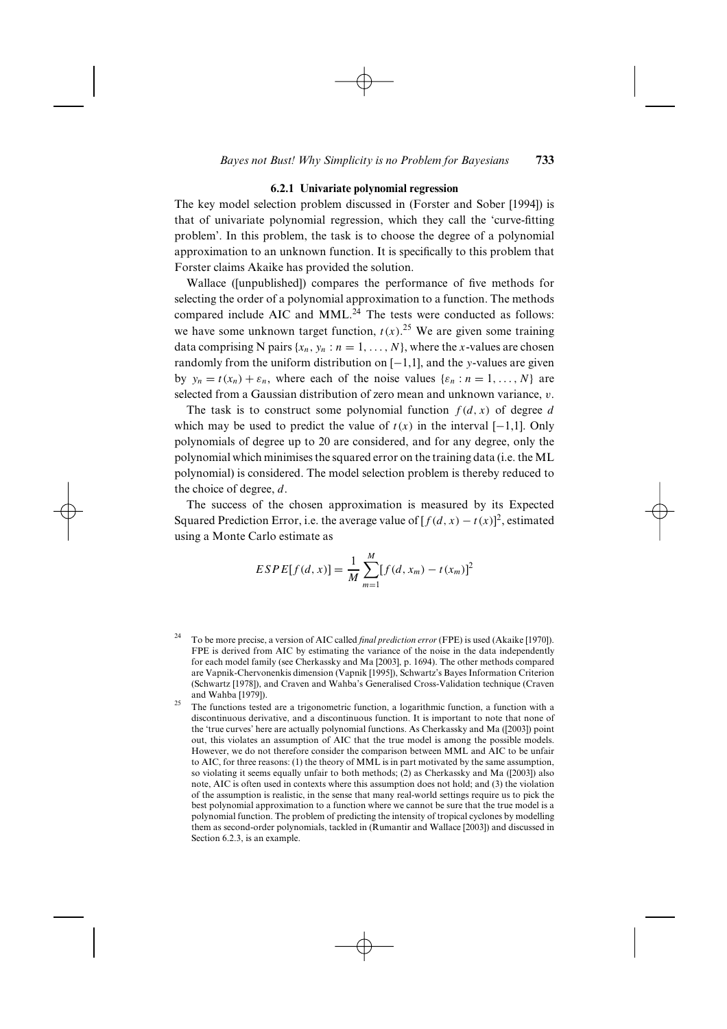#### 6.2.1 Univariate polynomial regression

The key model selection problem discussed in (Forster and Sober [1994]) is that of univariate polynomial regression, which they call the 'curve-fitting problem'. In this problem, the task is to choose the degree of a polynomial approximation to an unknown function. It is specifically to this problem that Forster claims Akaike has provided the solution.

Wallace ([unpublished]) compares the performance of five methods for selecting the order of a polynomial approximation to a function. The methods compared include AIC and MML.[24] The tests were conducted as follows: we have some unknown target function, $t(x)$.[25] We are given some training data comprising N pairs $\{x_n, y_n : n = 1, \ldots, N\}$, where the $x$-values are chosen randomly from the uniform distribution on $[-1,1]$, and the $y$-values are given by $y_n = t(x_n) + \varepsilon_n$, where each of the noise values $\{\varepsilon_n : n = 1, \ldots, N\}$ are selected from a Gaussian distribution of zero mean and unknown variance, $v$.

The task is to construct some polynomial function $f(d, x)$ of degree $d$ which may be used to predict the value of $t(x)$ in the interval $[-1,1]$. Only polynomials of degree up to 20 are considered, and for any degree, only the polynomial which minimises the squared error on the training data (i.e. the ML polynomial) is considered. The model selection problem is thereby reduced to the choice of degree, $d$.

The success of the chosen approximation is measured by its Expected Squared Prediction Error, i.e. the average value of $[f(d, x) - t(x)]^2$, estimated using a Monte Carlo estimate as

$$ESPE[f(d, x)] = \frac{1}{M}\sum_{m=1}^{M}[f(d, x_m) - t(x_m)]^2$$

---

[24] To be more precise, a version of AIC called *final prediction error* (FPE) is used (Akaike [1970]). FPE is derived from AIC by estimating the variance of the noise in the data independently for each model family (see Cherkassky and Ma [2003], p. 1694). The other methods compared are Vapnik-Chervonenkis dimension (Vapnik [1995]), Schwartz's Bayes Information Criterion (Schwartz [1978]), and Craven and Wahba's Generalised Cross-Validation technique (Craven and Wahba [1979]).

[25] The functions tested are a trigonometric function, a logarithmic function, a function with a discontinuous derivative, and a discontinuous function. It is important to note that none of the 'true curves' here are actually polynomial functions. As Cherkassky and Ma ([2003]) point out, this violates an assumption of AIC that the true model is among the possible models. However, we do not therefore consider the comparison between MML and AIC to be unfair to AIC, for three reasons: (1) the theory of MML is in part motivated by the same assumption, so violating it seems equally unfair to both methods; (2) as Cherkassky and Ma ([2003]) also note, AIC is often used in contexts where this assumption does not hold; and (3) the violation of the assumption is realistic, in the sense that many real-world settings require us to pick the best polynomial approximation to a function where we cannot be sure that the true model is a polynomial function. The problem of predicting the intensity of tropical cyclones by modelling them as second-order polynomials, tackled in (Rumantir and Wallace [2003]) and discussed in Section 6.2.3, is an example.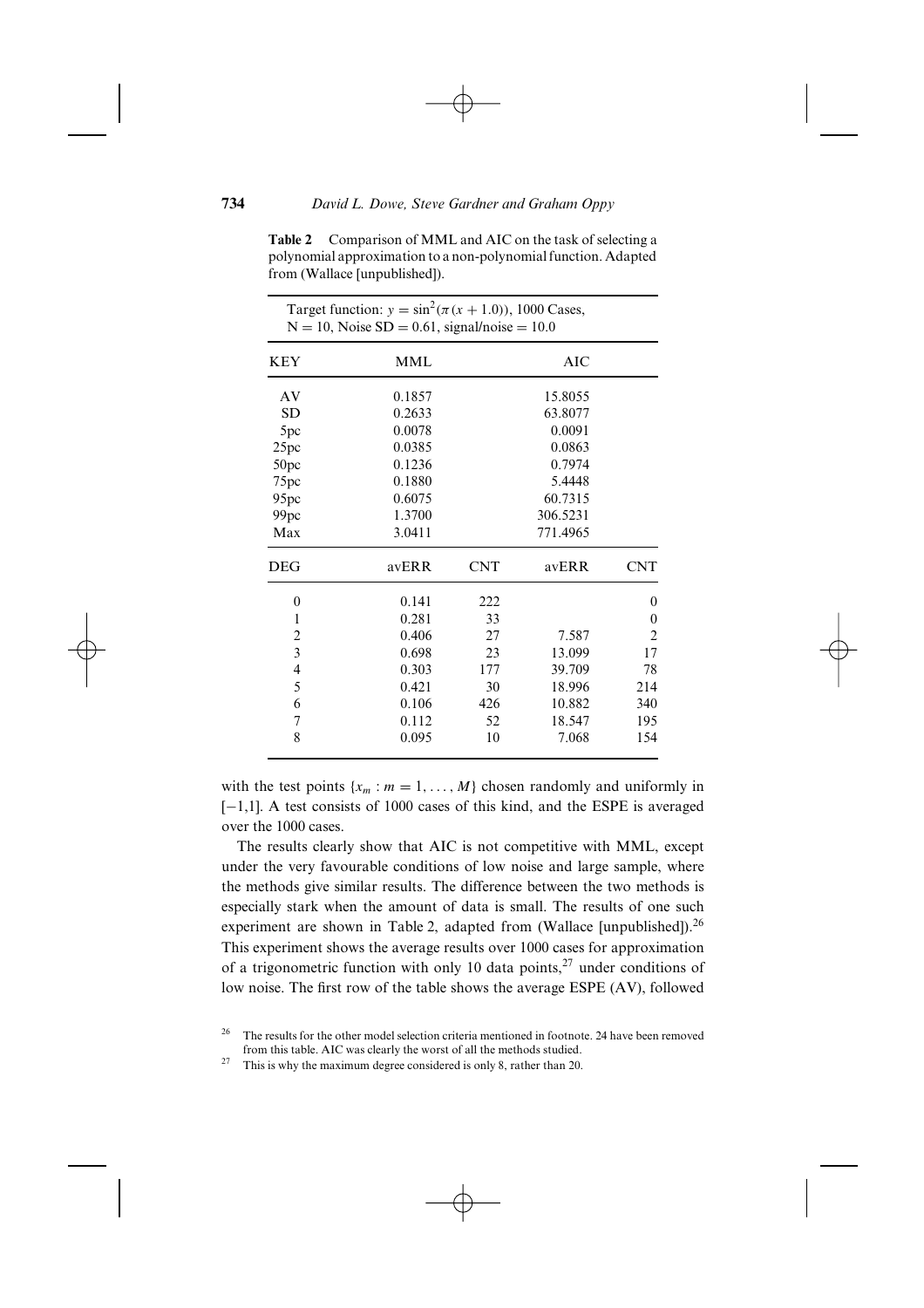**Table 2** Comparison of MML and AIC on the task of selecting a polynomial approximation to a non-polynomial function. Adapted from (Wallace [unpublished]).

Target function: $y = \sin^2(\pi(x + 1.0))$, 1000 Cases, $N = 10$, Noise SD = 0.61, signal/noise = 10.0

| KEY | MML | | AIC | |
|---|---|---|---|---|
| AV | 0.1857 | | 15.8055 | |
| SD | 0.2633 | | 63.8077 | |
| 5pc | 0.0078 | | 0.0091 | |
| 25pc | 0.0385 | | 0.0863 | |
| 50pc | 0.1236 | | 0.7974 | |
| 75pc | 0.1880 | | 5.4448 | |
| 95pc | 0.6075 | | 60.7315 | |
| 99pc | 1.3700 | | 306.5231 | |
| Max | 3.0411 | | 771.4965 | |
| **DEG** | **avERR** | **CNT** | **avERR** | **CNT** |
| 0 | 0.141 | 222 | | 0 |
| 1 | 0.281 | 33 | | 0 |
| 2 | 0.406 | 27 | 7.587 | 2 |
| 3 | 0.698 | 23 | 13.099 | 17 |
| 4 | 0.303 | 177 | 39.709 | 78 |
| 5 | 0.421 | 30 | 18.996 | 214 |
| 6 | 0.106 | 426 | 10.882 | 340 |
| 7 | 0.112 | 52 | 18.547 | 195 |
| 8 | 0.095 | 10 | 7.068 | 154 |

with the test points $\{x_m : m = 1, \ldots, M\}$ chosen randomly and uniformly in $[-1,1]$. A test consists of 1000 cases of this kind, and the ESPE is averaged over the 1000 cases.

The results clearly show that AIC is not competitive with MML, except under the very favourable conditions of low noise and large sample, where the methods give similar results. The difference between the two methods is especially stark when the amount of data is small. The results of one such experiment are shown in Table 2, adapted from (Wallace [unpublished]).[26] This experiment shows the average results over 1000 cases for approximation of a trigonometric function with only 10 data points,[27] under conditions of low noise. The first row of the table shows the average ESPE (AV), followed

[26] The results for the other model selection criteria mentioned in footnote. 24 have been removed from this table. AIC was clearly the worst of all the methods studied.

[27] This is why the maximum degree considered is only 8, rather than 20.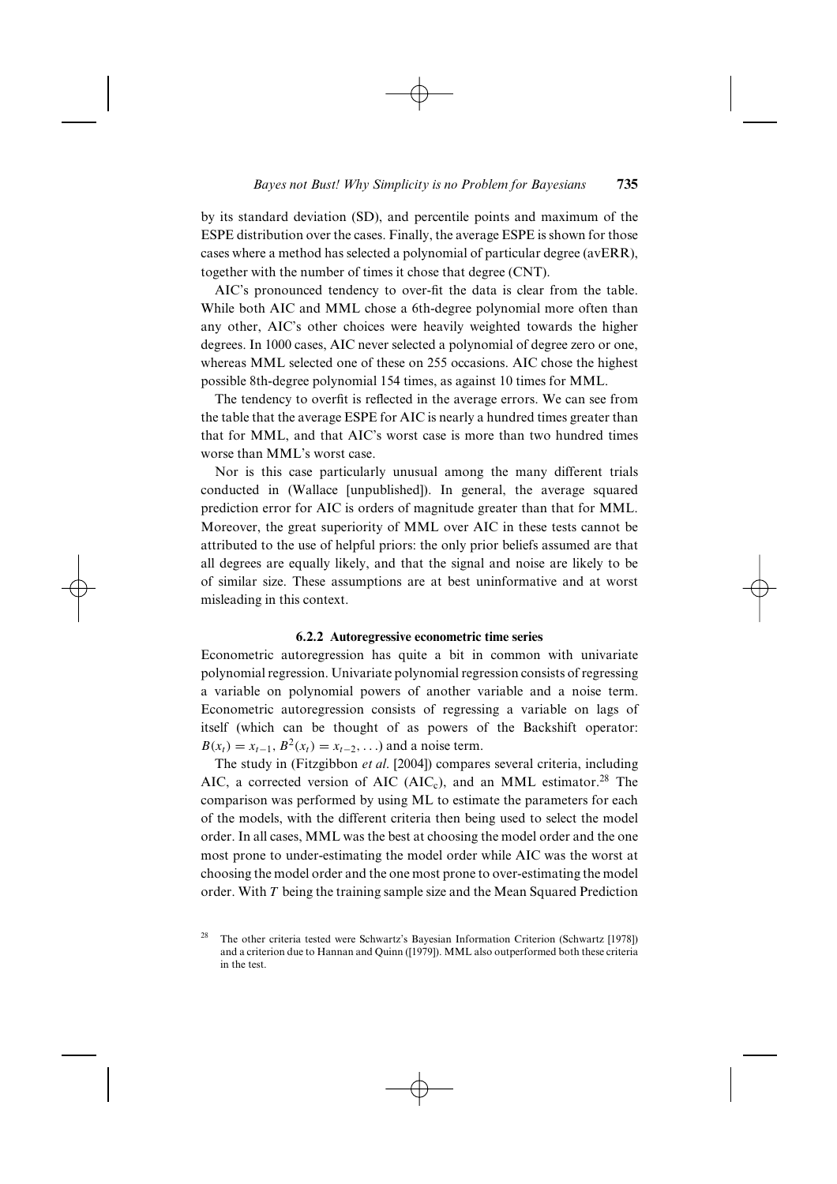by its standard deviation (SD), and percentile points and maximum of the ESPE distribution over the cases. Finally, the average ESPE is shown for those cases where a method has selected a polynomial of particular degree (avERR), together with the number of times it chose that degree (CNT).

AIC's pronounced tendency to over-fit the data is clear from the table. While both AIC and MML chose a 6th-degree polynomial more often than any other, AIC's other choices were heavily weighted towards the higher degrees. In 1000 cases, AIC never selected a polynomial of degree zero or one, whereas MML selected one of these on 255 occasions. AIC chose the highest possible 8th-degree polynomial 154 times, as against 10 times for MML.

The tendency to overfit is reflected in the average errors. We can see from the table that the average ESPE for AIC is nearly a hundred times greater than that for MML, and that AIC's worst case is more than two hundred times worse than MML's worst case.

Nor is this case particularly unusual among the many different trials conducted in (Wallace [unpublished]). In general, the average squared prediction error for AIC is orders of magnitude greater than that for MML. Moreover, the great superiority of MML over AIC in these tests cannot be attributed to the use of helpful priors: the only prior beliefs assumed are that all degrees are equally likely, and that the signal and noise are likely to be of similar size. These assumptions are at best uninformative and at worst misleading in this context.

#### 6.2.2 Autoregressive econometric time series

Econometric autoregression has quite a bit in common with univariate polynomial regression. Univariate polynomial regression consists of regressing a variable on polynomial powers of another variable and a noise term. Econometric autoregression consists of regressing a variable on lags of itself (which can be thought of as powers of the Backshift operator: $B(x_t) = x_{t-1}, B^2(x_t) = x_{t-2}, \ldots$) and a noise term.

The study in (Fitzgibbon *et al*. [2004]) compares several criteria, including AIC, a corrected version of AIC ($\mathrm{AIC_c}$), and an MML estimator.[28] The comparison was performed by using ML to estimate the parameters for each of the models, with the different criteria then being used to select the model order. In all cases, MML was the best at choosing the model order and the one most prone to under-estimating the model order while AIC was the worst at choosing the model order and the one most prone to over-estimating the model order. With $T$ being the training sample size and the Mean Squared Prediction

[28] The other criteria tested were Schwartz's Bayesian Information Criterion (Schwartz [1978]) and a criterion due to Hannan and Quinn ([1979]). MML also outperformed both these criteria in the test.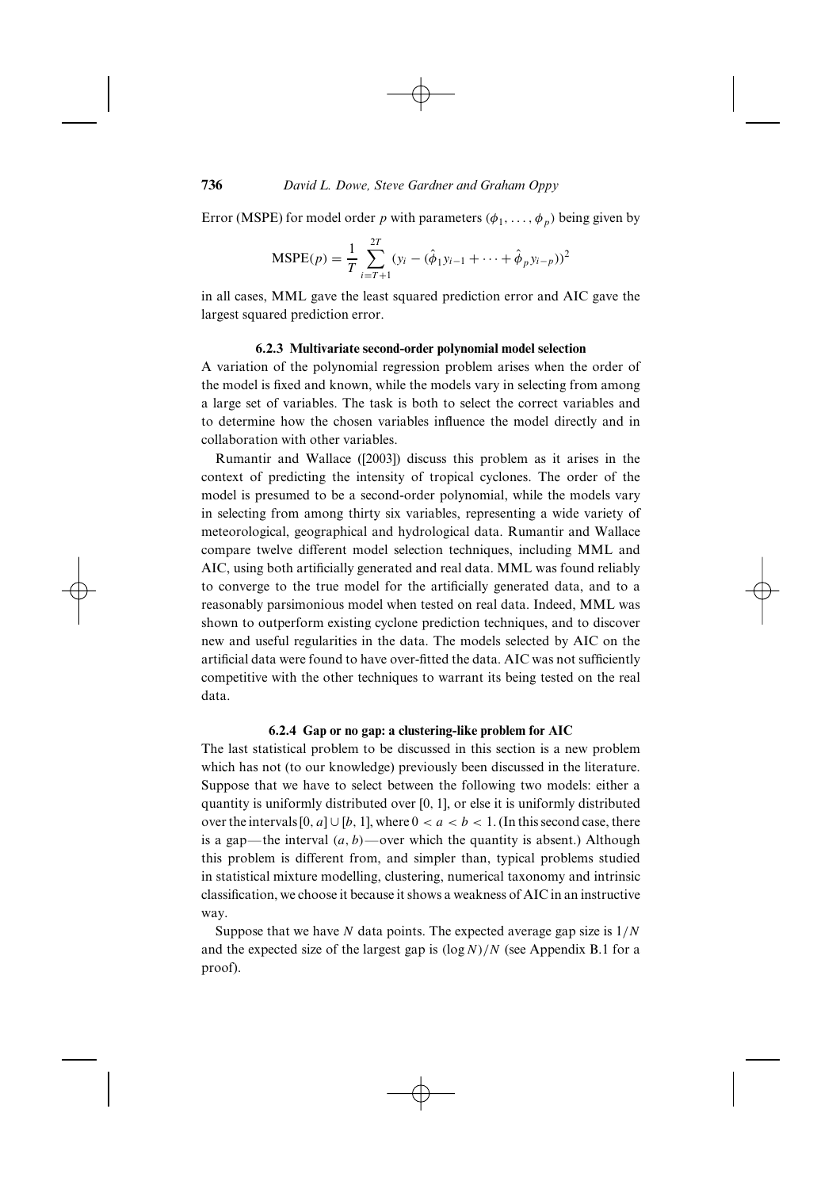Error (MSPE) for model order $p$ with parameters $(\phi_1, \ldots, \phi_p)$ being given by

$$\text{MSPE}(p) = \frac{1}{T} \sum_{i=T+1}^{2T} (y_i - (\hat{\phi}_1 y_{i-1} + \cdots + \hat{\phi}_p y_{i-p}))^2$$

in all cases, MML gave the least squared prediction error and AIC gave the largest squared prediction error.

#### 6.2.3 Multivariate second-order polynomial model selection

A variation of the polynomial regression problem arises when the order of the model is fixed and known, while the models vary in selecting from among a large set of variables. The task is both to select the correct variables and to determine how the chosen variables influence the model directly and in collaboration with other variables.

Rumantir and Wallace ([2003]) discuss this problem as it arises in the context of predicting the intensity of tropical cyclones. The order of the model is presumed to be a second-order polynomial, while the models vary in selecting from among thirty six variables, representing a wide variety of meteorological, geographical and hydrological data. Rumantir and Wallace compare twelve different model selection techniques, including MML and AIC, using both artificially generated and real data. MML was found reliably to converge to the true model for the artificially generated data, and to a reasonably parsimonious model when tested on real data. Indeed, MML was shown to outperform existing cyclone prediction techniques, and to discover new and useful regularities in the data. The models selected by AIC on the artificial data were found to have over-fitted the data. AIC was not sufficiently competitive with the other techniques to warrant its being tested on the real data.

#### 6.2.4 Gap or no gap: a clustering-like problem for AIC

The last statistical problem to be discussed in this section is a new problem which has not (to our knowledge) previously been discussed in the literature. Suppose that we have to select between the following two models: either a quantity is uniformly distributed over $[0, 1]$, or else it is uniformly distributed over the intervals $[0, a] \cup [b, 1]$, where $0 < a < b < 1$. (In this second case, there is a gap—the interval $(a, b)$—over which the quantity is absent.) Although this problem is different from, and simpler than, typical problems studied in statistical mixture modelling, clustering, numerical taxonomy and intrinsic classification, we choose it because it shows a weakness of AIC in an instructive way.

Suppose that we have $N$ data points. The expected average gap size is $1/N$ and the expected size of the largest gap is $(\log N)/N$ (see Appendix B.1 for a proof).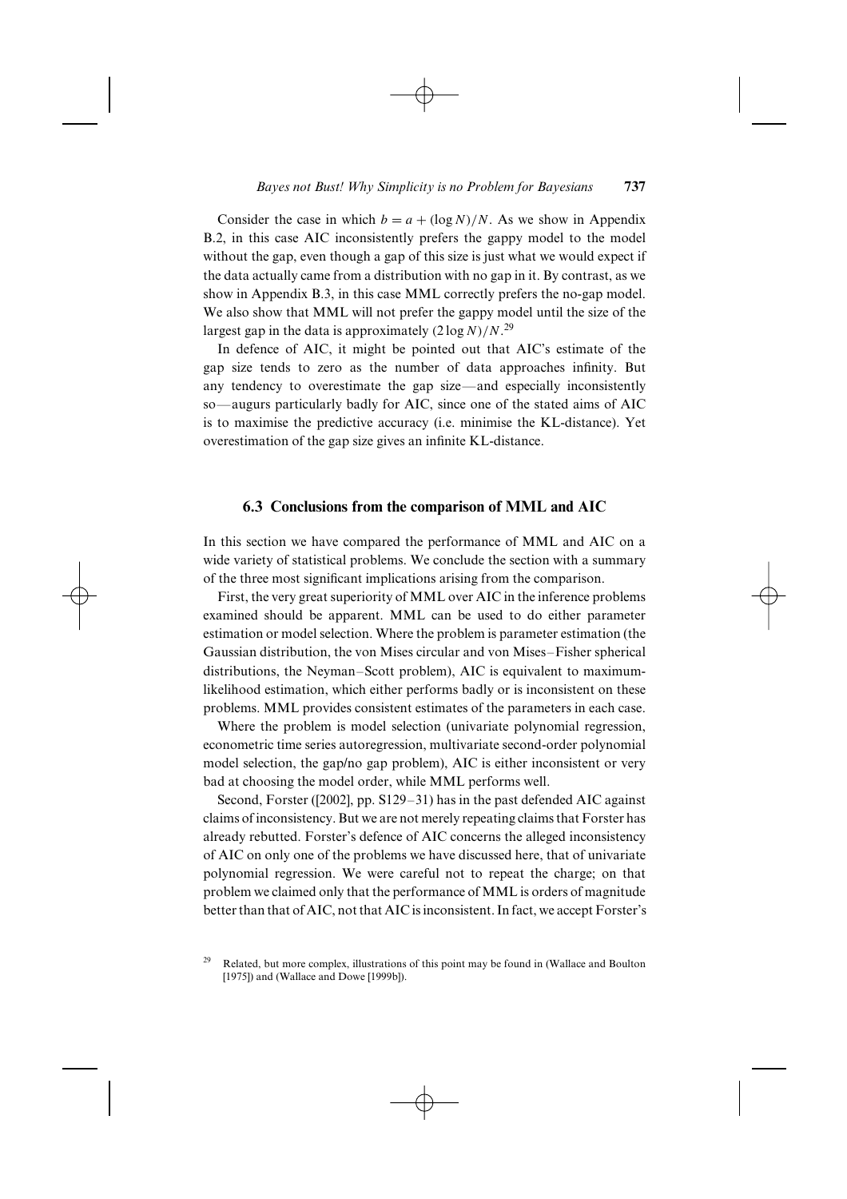Consider the case in which $b = a + (\log N)/N$. As we show in Appendix B.2, in this case AIC inconsistently prefers the gappy model to the model without the gap, even though a gap of this size is just what we would expect if the data actually came from a distribution with no gap in it. By contrast, as we show in Appendix B.3, in this case MML correctly prefers the no-gap model. We also show that MML will not prefer the gappy model until the size of the largest gap in the data is approximately $(2 \log N)/N$.[29]

In defence of AIC, it might be pointed out that AIC's estimate of the gap size tends to zero as the number of data approaches infinity. But any tendency to overestimate the gap size—and especially inconsistently so—augurs particularly badly for AIC, since one of the stated aims of AIC is to maximise the predictive accuracy (i.e. minimise the KL-distance). Yet overestimation of the gap size gives an infinite KL-distance.

### 6.3 Conclusions from the comparison of MML and AIC

In this section we have compared the performance of MML and AIC on a wide variety of statistical problems. We conclude the section with a summary of the three most significant implications arising from the comparison.

First, the very great superiority of MML over AIC in the inference problems examined should be apparent. MML can be used to do either parameter estimation or model selection. Where the problem is parameter estimation (the Gaussian distribution, the von Mises circular and von Mises–Fisher spherical distributions, the Neyman–Scott problem), AIC is equivalent to maximum-likelihood estimation, which either performs badly or is inconsistent on these problems. MML provides consistent estimates of the parameters in each case.

Where the problem is model selection (univariate polynomial regression, econometric time series autoregression, multivariate second-order polynomial model selection, the gap/no gap problem), AIC is either inconsistent or very bad at choosing the model order, while MML performs well.

Second, Forster ([2002], pp. S129–31) has in the past defended AIC against claims of inconsistency. But we are not merely repeating claims that Forster has already rebutted. Forster's defence of AIC concerns the alleged inconsistency of AIC on only one of the problems we have discussed here, that of univariate polynomial regression. We were careful not to repeat the charge; on that problem we claimed only that the performance of MML is orders of magnitude better than that of AIC, not that AIC is inconsistent. In fact, we accept Forster's

[29] Related, but more complex, illustrations of this point may be found in (Wallace and Boulton [1975]) and (Wallace and Dowe [1999b]).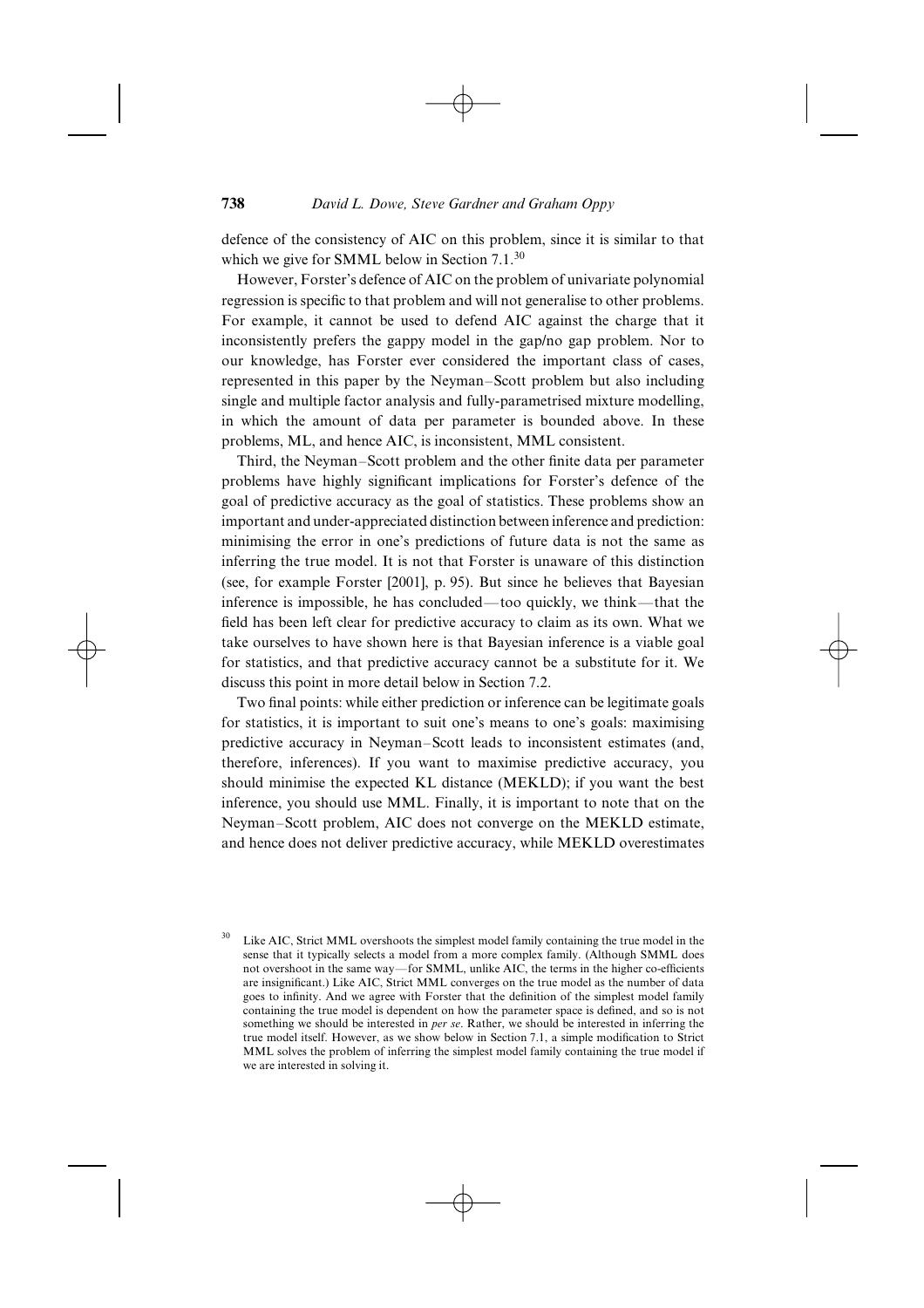defence of the consistency of AIC on this problem, since it is similar to that which we give for SMML below in Section 7.1.[30]

However, Forster's defence of AIC on the problem of univariate polynomial regression is specific to that problem and will not generalise to other problems. For example, it cannot be used to defend AIC against the charge that it inconsistently prefers the gappy model in the gap/no gap problem. Nor to our knowledge, has Forster ever considered the important class of cases, represented in this paper by the Neyman–Scott problem but also including single and multiple factor analysis and fully-parametrised mixture modelling, in which the amount of data per parameter is bounded above. In these problems, ML, and hence AIC, is inconsistent, MML consistent.

Third, the Neyman–Scott problem and the other finite data per parameter problems have highly significant implications for Forster's defence of the goal of predictive accuracy as the goal of statistics. These problems show an important and under-appreciated distinction between inference and prediction: minimising the error in one's predictions of future data is not the same as inferring the true model. It is not that Forster is unaware of this distinction (see, for example Forster [2001], p. 95). But since he believes that Bayesian inference is impossible, he has concluded—too quickly, we think—that the field has been left clear for predictive accuracy to claim as its own. What we take ourselves to have shown here is that Bayesian inference is a viable goal for statistics, and that predictive accuracy cannot be a substitute for it. We discuss this point in more detail below in Section 7.2.

Two final points: while either prediction or inference can be legitimate goals for statistics, it is important to suit one's means to one's goals: maximising predictive accuracy in Neyman–Scott leads to inconsistent estimates (and, therefore, inferences). If you want to maximise predictive accuracy, you should minimise the expected KL distance (MEKLD); if you want the best inference, you should use MML. Finally, it is important to note that on the Neyman–Scott problem, AIC does not converge on the MEKLD estimate, and hence does not deliver predictive accuracy, while MEKLD overestimates

[30] Like AIC, Strict MML overshoots the simplest model family containing the true model in the sense that it typically selects a model from a more complex family. (Although SMML does not overshoot in the same way—for SMML, unlike AIC, the terms in the higher co-efficients are insignificant.) Like AIC, Strict MML converges on the true model as the number of data goes to infinity. And we agree with Forster that the definition of the simplest model family containing the true model is dependent on how the parameter space is defined, and so is not something we should be interested in *per se*. Rather, we should be interested in inferring the true model itself. However, as we show below in Section 7.1, a simple modification to Strict MML solves the problem of inferring the simplest model family containing the true model if we are interested in solving it.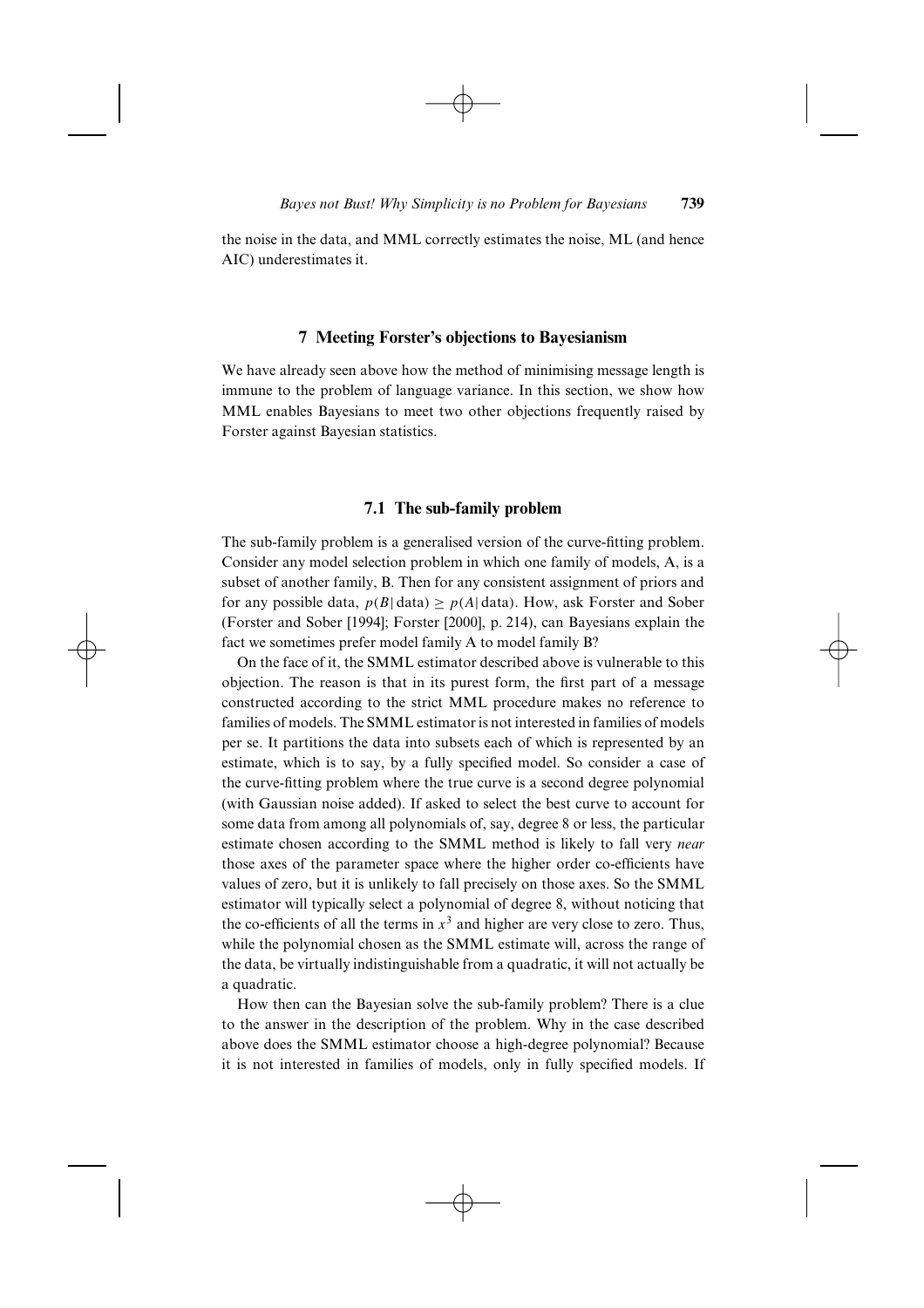the noise in the data, and MML correctly estimates the noise, ML (and hence AIC) underestimates it.

## 7 Meeting Forster's objections to Bayesianism

We have already seen above how the method of minimising message length is immune to the problem of language variance. In this section, we show how MML enables Bayesians to meet two other objections frequently raised by Forster against Bayesian statistics.

### 7.1 The sub-family problem

The sub-family problem is a generalised version of the curve-fitting problem. Consider any model selection problem in which one family of models, A, is a subset of another family, B. Then for any consistent assignment of priors and for any possible data, $p(B|\,\text{data}) \geq p(A|\,\text{data})$. How, ask Forster and Sober (Forster and Sober [1994]; Forster [2000], p. 214), can Bayesians explain the fact we sometimes prefer model family A to model family B?

On the face of it, the SMML estimator described above is vulnerable to this objection. The reason is that in its purest form, the first part of a message constructed according to the strict MML procedure makes no reference to families of models. The SMML estimator is not interested in families of models per se. It partitions the data into subsets each of which is represented by an estimate, which is to say, by a fully specified model. So consider a case of the curve-fitting problem where the true curve is a second degree polynomial (with Gaussian noise added). If asked to select the best curve to account for some data from among all polynomials of, say, degree 8 or less, the particular estimate chosen according to the SMML method is likely to fall very *near* those axes of the parameter space where the higher order co-efficients have values of zero, but it is unlikely to fall precisely on those axes. So the SMML estimator will typically select a polynomial of degree 8, without noticing that the co-efficients of all the terms in $x^3$ and higher are very close to zero. Thus, while the polynomial chosen as the SMML estimate will, across the range of the data, be virtually indistinguishable from a quadratic, it will not actually be a quadratic.

How then can the Bayesian solve the sub-family problem? There is a clue to the answer in the description of the problem. Why in the case described above does the SMML estimator choose a high-degree polynomial? Because it is not interested in families of models, only in fully specified models. If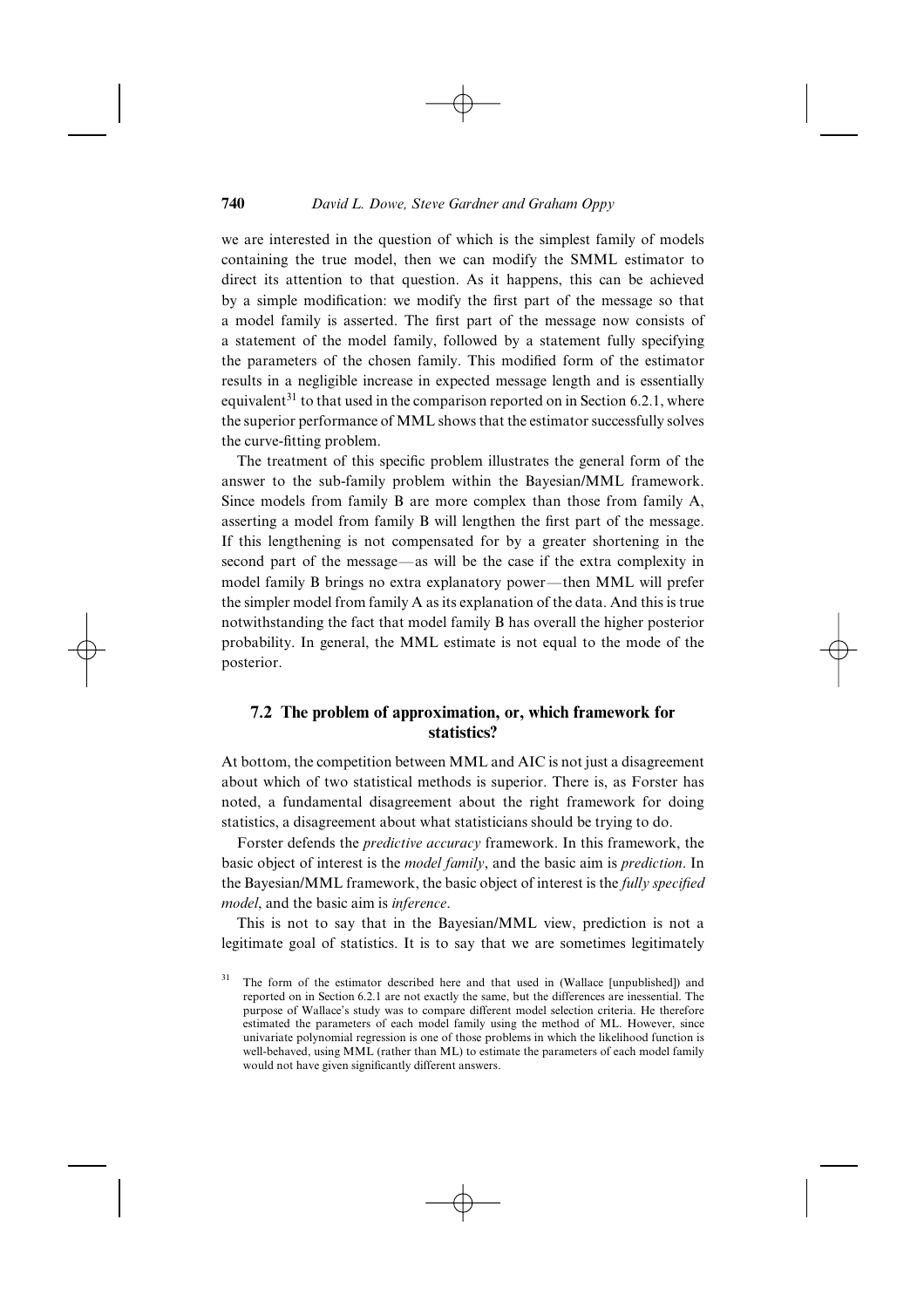we are interested in the question of which is the simplest family of models containing the true model, then we can modify the SMML estimator to direct its attention to that question. As it happens, this can be achieved by a simple modification: we modify the first part of the message so that a model family is asserted. The first part of the message now consists of a statement of the model family, followed by a statement fully specifying the parameters of the chosen family. This modified form of the estimator results in a negligible increase in expected message length and is essentially equivalent[31] to that used in the comparison reported on in Section 6.2.1, where the superior performance of MML shows that the estimator successfully solves the curve-fitting problem.

The treatment of this specific problem illustrates the general form of the answer to the sub-family problem within the Bayesian/MML framework. Since models from family B are more complex than those from family A, asserting a model from family B will lengthen the first part of the message. If this lengthening is not compensated for by a greater shortening in the second part of the message—as will be the case if the extra complexity in model family B brings no extra explanatory power—then MML will prefer the simpler model from family A as its explanation of the data. And this is true notwithstanding the fact that model family B has overall the higher posterior probability. In general, the MML estimate is not equal to the mode of the posterior.

## 7.2 The problem of approximation, or, which framework for statistics?

At bottom, the competition between MML and AIC is not just a disagreement about which of two statistical methods is superior. There is, as Forster has noted, a fundamental disagreement about the right framework for doing statistics, a disagreement about what statisticians should be trying to do.

Forster defends the *predictive accuracy* framework. In this framework, the basic object of interest is the *model family*, and the basic aim is *prediction*. In the Bayesian/MML framework, the basic object of interest is the *fully specified model*, and the basic aim is *inference*.

This is not to say that in the Bayesian/MML view, prediction is not a legitimate goal of statistics. It is to say that we are sometimes legitimately

[31] The form of the estimator described here and that used in (Wallace [unpublished]) and reported on in Section 6.2.1 are not exactly the same, but the differences are inessential. The purpose of Wallace's study was to compare different model selection criteria. He therefore estimated the parameters of each model family using the method of ML. However, since univariate polynomial regression is one of those problems in which the likelihood function is well-behaved, using MML (rather than ML) to estimate the parameters of each model family would not have given significantly different answers.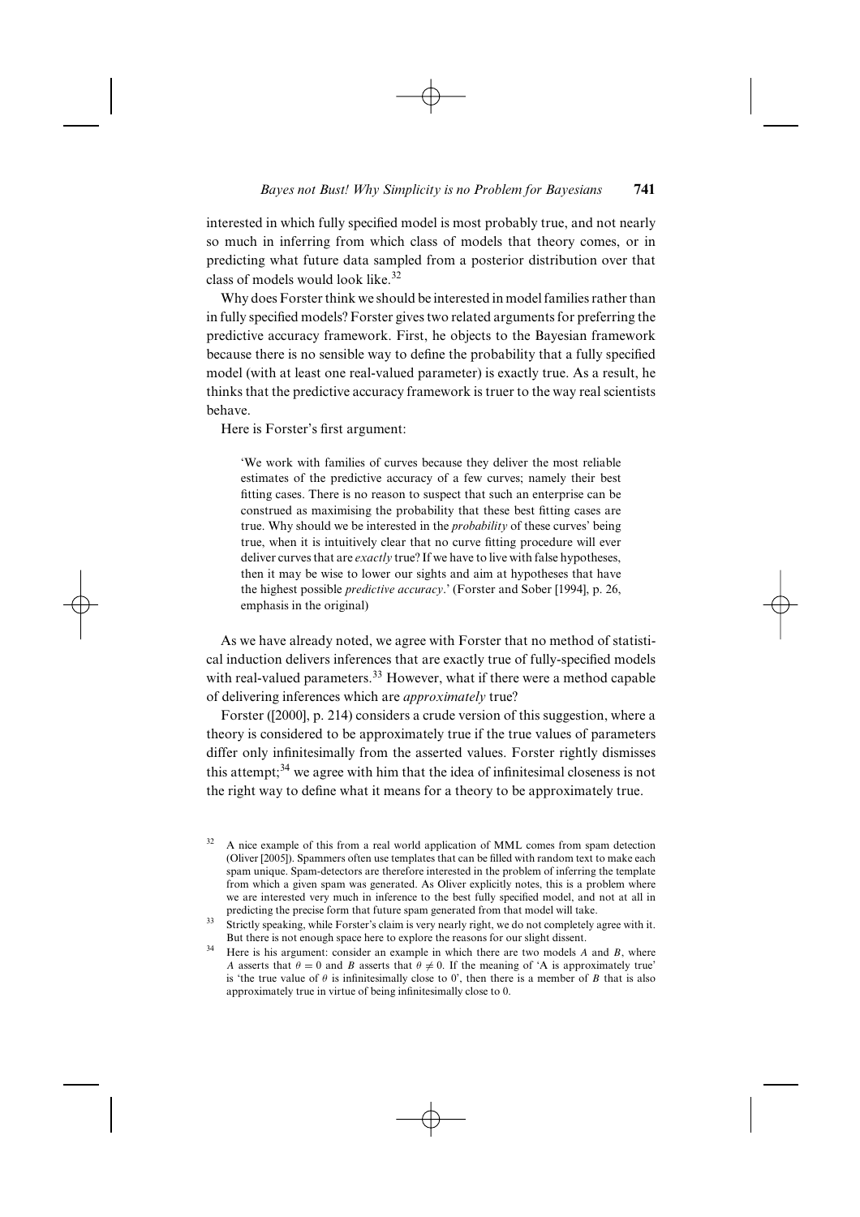interested in which fully specified model is most probably true, and not nearly so much in inferring from which class of models that theory comes, or in predicting what future data sampled from a posterior distribution over that class of models would look like.[32]

Why does Forster think we should be interested in model families rather than in fully specified models? Forster gives two related arguments for preferring the predictive accuracy framework. First, he objects to the Bayesian framework because there is no sensible way to define the probability that a fully specified model (with at least one real-valued parameter) is exactly true. As a result, he thinks that the predictive accuracy framework is truer to the way real scientists behave.

Here is Forster's first argument:

> 'We work with families of curves because they deliver the most reliable estimates of the predictive accuracy of a few curves; namely their best fitting cases. There is no reason to suspect that such an enterprise can be construed as maximising the probability that these best fitting cases are true. Why should we be interested in the *probability* of these curves' being true, when it is intuitively clear that no curve fitting procedure will ever deliver curves that are *exactly* true? If we have to live with false hypotheses, then it may be wise to lower our sights and aim at hypotheses that have the highest possible *predictive accuracy*.' (Forster and Sober [1994], p. 26, emphasis in the original)

As we have already noted, we agree with Forster that no method of statistical induction delivers inferences that are exactly true of fully-specified models with real-valued parameters.[33] However, what if there were a method capable of delivering inferences which are *approximately* true?

Forster ([2000], p. 214) considers a crude version of this suggestion, where a theory is considered to be approximately true if the true values of parameters differ only infinitesimally from the asserted values. Forster rightly dismisses this attempt;[34] we agree with him that the idea of infinitesimal closeness is not the right way to define what it means for a theory to be approximately true.

[32] A nice example of this from a real world application of MML comes from spam detection (Oliver [2005]). Spammers often use templates that can be filled with random text to make each spam unique. Spam-detectors are therefore interested in the problem of inferring the template from which a given spam was generated. As Oliver explicitly notes, this is a problem where we are interested very much in inference to the best fully specified model, and not at all in predicting the precise form that future spam generated from that model will take.

[33] Strictly speaking, while Forster's claim is very nearly right, we do not completely agree with it. But there is not enough space here to explore the reasons for our slight dissent.

[34] Here is his argument: consider an example in which there are two models $A$ and $B$, where $A$ asserts that $\theta = 0$ and $B$ asserts that $\theta \neq 0$. If the meaning of 'A is approximately true' is 'the true value of $\theta$ is infinitesimally close to 0', then there is a member of $B$ that is also approximately true in virtue of being infinitesimally close to 0.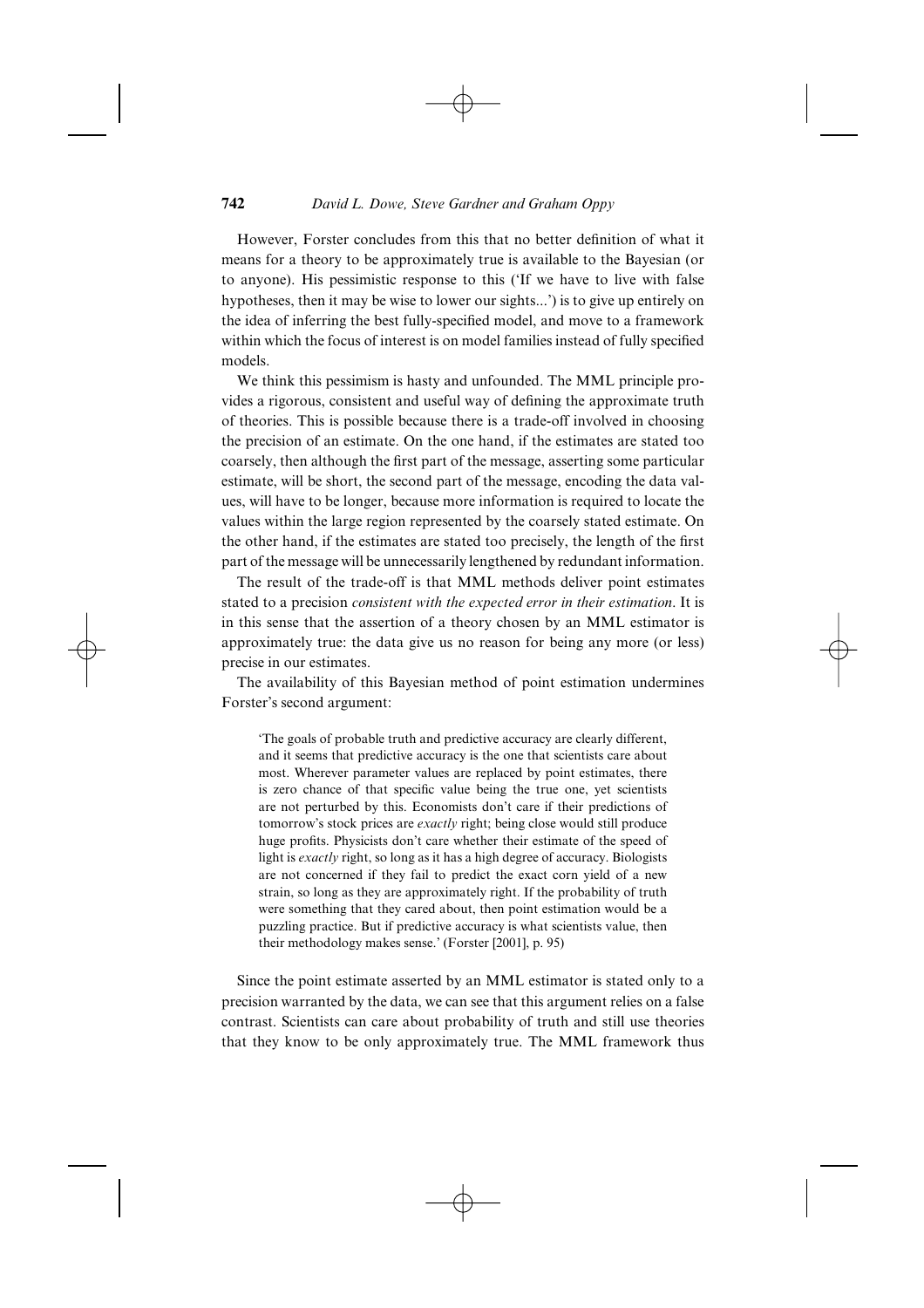However, Forster concludes from this that no better definition of what it means for a theory to be approximately true is available to the Bayesian (or to anyone). His pessimistic response to this ('If we have to live with false hypotheses, then it may be wise to lower our sights...') is to give up entirely on the idea of inferring the best fully-specified model, and move to a framework within which the focus of interest is on model families instead of fully specified models.

We think this pessimism is hasty and unfounded. The MML principle provides a rigorous, consistent and useful way of defining the approximate truth of theories. This is possible because there is a trade-off involved in choosing the precision of an estimate. On the one hand, if the estimates are stated too coarsely, then although the first part of the message, asserting some particular estimate, will be short, the second part of the message, encoding the data values, will have to be longer, because more information is required to locate the values within the large region represented by the coarsely stated estimate. On the other hand, if the estimates are stated too precisely, the length of the first part of the message will be unnecessarily lengthened by redundant information.

The result of the trade-off is that MML methods deliver point estimates stated to a precision *consistent with the expected error in their estimation*. It is in this sense that the assertion of a theory chosen by an MML estimator is approximately true: the data give us no reason for being any more (or less) precise in our estimates.

The availability of this Bayesian method of point estimation undermines Forster's second argument:

> 'The goals of probable truth and predictive accuracy are clearly different, and it seems that predictive accuracy is the one that scientists care about most. Wherever parameter values are replaced by point estimates, there is zero chance of that specific value being the true one, yet scientists are not perturbed by this. Economists don't care if their predictions of tomorrow's stock prices are *exactly* right; being close would still produce huge profits. Physicists don't care whether their estimate of the speed of light is *exactly* right, so long as it has a high degree of accuracy. Biologists are not concerned if they fail to predict the exact corn yield of a new strain, so long as they are approximately right. If the probability of truth were something that they cared about, then point estimation would be a puzzling practice. But if predictive accuracy is what scientists value, then their methodology makes sense.' (Forster [2001], p. 95)

Since the point estimate asserted by an MML estimator is stated only to a precision warranted by the data, we can see that this argument relies on a false contrast. Scientists can care about probability of truth and still use theories that they know to be only approximately true. The MML framework thus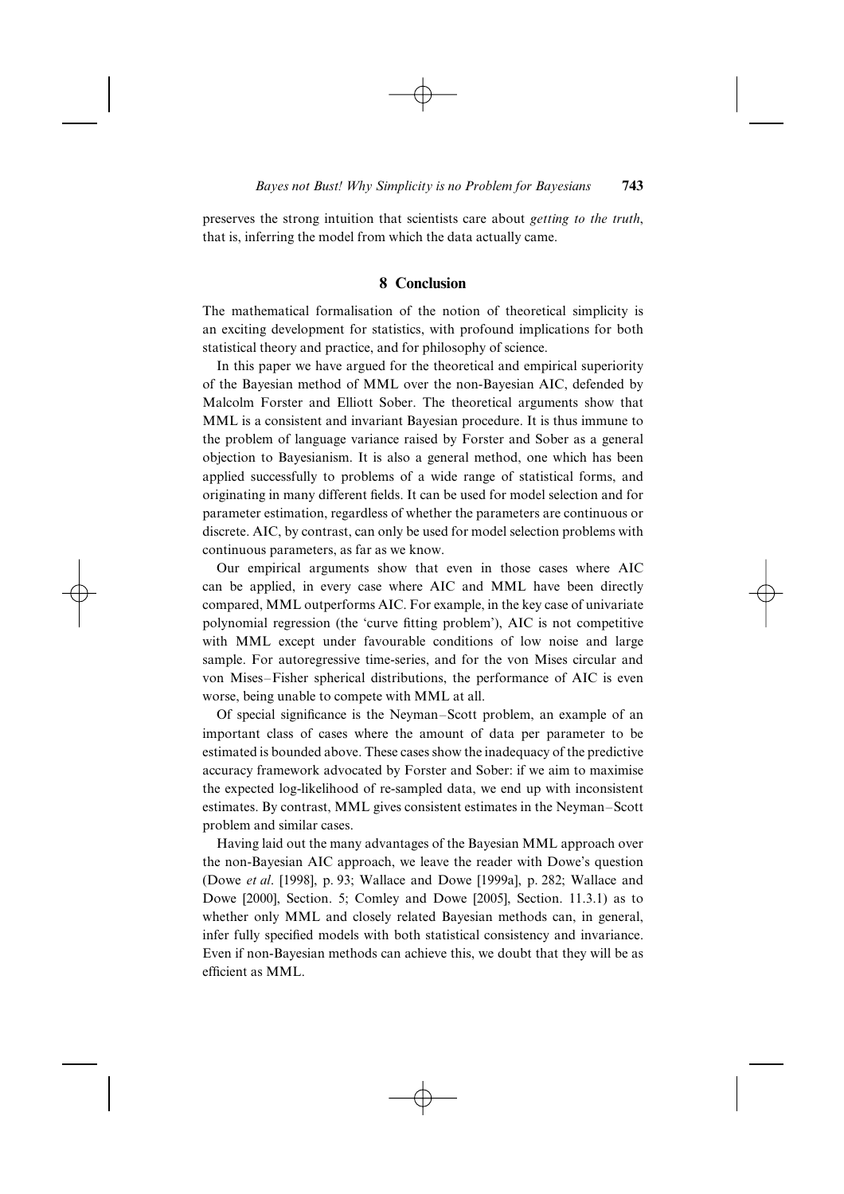preserves the strong intuition that scientists care about *getting to the truth*, that is, inferring the model from which the data actually came.

## 8 Conclusion

The mathematical formalisation of the notion of theoretical simplicity is an exciting development for statistics, with profound implications for both statistical theory and practice, and for philosophy of science.

In this paper we have argued for the theoretical and empirical superiority of the Bayesian method of MML over the non-Bayesian AIC, defended by Malcolm Forster and Elliott Sober. The theoretical arguments show that MML is a consistent and invariant Bayesian procedure. It is thus immune to the problem of language variance raised by Forster and Sober as a general objection to Bayesianism. It is also a general method, one which has been applied successfully to problems of a wide range of statistical forms, and originating in many different fields. It can be used for model selection and for parameter estimation, regardless of whether the parameters are continuous or discrete. AIC, by contrast, can only be used for model selection problems with continuous parameters, as far as we know.

Our empirical arguments show that even in those cases where AIC can be applied, in every case where AIC and MML have been directly compared, MML outperforms AIC. For example, in the key case of univariate polynomial regression (the 'curve fitting problem'), AIC is not competitive with MML except under favourable conditions of low noise and large sample. For autoregressive time-series, and for the von Mises circular and von Mises–Fisher spherical distributions, the performance of AIC is even worse, being unable to compete with MML at all.

Of special significance is the Neyman–Scott problem, an example of an important class of cases where the amount of data per parameter to be estimated is bounded above. These cases show the inadequacy of the predictive accuracy framework advocated by Forster and Sober: if we aim to maximise the expected log-likelihood of re-sampled data, we end up with inconsistent estimates. By contrast, MML gives consistent estimates in the Neyman–Scott problem and similar cases.

Having laid out the many advantages of the Bayesian MML approach over the non-Bayesian AIC approach, we leave the reader with Dowe's question (Dowe *et al*. [1998], p. 93; Wallace and Dowe [1999a], p. 282; Wallace and Dowe [2000], Section. 5; Comley and Dowe [2005], Section. 11.3.1) as to whether only MML and closely related Bayesian methods can, in general, infer fully specified models with both statistical consistency and invariance. Even if non-Bayesian methods can achieve this, we doubt that they will be as efficient as MML.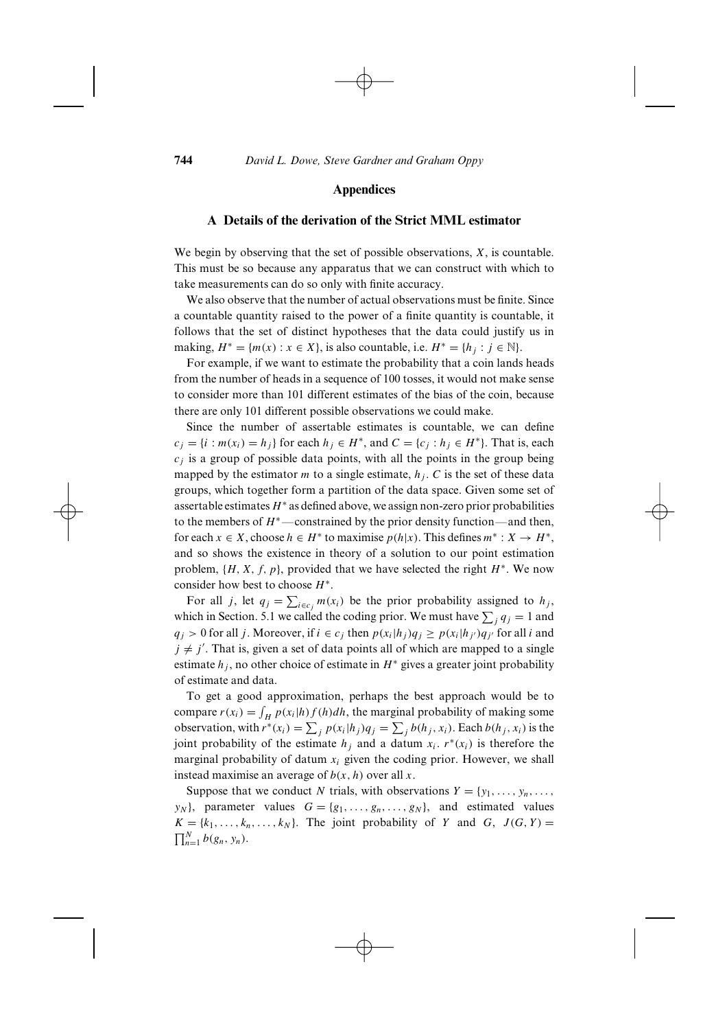## Appendices

### A Details of the derivation of the Strict MML estimator

We begin by observing that the set of possible observations, $X$, is countable. This must be so because any apparatus that we can construct with which to take measurements can do so only with finite accuracy.

We also observe that the number of actual observations must be finite. Since a countable quantity raised to the power of a finite quantity is countable, it follows that the set of distinct hypotheses that the data could justify us in making, $H^* = \{m(x) : x \in X\}$, is also countable, i.e. $H^* = \{h_j : j \in \mathbb{N}\}$.

For example, if we want to estimate the probability that a coin lands heads from the number of heads in a sequence of 100 tosses, it would not make sense to consider more than 101 different estimates of the bias of the coin, because there are only 101 different possible observations we could make.

Since the number of assertable estimates is countable, we can define $c_j = \{i : m(x_i) = h_j\}$ for each $h_j \in H^*$, and $C = \{c_j : h_j \in H^*\}$. That is, each $c_j$ is a group of possible data points, with all the points in the group being mapped by the estimator $m$ to a single estimate, $h_j$. $C$ is the set of these data groups, which together form a partition of the data space. Given some set of assertable estimates $H^*$ as defined above, we assign non-zero prior probabilities to the members of $H^*$—constrained by the prior density function—and then, for each $x \in X$, choose $h \in H^*$ to maximise $p(h|x)$. This defines $m^* : X \to H^*$, and so shows the existence in theory of a solution to our point estimation problem, $\{H, X, f, p\}$, provided that we have selected the right $H^*$. We now consider how best to choose $H^*$.

For all $j$, let $q_j = \sum_{i \in c_j} m(x_i)$ be the prior probability assigned to $h_j$, which in Section. 5.1 we called the coding prior. We must have $\sum_j q_j = 1$ and $q_j > 0$ for all $j$. Moreover, if $i \in c_j$ then $p(x_i|h_j)q_j \geq p(x_i|h_{j'})q_{j'}$ for all $i$ and $j \neq j'$. That is, given a set of data points all of which are mapped to a single estimate $h_j$, no other choice of estimate in $H^*$ gives a greater joint probability of estimate and data.

To get a good approximation, perhaps the best approach would be to compare $r(x_i) = \int_H p(x_i|h) f(h) dh$, the marginal probability of making some observation, with $r^*(x_i) = \sum_j p(x_i|h_j)q_j = \sum_j b(h_j, x_i)$. Each $b(h_j, x_i)$ is the joint probability of the estimate $h_j$ and a datum $x_i$. $r^*(x_i)$ is therefore the marginal probability of datum $x_i$ given the coding prior. However, we shall instead maximise an average of $b(x, h)$ over all $x$.

Suppose that we conduct $N$ trials, with observations $Y = \{y_1, \ldots, y_n, \ldots, y_N\}$, parameter values $G = \{g_1, \ldots, g_n, \ldots, g_N\}$, and estimated values $K = \{k_1, \ldots, k_n, \ldots, k_N\}$. The joint probability of $Y$ and $G$, $J(G, Y) = \prod_{n=1}^{N} b(g_n, y_n)$.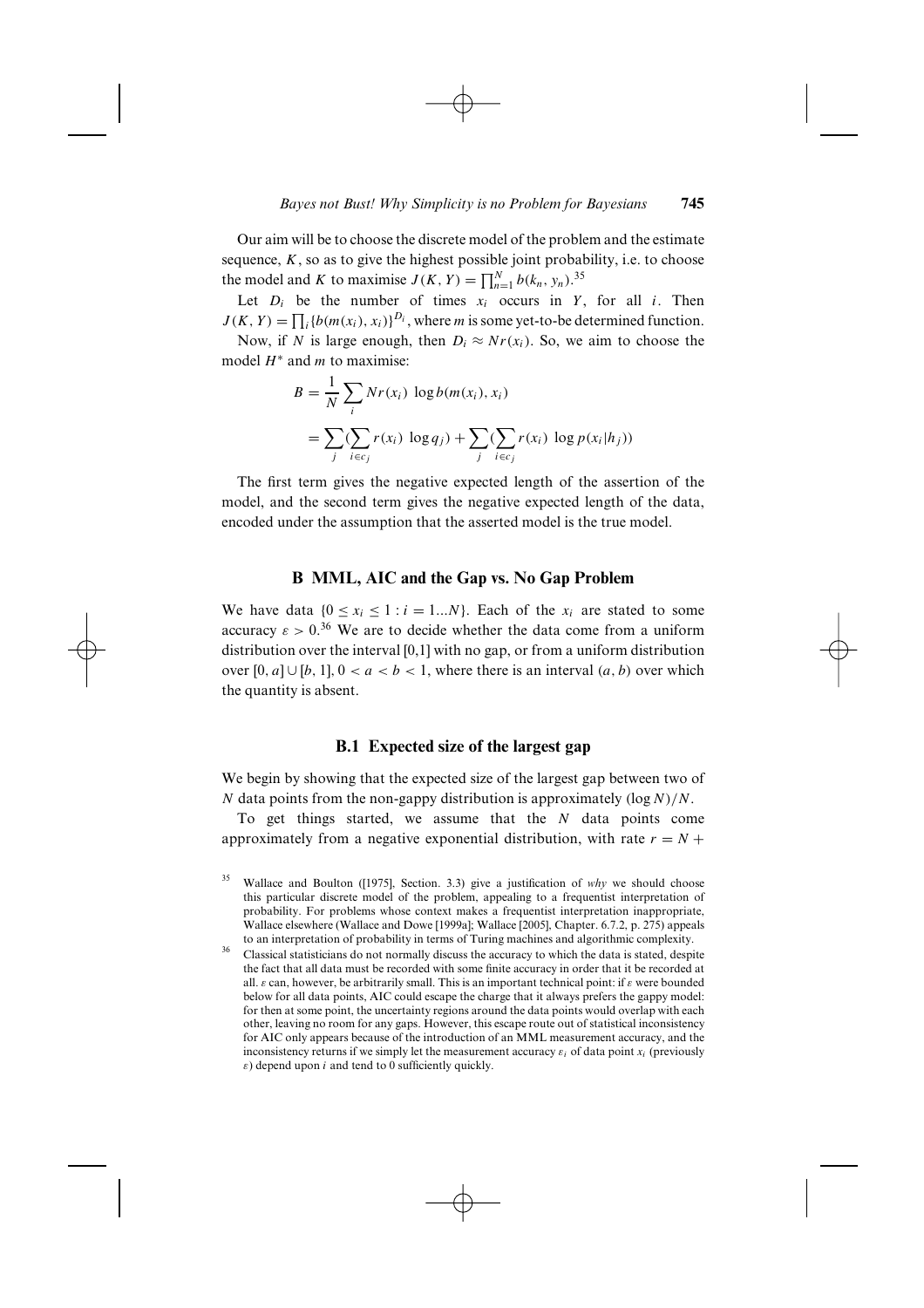Our aim will be to choose the discrete model of the problem and the estimate sequence, $K$, so as to give the highest possible joint probability, i.e. to choose the model and $K$ to maximise $J(K, Y) = \prod_{n=1}^{N} b(k_n, y_n)$.[35]

Let $D_i$ be the number of times $x_i$ occurs in $Y$, for all $i$. Then $J(K, Y) = \prod_i \{b(m(x_i), x_i)\}^{D_i}$, where $m$ is some yet-to-be determined function.

Now, if $N$ is large enough, then $D_i \approx Nr(x_i)$. So, we aim to choose the model $H^*$ and $m$ to maximise:

$$B = \frac{1}{N} \sum_i Nr(x_i) \, \log b(m(x_i), x_i)$$

$$= \sum_j (\sum_{i \in c_j} r(x_i) \, \log q_j) + \sum_j (\sum_{i \in c_j} r(x_i) \, \log p(x_i | h_j))$$

The first term gives the negative expected length of the assertion of the model, and the second term gives the negative expected length of the data, encoded under the assumption that the asserted model is the true model.

## B MML, AIC and the Gap vs. No Gap Problem

We have data $\{0 \leq x_i \leq 1 : i = 1...N\}$. Each of the $x_i$ are stated to some accuracy $\varepsilon > 0$.[36] We are to decide whether the data come from a uniform distribution over the interval [0,1] with no gap, or from a uniform distribution over $[0, a] \cup [b, 1]$, $0 < a < b < 1$, where there is an interval $(a, b)$ over which the quantity is absent.

### B.1 Expected size of the largest gap

We begin by showing that the expected size of the largest gap between two of $N$ data points from the non-gappy distribution is approximately $(\log N)/N$.

To get things started, we assume that the $N$ data points come approximately from a negative exponential distribution, with rate $r = N +$

---

[35] Wallace and Boulton ([1975], Section. 3.3) give a justification of *why* we should choose this particular discrete model of the problem, appealing to a frequentist interpretation of probability. For problems whose context makes a frequentist interpretation inappropriate, Wallace elsewhere (Wallace and Dowe [1999a]; Wallace [2005], Chapter. 6.7.2, p. 275) appeals to an interpretation of probability in terms of Turing machines and algorithmic complexity.

[36] Classical statisticians do not normally discuss the accuracy to which the data is stated, despite the fact that all data must be recorded with some finite accuracy in order that it be recorded at all. $\varepsilon$ can, however, be arbitrarily small. This is an important technical point: if $\varepsilon$ were bounded below for all data points, AIC could escape the charge that it always prefers the gappy model: for then at some point, the uncertainty regions around the data points would overlap with each other, leaving no room for any gaps. However, this escape route out of statistical inconsistency for AIC only appears because of the introduction of an MML measurement accuracy, and the inconsistency returns if we simply let the measurement accuracy $\varepsilon_i$ of data point $x_i$ (previously $\varepsilon$) depend upon $i$ and tend to 0 sufficiently quickly.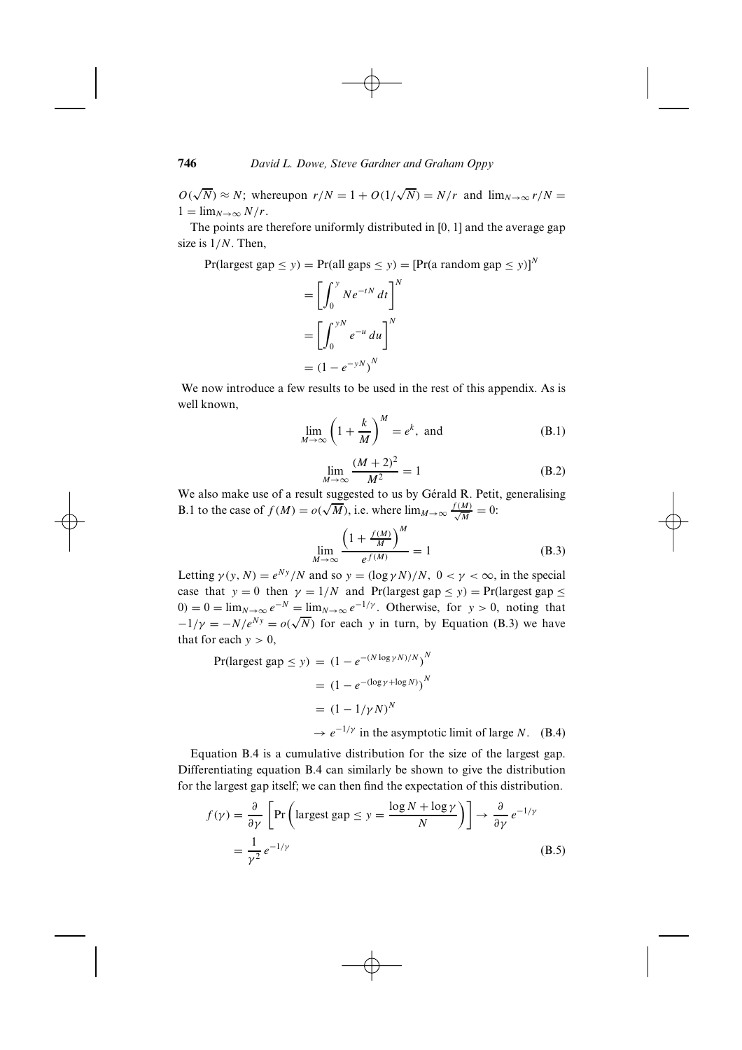$O(\sqrt{N}) \approx N$; whereupon $r/N = 1 + O(1/\sqrt{N}) = N/r$ and $\lim_{N\to\infty} r/N = 1 = \lim_{N\to\infty} N/r$.

The points are therefore uniformly distributed in [0, 1] and the average gap size is $1/N$. Then,

$$
\begin{aligned}
\Pr(\text{largest gap} \le y) = \Pr(\text{all gaps} \le y) &= [\Pr(\text{a random gap} \le y)]^N \\
&= \left[\int_0^y N e^{-tN}\, dt\right]^N \\
&= \left[\int_0^{yN} e^{-u}\, du\right]^N \\
&= (1 - e^{-yN})^N
\end{aligned}
$$

We now introduce a few results to be used in the rest of this appendix. As is well known,

$$
\lim_{M\to\infty}\left(1 + \frac{k}{M}\right)^M = e^k, \text{ and} \tag{B.1}
$$

$$
\lim_{M\to\infty}\frac{(M+2)^2}{M^2} = 1 \tag{B.2}
$$

We also make use of a result suggested to us by Gérald R. Petit, generalising B.1 to the case of $f(M) = o(\sqrt{M})$, i.e. where $\lim_{M\to\infty}\frac{f(M)}{\sqrt{M}} = 0$:

$$
\lim_{M\to\infty}\frac{\left(1 + \frac{f(M)}{M}\right)^M}{e^{f(M)}} = 1 \tag{B.3}
$$

Letting $\gamma(y, N) = e^{Ny}/N$ and so $y = (\log \gamma N)/N$, $0 < \gamma < \infty$, in the special case that $y = 0$ then $\gamma = 1/N$ and $\Pr(\text{largest gap} \le y) = \Pr(\text{largest gap} \le 0) = 0 = \lim_{N\to\infty} e^{-N} = \lim_{N\to\infty} e^{-1/\gamma}$. Otherwise, for $y > 0$, noting that $-1/\gamma = -N/e^{Ny} = o(\sqrt{N})$ for each $y$ in turn, by Equation (B.3) we have that for each $y > 0$,

$$
\begin{aligned}
\Pr(\text{largest gap} \le y) &= (1 - e^{-(N\log\gamma N)/N})^N \\
&= (1 - e^{-(\log\gamma + \log N)})^N \\
&= (1 - 1/\gamma N)^N \\
&\to e^{-1/\gamma} \text{ in the asymptotic limit of large } N.
\end{aligned} \tag{B.4}
$$

Equation B.4 is a cumulative distribution for the size of the largest gap. Differentiating equation B.4 can similarly be shown to give the distribution for the largest gap itself; we can then find the expectation of this distribution.

$$
\begin{aligned}
f(\gamma) &= \frac{\partial}{\partial\gamma}\left[\Pr\left(\text{largest gap} \le y = \frac{\log N + \log\gamma}{N}\right)\right] \to \frac{\partial}{\partial\gamma}\, e^{-1/\gamma} \\
&= \frac{1}{\gamma^2}\, e^{-1/\gamma}
\end{aligned} \tag{B.5}
$$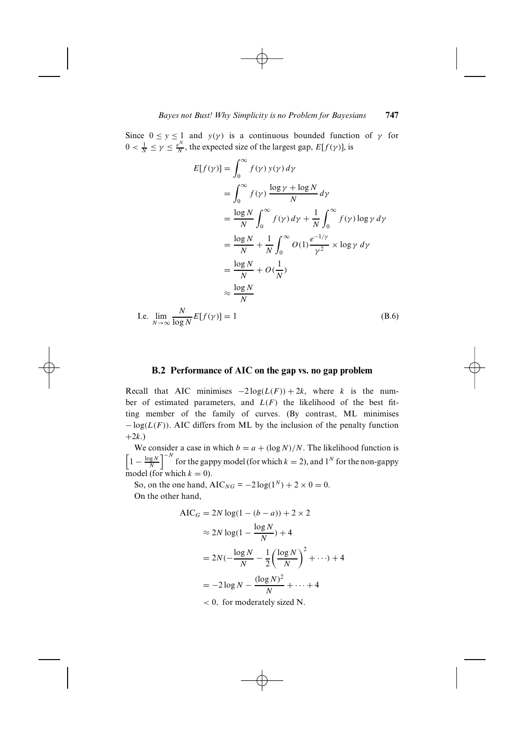Since $0 \leq y \leq 1$ and $y(\gamma)$ is a continuous bounded function of $\gamma$ for $0 < \frac{1}{N} \leq \gamma \leq \frac{e^N}{N}$, the expected size of the largest gap, $E[f(\gamma)]$, is

$$
\begin{aligned}
E[f(\gamma)] &= \int_0^\infty f(\gamma)\, y(\gamma)\, d\gamma \\
&= \int_0^\infty f(\gamma)\, \frac{\log \gamma + \log N}{N}\, d\gamma \\
&= \frac{\log N}{N} \int_0^\infty f(\gamma)\, d\gamma + \frac{1}{N} \int_0^\infty f(\gamma) \log \gamma \, d\gamma \\
&= \frac{\log N}{N} + \frac{1}{N} \int_0^\infty O(1) \frac{e^{-1/\gamma}}{\gamma^2} \times \log \gamma \; d\gamma \\
&= \frac{\log N}{N} + O(\frac{1}{N}) \\
&\approx \frac{\log N}{N}
\end{aligned}
$$

$$
\text{I.e. } \lim_{N \to \infty} \frac{N}{\log N} E[f(\gamma)] = 1 \tag{B.6}
$$

## B.2 Performance of AIC on the gap vs. no gap problem

Recall that AIC minimises $-2\log(L(F)) + 2k$, where $k$ is the number of estimated parameters, and $L(F)$ the likelihood of the best fitting member of the family of curves. (By contrast, ML minimises $-\log(L(F))$. AIC differs from ML by the inclusion of the penalty function $+2k$.)

We consider a case in which $b = a + (\log N)/N$. The likelihood function is $\left[1 - \frac{\log N}{N}\right]^{-N}$ for the gappy model (for which $k = 2$), and $1^N$ for the non-gappy model (for which $k = 0$).

So, on the one hand, $\text{AIC}_{NG} = -2\log(1^N) + 2 \times 0 = 0$.

On the other hand,

$$
\begin{aligned}
\text{AIC}_G &= 2N \log(1 - (b - a)) + 2 \times 2 \\
&\approx 2N \log(1 - \frac{\log N}{N}) + 4 \\
&= 2N(-\frac{\log N}{N} - \frac{1}{2}\left(\frac{\log N}{N}\right)^2 + \cdots) + 4 \\
&= -2\log N - \frac{(\log N)^2}{N} + \cdots + 4 \\
&< 0, \text{ for moderately sized N.}
\end{aligned}
$$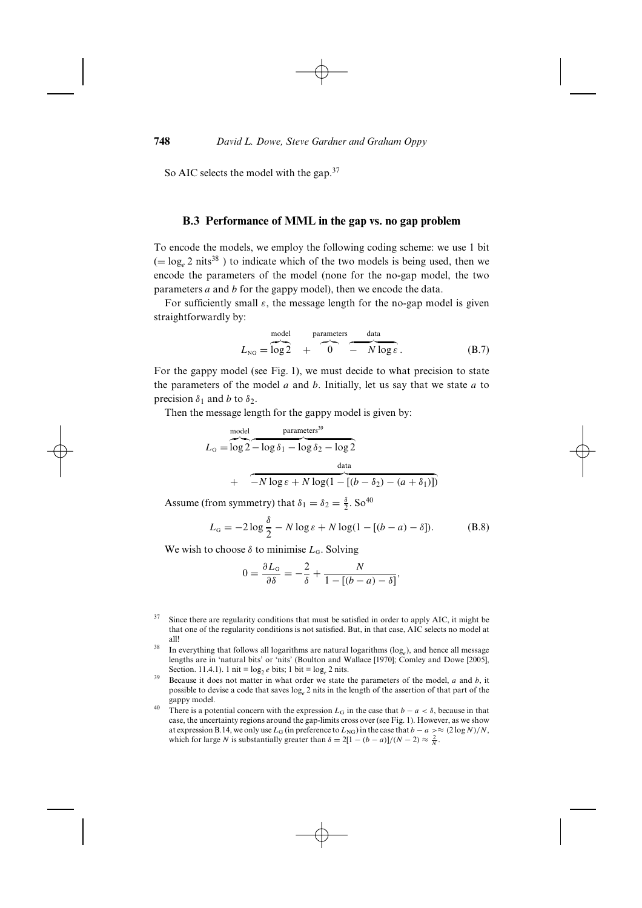So AIC selects the model with the gap.[37]

### B.3 Performance of MML in the gap vs. no gap problem

To encode the models, we employ the following coding scheme: we use 1 bit ($= \log_e 2$ nits[38] ) to indicate which of the two models is being used, then we encode the parameters of the model (none for the no-gap model, the two parameters $a$ and $b$ for the gappy model), then we encode the data.

For sufficiently small $\varepsilon$, the message length for the no-gap model is given straightforwardly by:

$$L_{\text{NG}} = \overbrace{\log 2}^{\text{model}} + \overbrace{0}^{\text{parameters}} \overbrace{- \quad N \log \varepsilon}^{\text{data}}. \tag{B.7}$$

For the gappy model (see Fig. 1), we must decide to what precision to state the parameters of the model $a$ and $b$. Initially, let us say that we state $a$ to precision $\delta_1$ and $b$ to $\delta_2$.

Then the message length for the gappy model is given by:

$$L_{\text{G}} = \overbrace{\log 2}^{\text{model}} \overbrace{- \log \delta_1 - \log \delta_2 - \log 2}^{\text{parameters}^{39}}$$
$$+ \quad \overbrace{-N \log \varepsilon + N \log(1 - [(b - \delta_2) - (a + \delta_1)])}^{\text{data}}$$

Assume (from symmetry) that $\delta_1 = \delta_2 = \frac{\delta}{2}$. So[40]

$$L_{\text{G}} = -2 \log \frac{\delta}{2} - N \log \varepsilon + N \log(1 - [(b - a) - \delta]). \tag{B.8}$$

We wish to choose $\delta$ to minimise $L_{\text{G}}$. Solving

$$0 = \frac{\partial L_{\text{G}}}{\partial \delta} = -\frac{2}{\delta} + \frac{N}{1 - [(b - a) - \delta]},$$

---

[37] Since there are regularity conditions that must be satisfied in order to apply AIC, it might be that one of the regularity conditions is not satisfied. But, in that case, AIC selects no model at all!

[38] In everything that follows all logarithms are natural logarithms ($\log_e$), and hence all message lengths are in 'natural bits' or 'nits' (Boulton and Wallace [1970]; Comley and Dowe [2005], Section. 11.4.1). 1 nit = $\log_2 e$ bits; 1 bit = $\log_e 2$ nits.

[39] Because it does not matter in what order we state the parameters of the model, $a$ and $b$, it possible to devise a code that saves $\log_e 2$ nits in the length of the assertion of that part of the gappy model.

[40] There is a potential concern with the expression $L_{\text{G}}$ in the case that $b - a < \delta$, because in that case, the uncertainty regions around the gap-limits cross over (see Fig. 1). However, as we show at expression B.14, we only use $L_{\text{G}}$ (in preference to $L_{\text{NG}}$) in the case that $b - a > \approx (2 \log N)/N$, which for large $N$ is substantially greater than $\delta = 2[1 - (b - a)]/(N - 2) \approx \frac{2}{N}$.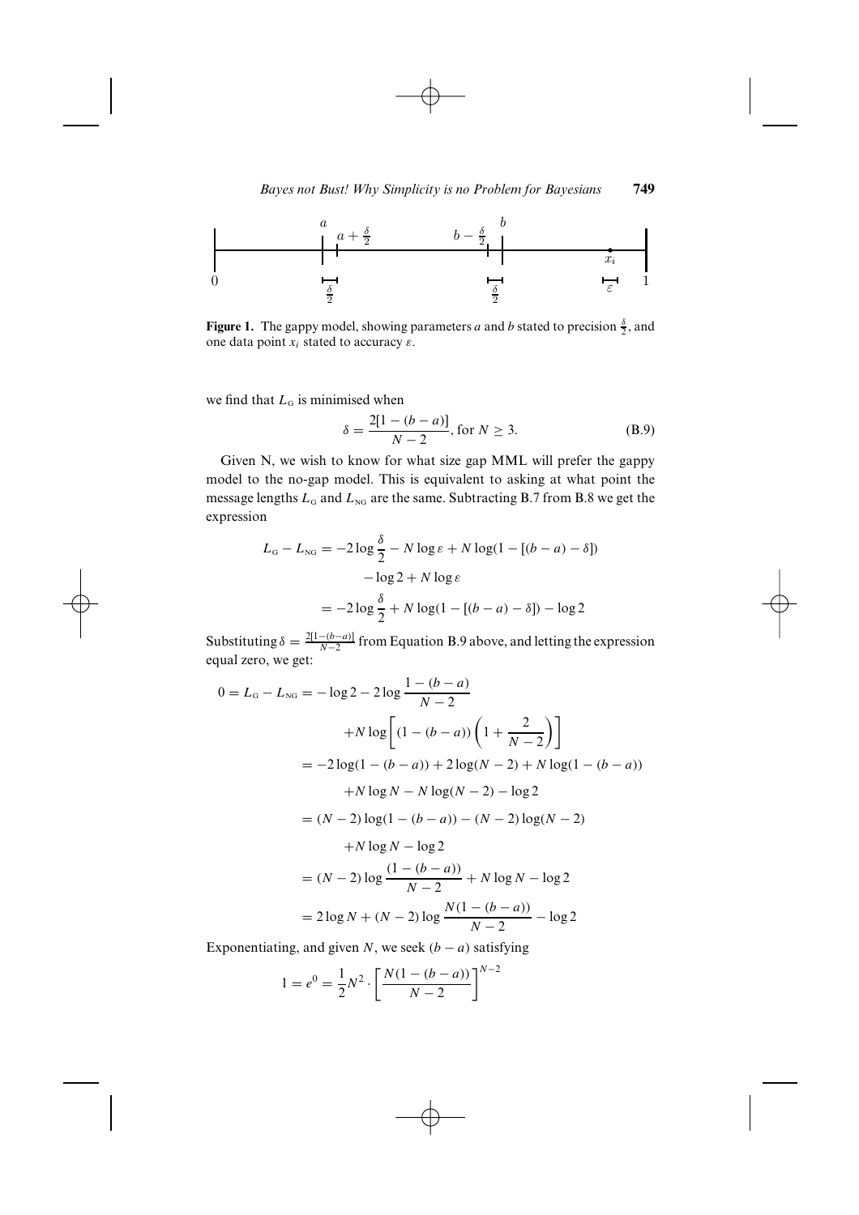**Figure 1.** The gappy model, showing parameters $a$ and $b$ stated to precision $\frac{\delta}{2}$, and one data point $x_i$ stated to accuracy $\varepsilon$.

we find that $L_G$ is minimised when

$$\delta = \frac{2[1-(b-a)]}{N-2}, \text{ for } N \geq 3. \tag{B.9}$$

Given N, we wish to know for what size gap MML will prefer the gappy model to the no-gap model. This is equivalent to asking at what point the message lengths $L_G$ and $L_{NG}$ are the same. Subtracting B.7 from B.8 we get the expression

$$\begin{aligned}
L_G - L_{NG} &= -2\log\frac{\delta}{2} - N\log\varepsilon + N\log(1-[(b-a)-\delta]) \\
&\quad -\log 2 + N\log\varepsilon \\
&= -2\log\frac{\delta}{2} + N\log(1-[(b-a)-\delta]) - \log 2
\end{aligned}$$

Substituting $\delta = \frac{2[1-(b-a)]}{N-2}$ from Equation B.9 above, and letting the expression equal zero, we get:

$$\begin{aligned}
0 = L_G - L_{NG} &= -\log 2 - 2\log\frac{1-(b-a)}{N-2} \\
&\quad + N\log\left[(1-(b-a))\left(1+\frac{2}{N-2}\right)\right] \\
&= -2\log(1-(b-a)) + 2\log(N-2) + N\log(1-(b-a)) \\
&\quad + N\log N - N\log(N-2) - \log 2 \\
&= (N-2)\log(1-(b-a)) - (N-2)\log(N-2) \\
&\quad + N\log N - \log 2 \\
&= (N-2)\log\frac{(1-(b-a))}{N-2} + N\log N - \log 2 \\
&= 2\log N + (N-2)\log\frac{N(1-(b-a))}{N-2} - \log 2
\end{aligned}$$

Exponentiating, and given $N$, we seek $(b-a)$ satisfying

$$1 = e^0 = \frac{1}{2}N^2 \cdot \left[\frac{N(1-(b-a))}{N-2}\right]^{N-2}$$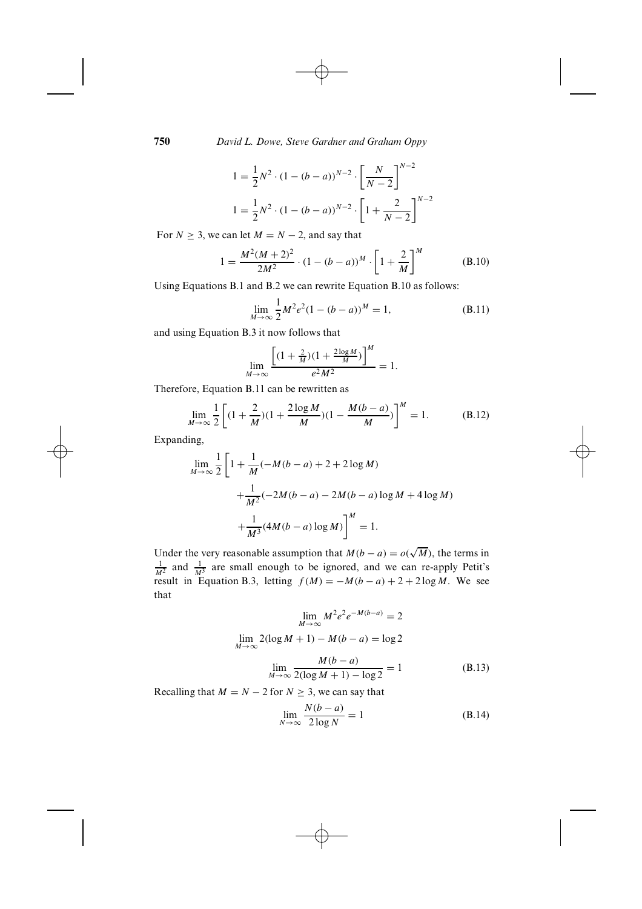$$1 = \frac{1}{2}N^2 \cdot (1-(b-a))^{N-2} \cdot \left[\frac{N}{N-2}\right]^{N-2}$$

$$1 = \frac{1}{2}N^2 \cdot (1-(b-a))^{N-2} \cdot \left[1+\frac{2}{N-2}\right]^{N-2}$$

For $N \geq 3$, we can let $M = N-2$, and say that

$$1 = \frac{M^2(M+2)^2}{2M^2} \cdot (1-(b-a))^M \cdot \left[1+\frac{2}{M}\right]^M \tag{B.10}$$

Using Equations B.1 and B.2 we can rewrite Equation B.10 as follows:

$$\lim_{M\to\infty} \frac{1}{2}M^2 e^2 (1-(b-a))^M = 1, \tag{B.11}$$

and using Equation B.3 it now follows that

$$\lim_{M\to\infty} \frac{\left[(1+\frac{2}{M})(1+\frac{2\log M}{M})\right]^M}{e^2M^2} = 1.$$

Therefore, Equation B.11 can be rewritten as

$$\lim_{M\to\infty} \frac{1}{2}\left[(1+\frac{2}{M})(1+\frac{2\log M}{M})(1-\frac{M(b-a)}{M})\right]^M = 1. \tag{B.12}$$

Expanding,

$$\lim_{M\to\infty} \frac{1}{2}\left[1+\frac{1}{M}(-M(b-a)+2+2\log M) + \frac{1}{M^2}(-2M(b-a)-2M(b-a)\log M + 4\log M) + \frac{1}{M^3}(4M(b-a)\log M)\right]^M = 1.$$

Under the very reasonable assumption that $M(b-a) = o(\sqrt{M})$, the terms in $\frac{1}{M^2}$ and $\frac{1}{M^3}$ are small enough to be ignored, and we can re-apply Petit's result in Equation B.3, letting $f(M) = -M(b-a)+2+2\log M$. We see that

$$\lim_{M\to\infty} M^2e^2e^{-M(b-a)} = 2$$

$$\lim_{M\to\infty} 2(\log M + 1) - M(b-a) = \log 2$$

$$\lim_{M\to\infty} \frac{M(b-a)}{2(\log M+1)-\log 2} = 1 \tag{B.13}$$

Recalling that $M = N-2$ for $N \geq 3$, we can say that

$$\lim_{N\to\infty} \frac{N(b-a)}{2\log N} = 1 \tag{B.14}$$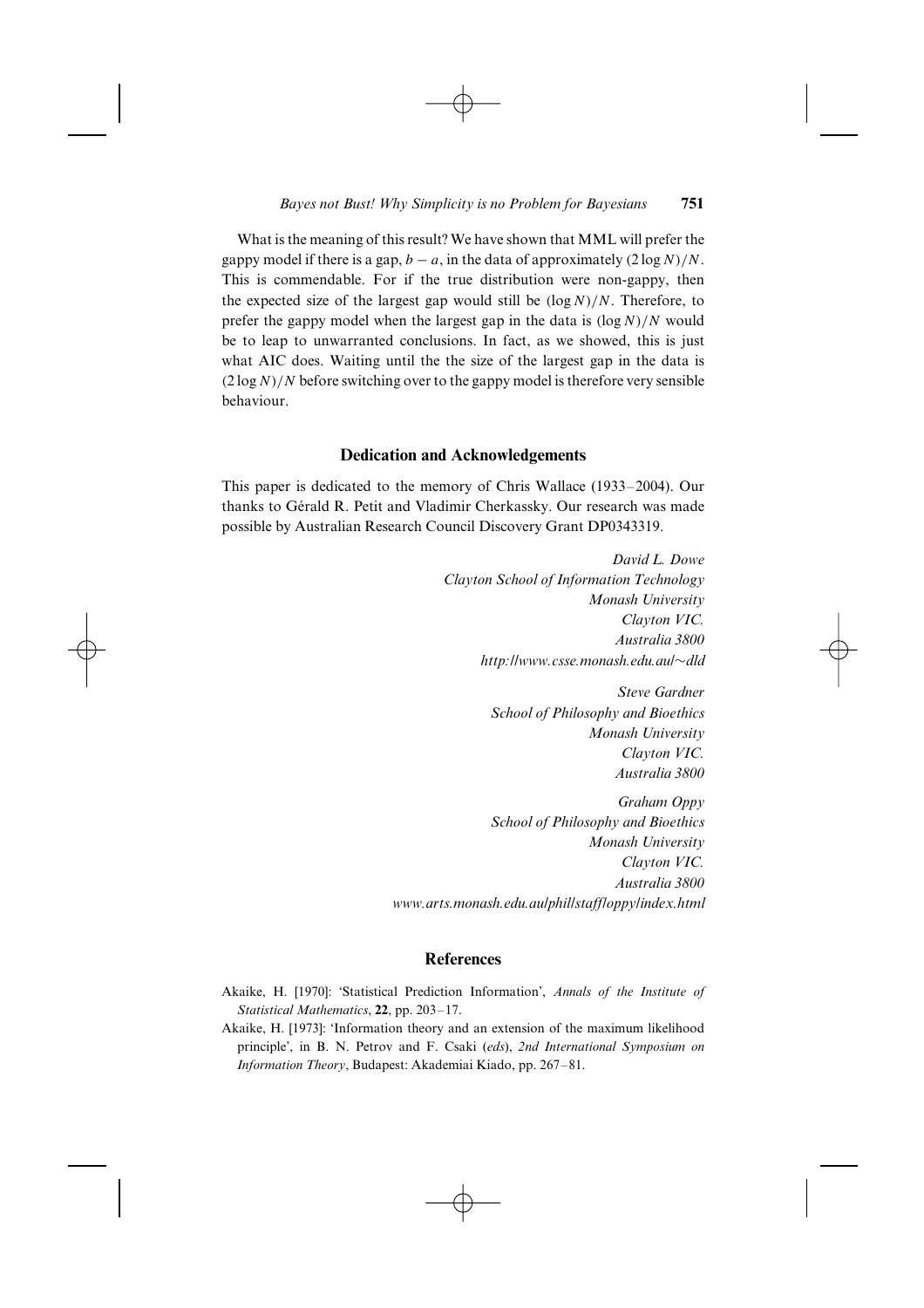What is the meaning of this result? We have shown that MML will prefer the gappy model if there is a gap, $b - a$, in the data of approximately $(2 \log N)/N$. This is commendable. For if the true distribution were non-gappy, then the expected size of the largest gap would still be $(\log N)/N$. Therefore, to prefer the gappy model when the largest gap in the data is $(\log N)/N$ would be to leap to unwarranted conclusions. In fact, as we showed, this is just what AIC does. Waiting until the the size of the largest gap in the data is $(2 \log N)/N$ before switching over to the gappy model is therefore very sensible behaviour.

## Dedication and Acknowledgements

This paper is dedicated to the memory of Chris Wallace (1933–2004). Our thanks to Gérald R. Petit and Vladimir Cherkassky. Our research was made possible by Australian Research Council Discovery Grant DP0343319.

*David L. Dowe*
*Clayton School of Information Technology*
*Monash University*
*Clayton VIC.*
*Australia 3800*
*http://www.csse.monash.edu.au/~dld*

*Steve Gardner*
*School of Philosophy and Bioethics*
*Monash University*
*Clayton VIC.*
*Australia 3800*

*Graham Oppy*
*School of Philosophy and Bioethics*
*Monash University*
*Clayton VIC.*
*Australia 3800*
*www.arts.monash.edu.au/phil/staff/oppy/index.html*

## References

Akaike, H. [1970]: 'Statistical Prediction Information', *Annals of the Institute of Statistical Mathematics*, **22**, pp. 203–17.

Akaike, H. [1973]: 'Information theory and an extension of the maximum likelihood principle', in B. N. Petrov and F. Csaki (*eds*), *2nd International Symposium on Information Theory*, Budapest: Akademiai Kiado, pp. 267–81.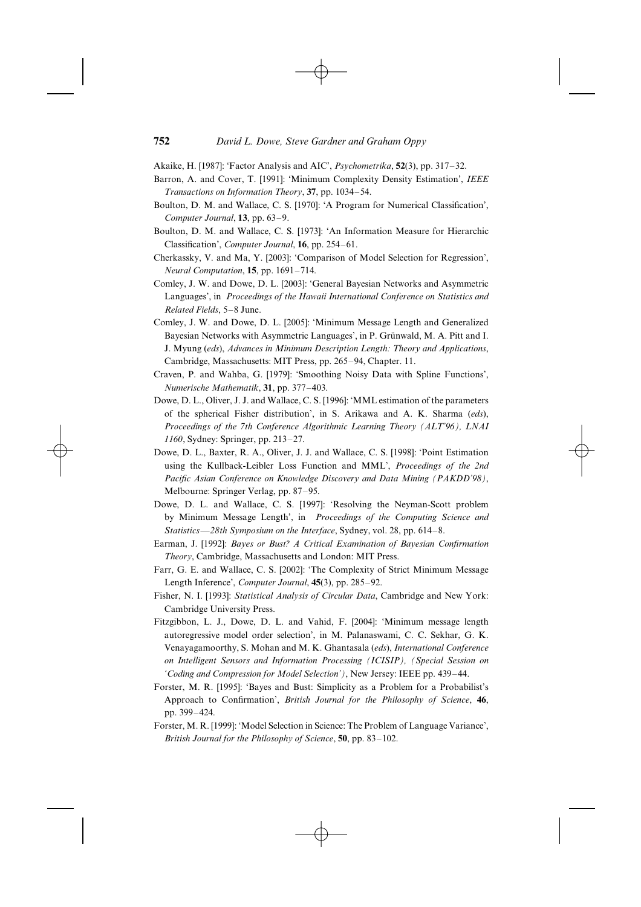Akaike, H. [1987]: 'Factor Analysis and AIC', *Psychometrika*, **52**(3), pp. 317–32.

Barron, A. and Cover, T. [1991]: 'Minimum Complexity Density Estimation', *IEEE Transactions on Information Theory*, **37**, pp. 1034–54.

Boulton, D. M. and Wallace, C. S. [1970]: 'A Program for Numerical Classification', *Computer Journal*, **13**, pp. 63–9.

Boulton, D. M. and Wallace, C. S. [1973]: 'An Information Measure for Hierarchic Classification', *Computer Journal*, **16**, pp. 254–61.

Cherkassky, V. and Ma, Y. [2003]: 'Comparison of Model Selection for Regression', *Neural Computation*, **15**, pp. 1691–714.

Comley, J. W. and Dowe, D. L. [2003]: 'General Bayesian Networks and Asymmetric Languages', in *Proceedings of the Hawaii International Conference on Statistics and Related Fields*, 5–8 June.

Comley, J. W. and Dowe, D. L. [2005]: 'Minimum Message Length and Generalized Bayesian Networks with Asymmetric Languages', in P. Grünwald, M. A. Pitt and I. J. Myung (*eds*), *Advances in Minimum Description Length: Theory and Applications*, Cambridge, Massachusetts: MIT Press, pp. 265–94, Chapter. 11.

Craven, P. and Wahba, G. [1979]: 'Smoothing Noisy Data with Spline Functions', *Numerische Mathematik*, **31**, pp. 377–403.

Dowe, D. L., Oliver, J. J. and Wallace, C. S. [1996]: 'MML estimation of the parameters of the spherical Fisher distribution', in S. Arikawa and A. K. Sharma (*eds*), *Proceedings of the 7th Conference Algorithmic Learning Theory (ALT'96), LNAI 1160*, Sydney: Springer, pp. 213–27.

Dowe, D. L., Baxter, R. A., Oliver, J. J. and Wallace, C. S. [1998]: 'Point Estimation using the Kullback-Leibler Loss Function and MML', *Proceedings of the 2nd Pacific Asian Conference on Knowledge Discovery and Data Mining (PAKDD'98)*, Melbourne: Springer Verlag, pp. 87–95.

Dowe, D. L. and Wallace, C. S. [1997]: 'Resolving the Neyman-Scott problem by Minimum Message Length', in *Proceedings of the Computing Science and Statistics—28th Symposium on the Interface*, Sydney, vol. 28, pp. 614–8.

Earman, J. [1992]: *Bayes or Bust? A Critical Examination of Bayesian Confirmation Theory*, Cambridge, Massachusetts and London: MIT Press.

Farr, G. E. and Wallace, C. S. [2002]: 'The Complexity of Strict Minimum Message Length Inference', *Computer Journal*, **45**(3), pp. 285–92.

Fisher, N. I. [1993]: *Statistical Analysis of Circular Data*, Cambridge and New York: Cambridge University Press.

Fitzgibbon, L. J., Dowe, D. L. and Vahid, F. [2004]: 'Minimum message length autoregressive model order selection', in M. Palanaswami, C. C. Sekhar, G. K. Venayagamoorthy, S. Mohan and M. K. Ghantasala (*eds*), *International Conference on Intelligent Sensors and Information Processing (ICISIP), (Special Session on 'Coding and Compression for Model Selection')*, New Jersey: IEEE pp. 439–44.

Forster, M. R. [1995]: 'Bayes and Bust: Simplicity as a Problem for a Probabilist's Approach to Confirmation', *British Journal for the Philosophy of Science*, **46**, pp. 399–424.

Forster, M. R. [1999]: 'Model Selection in Science: The Problem of Language Variance', *British Journal for the Philosophy of Science*, **50**, pp. 83–102.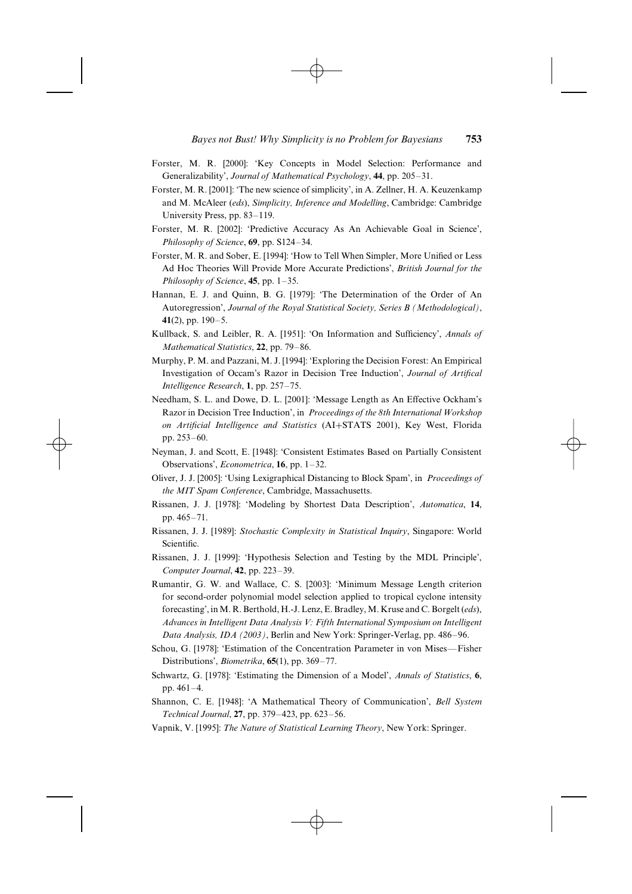Forster, M. R. [2000]: 'Key Concepts in Model Selection: Performance and Generalizability', *Journal of Mathematical Psychology*, **44**, pp. 205–31.

Forster, M. R. [2001]: 'The new science of simplicity', in A. Zellner, H. A. Keuzenkamp and M. McAleer (*eds*), *Simplicity, Inference and Modelling*, Cambridge: Cambridge University Press, pp. 83–119.

Forster, M. R. [2002]: 'Predictive Accuracy As An Achievable Goal in Science', *Philosophy of Science*, **69**, pp. S124–34.

Forster, M. R. and Sober, E. [1994]: 'How to Tell When Simpler, More Unified or Less Ad Hoc Theories Will Provide More Accurate Predictions', *British Journal for the Philosophy of Science*, **45**, pp. 1–35.

Hannan, E. J. and Quinn, B. G. [1979]: 'The Determination of the Order of An Autoregression', *Journal of the Royal Statistical Society, Series B (Methodological)*, **41**(2), pp. 190–5.

Kullback, S. and Leibler, R. A. [1951]: 'On Information and Sufficiency', *Annals of Mathematical Statistics*, **22**, pp. 79–86.

Murphy, P. M. and Pazzani, M. J. [1994]: 'Exploring the Decision Forest: An Empirical Investigation of Occam's Razor in Decision Tree Induction', *Journal of Artifical Intelligence Research*, **1**, pp. 257–75.

Needham, S. L. and Dowe, D. L. [2001]: 'Message Length as An Effective Ockham's Razor in Decision Tree Induction', in *Proceedings of the 8th International Workshop on Artificial Intelligence and Statistics* (AI+STATS 2001), Key West, Florida pp. 253–60.

Neyman, J. and Scott, E. [1948]: 'Consistent Estimates Based on Partially Consistent Observations', *Econometrica*, **16**, pp. 1–32.

Oliver, J. J. [2005]: 'Using Lexigraphical Distancing to Block Spam', in *Proceedings of the MIT Spam Conference*, Cambridge, Massachusetts.

Rissanen, J. J. [1978]: 'Modeling by Shortest Data Description', *Automatica*, **14**, pp. 465–71.

Rissanen, J. J. [1989]: *Stochastic Complexity in Statistical Inquiry*, Singapore: World Scientific.

Rissanen, J. J. [1999]: 'Hypothesis Selection and Testing by the MDL Principle', *Computer Journal*, **42**, pp. 223–39.

Rumantir, G. W. and Wallace, C. S. [2003]: 'Minimum Message Length criterion for second-order polynomial model selection applied to tropical cyclone intensity forecasting', in M. R. Berthold, H.-J. Lenz, E. Bradley, M. Kruse and C. Borgelt (*eds*), *Advances in Intelligent Data Analysis V: Fifth International Symposium on Intelligent Data Analysis, IDA (2003)*, Berlin and New York: Springer-Verlag, pp. 486–96.

Schou, G. [1978]: 'Estimation of the Concentration Parameter in von Mises—Fisher Distributions', *Biometrika*, **65**(1), pp. 369–77.

Schwartz, G. [1978]: 'Estimating the Dimension of a Model', *Annals of Statistics*, **6**, pp. 461–4.

Shannon, C. E. [1948]: 'A Mathematical Theory of Communication', *Bell System Technical Journal*, **27**, pp. 379–423, pp. 623–56.

Vapnik, V. [1995]: *The Nature of Statistical Learning Theory*, New York: Springer.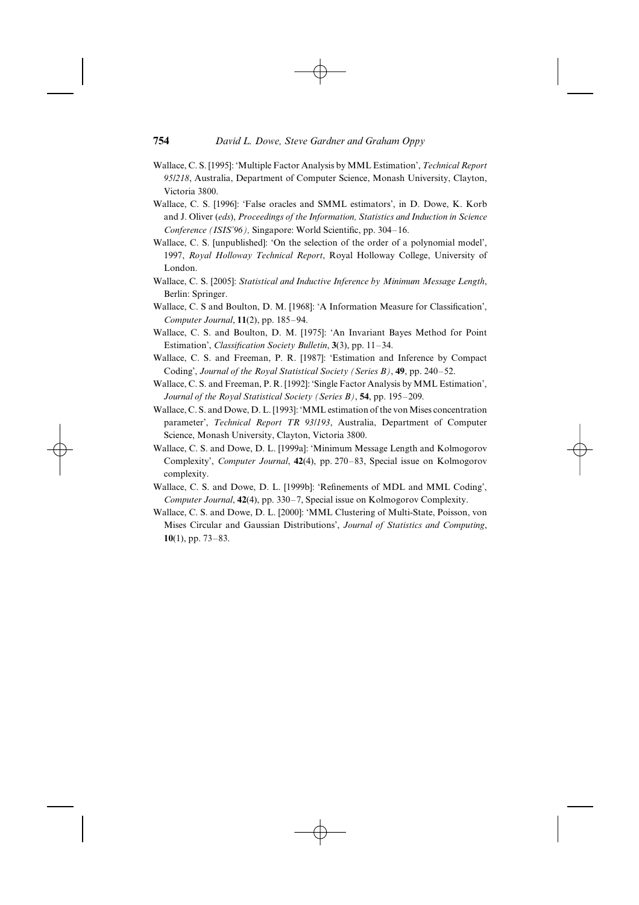Wallace, C. S. [1995]: 'Multiple Factor Analysis by MML Estimation', *Technical Report 95/218*, Australia, Department of Computer Science, Monash University, Clayton, Victoria 3800.

Wallace, C. S. [1996]: 'False oracles and SMML estimators', in D. Dowe, K. Korb and J. Oliver (*eds*), *Proceedings of the Information, Statistics and Induction in Science Conference (ISIS'96),* Singapore: World Scientific, pp. 304–16.

Wallace, C. S. [unpublished]: 'On the selection of the order of a polynomial model', 1997, *Royal Holloway Technical Report*, Royal Holloway College, University of London.

Wallace, C. S. [2005]: *Statistical and Inductive Inference by Minimum Message Length*, Berlin: Springer.

Wallace, C. S and Boulton, D. M. [1968]: 'A Information Measure for Classification', *Computer Journal*, **11**(2), pp. 185–94.

Wallace, C. S. and Boulton, D. M. [1975]: 'An Invariant Bayes Method for Point Estimation', *Classification Society Bulletin*, **3**(3), pp. 11–34.

Wallace, C. S. and Freeman, P. R. [1987]: 'Estimation and Inference by Compact Coding', *Journal of the Royal Statistical Society (Series B)*, **49**, pp. 240–52.

Wallace, C. S. and Freeman, P. R. [1992]: 'Single Factor Analysis by MML Estimation', *Journal of the Royal Statistical Society (Series B)*, **54**, pp. 195–209.

Wallace, C. S. and Dowe, D. L. [1993]: 'MML estimation of the von Mises concentration parameter', *Technical Report TR 93/193*, Australia, Department of Computer Science, Monash University, Clayton, Victoria 3800.

Wallace, C. S. and Dowe, D. L. [1999a]: 'Minimum Message Length and Kolmogorov Complexity', *Computer Journal*, **42**(4), pp. 270–83, Special issue on Kolmogorov complexity.

Wallace, C. S. and Dowe, D. L. [1999b]: 'Refinements of MDL and MML Coding', *Computer Journal*, **42**(4), pp. 330–7, Special issue on Kolmogorov Complexity.

Wallace, C. S. and Dowe, D. L. [2000]: 'MML Clustering of Multi-State, Poisson, von Mises Circular and Gaussian Distributions', *Journal of Statistics and Computing*, **10**(1), pp. 73–83.